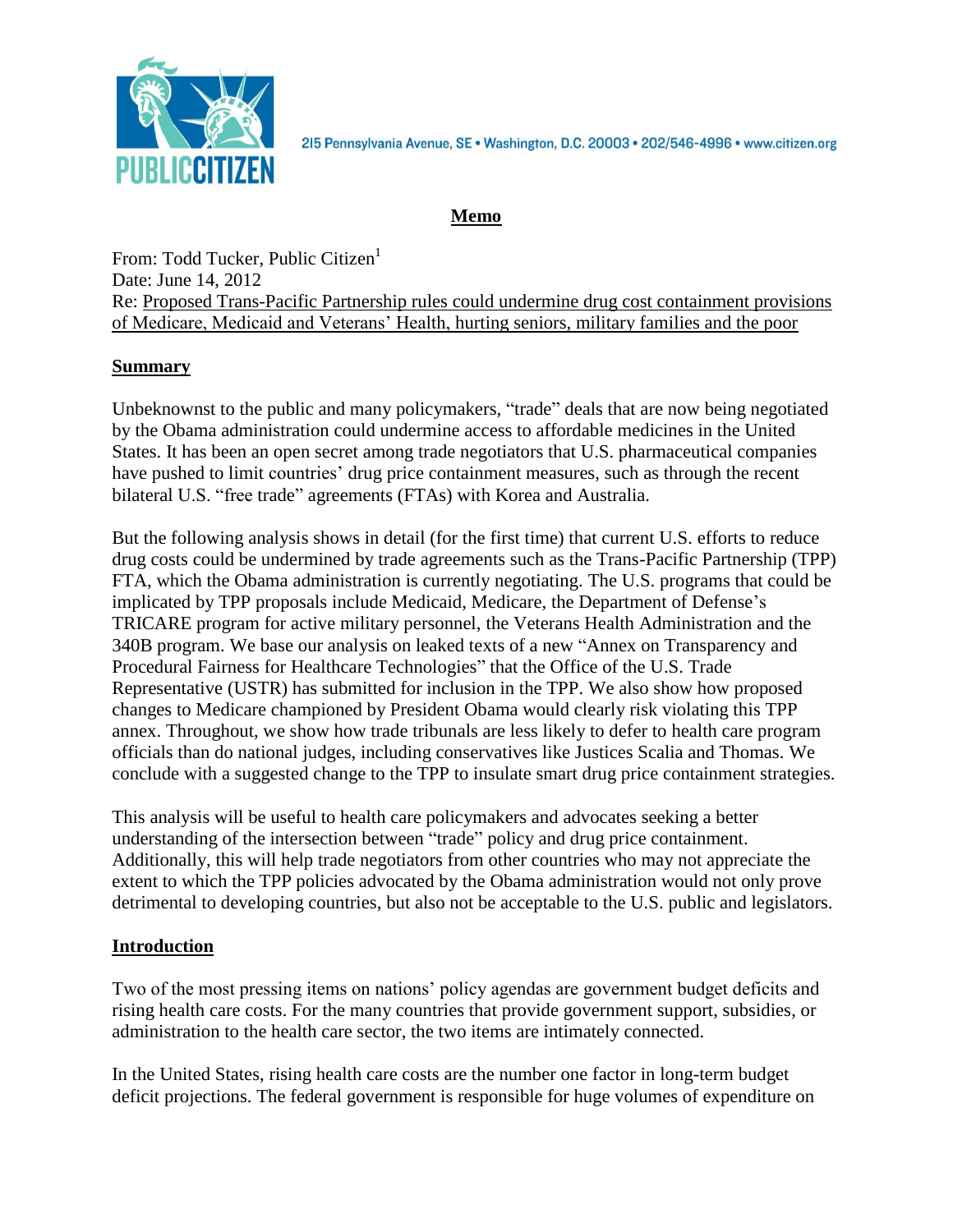PUBLIC CITIZEN

215 Pennsylvania Avenue, SE • Washington, D.C. 20003 • 202/546-4996 • www.citizen.org

**Memo**

From: Todd Tucker, Public Citizen[1]
Date: June 14, 2012
Re: Proposed Trans-Pacific Partnership rules could undermine drug cost containment provisions of Medicare, Medicaid and Veterans' Health, hurting seniors, military families and the poor

## Summary

Unbeknownst to the public and many policymakers, "trade" deals that are now being negotiated by the Obama administration could undermine access to affordable medicines in the United States. It has been an open secret among trade negotiators that U.S. pharmaceutical companies have pushed to limit countries' drug price containment measures, such as through the recent bilateral U.S. "free trade" agreements (FTAs) with Korea and Australia.

But the following analysis shows in detail (for the first time) that current U.S. efforts to reduce drug costs could be undermined by trade agreements such as the Trans-Pacific Partnership (TPP) FTA, which the Obama administration is currently negotiating. The U.S. programs that could be implicated by TPP proposals include Medicaid, Medicare, the Department of Defense's TRICARE program for active military personnel, the Veterans Health Administration and the 340B program. We base our analysis on leaked texts of a new "Annex on Transparency and Procedural Fairness for Healthcare Technologies" that the Office of the U.S. Trade Representative (USTR) has submitted for inclusion in the TPP. We also show how proposed changes to Medicare championed by President Obama would clearly risk violating this TPP annex. Throughout, we show how trade tribunals are less likely to defer to health care program officials than do national judges, including conservatives like Justices Scalia and Thomas. We conclude with a suggested change to the TPP to insulate smart drug price containment strategies.

This analysis will be useful to health care policymakers and advocates seeking a better understanding of the intersection between "trade" policy and drug price containment. Additionally, this will help trade negotiators from other countries who may not appreciate the extent to which the TPP policies advocated by the Obama administration would not only prove detrimental to developing countries, but also not be acceptable to the U.S. public and legislators.

## Introduction

Two of the most pressing items on nations' policy agendas are government budget deficits and rising health care costs. For the many countries that provide government support, subsidies, or administration to the health care sector, the two items are intimately connected.

In the United States, rising health care costs are the number one factor in long-term budget deficit projections. The federal government is responsible for huge volumes of expenditure on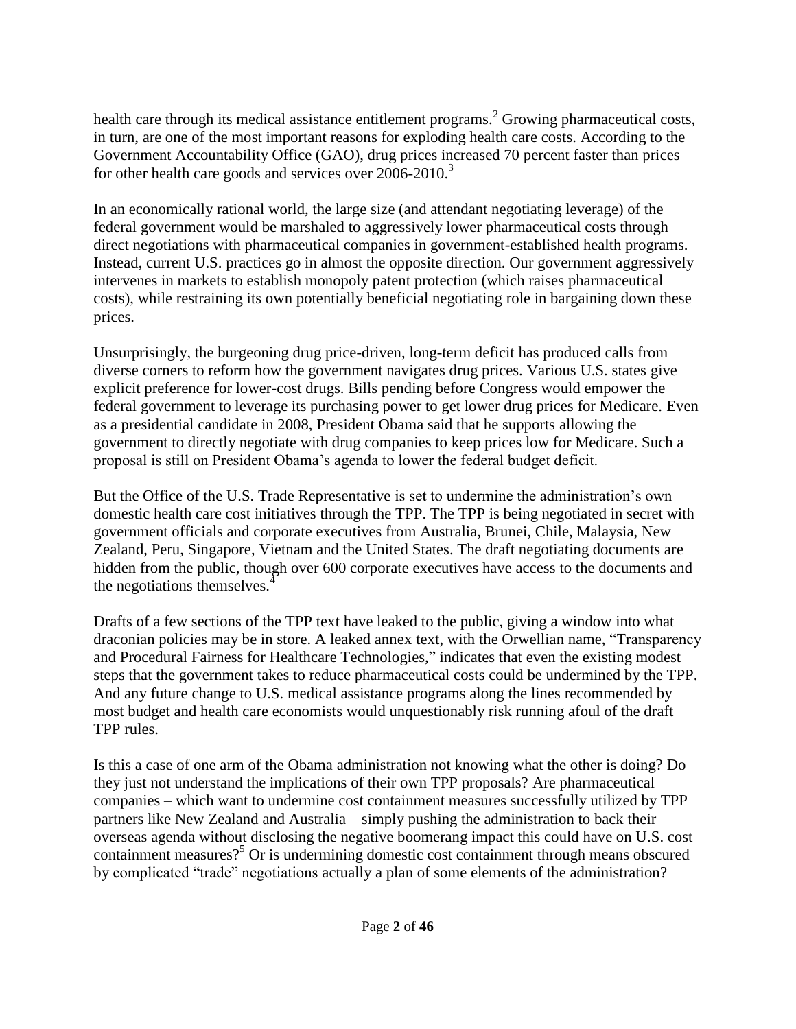health care through its medical assistance entitlement programs.[2] Growing pharmaceutical costs, in turn, are one of the most important reasons for exploding health care costs. According to the Government Accountability Office (GAO), drug prices increased 70 percent faster than prices for other health care goods and services over 2006-2010.[3]

In an economically rational world, the large size (and attendant negotiating leverage) of the federal government would be marshaled to aggressively lower pharmaceutical costs through direct negotiations with pharmaceutical companies in government-established health programs. Instead, current U.S. practices go in almost the opposite direction. Our government aggressively intervenes in markets to establish monopoly patent protection (which raises pharmaceutical costs), while restraining its own potentially beneficial negotiating role in bargaining down these prices.

Unsurprisingly, the burgeoning drug price-driven, long-term deficit has produced calls from diverse corners to reform how the government navigates drug prices. Various U.S. states give explicit preference for lower-cost drugs. Bills pending before Congress would empower the federal government to leverage its purchasing power to get lower drug prices for Medicare. Even as a presidential candidate in 2008, President Obama said that he supports allowing the government to directly negotiate with drug companies to keep prices low for Medicare. Such a proposal is still on President Obama's agenda to lower the federal budget deficit.

But the Office of the U.S. Trade Representative is set to undermine the administration's own domestic health care cost initiatives through the TPP. The TPP is being negotiated in secret with government officials and corporate executives from Australia, Brunei, Chile, Malaysia, New Zealand, Peru, Singapore, Vietnam and the United States. The draft negotiating documents are hidden from the public, though over 600 corporate executives have access to the documents and the negotiations themselves.[4]

Drafts of a few sections of the TPP text have leaked to the public, giving a window into what draconian policies may be in store. A leaked annex text, with the Orwellian name, "Transparency and Procedural Fairness for Healthcare Technologies," indicates that even the existing modest steps that the government takes to reduce pharmaceutical costs could be undermined by the TPP. And any future change to U.S. medical assistance programs along the lines recommended by most budget and health care economists would unquestionably risk running afoul of the draft TPP rules.

Is this a case of one arm of the Obama administration not knowing what the other is doing? Do they just not understand the implications of their own TPP proposals? Are pharmaceutical companies – which want to undermine cost containment measures successfully utilized by TPP partners like New Zealand and Australia – simply pushing the administration to back their overseas agenda without disclosing the negative boomerang impact this could have on U.S. cost containment measures?[5] Or is undermining domestic cost containment through means obscured by complicated "trade" negotiations actually a plan of some elements of the administration?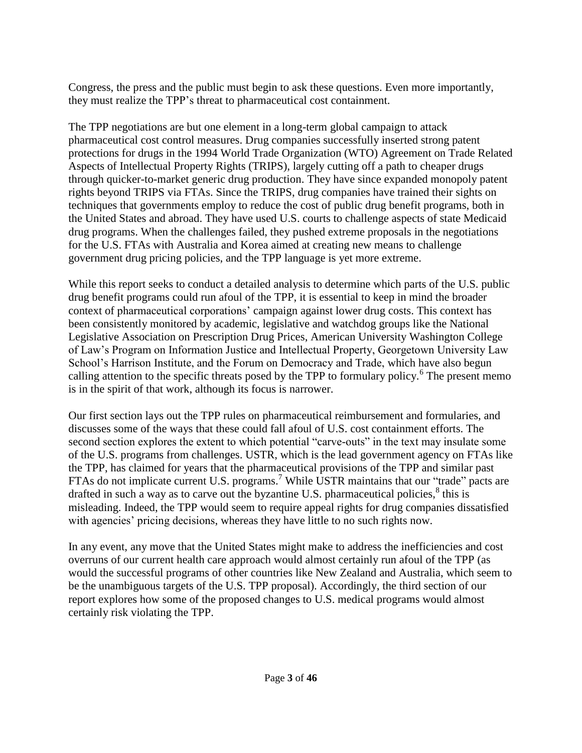Congress, the press and the public must begin to ask these questions. Even more importantly, they must realize the TPP's threat to pharmaceutical cost containment.

The TPP negotiations are but one element in a long-term global campaign to attack pharmaceutical cost control measures. Drug companies successfully inserted strong patent protections for drugs in the 1994 World Trade Organization (WTO) Agreement on Trade Related Aspects of Intellectual Property Rights (TRIPS), largely cutting off a path to cheaper drugs through quicker-to-market generic drug production. They have since expanded monopoly patent rights beyond TRIPS via FTAs. Since the TRIPS, drug companies have trained their sights on techniques that governments employ to reduce the cost of public drug benefit programs, both in the United States and abroad. They have used U.S. courts to challenge aspects of state Medicaid drug programs. When the challenges failed, they pushed extreme proposals in the negotiations for the U.S. FTAs with Australia and Korea aimed at creating new means to challenge government drug pricing policies, and the TPP language is yet more extreme.

While this report seeks to conduct a detailed analysis to determine which parts of the U.S. public drug benefit programs could run afoul of the TPP, it is essential to keep in mind the broader context of pharmaceutical corporations' campaign against lower drug costs. This context has been consistently monitored by academic, legislative and watchdog groups like the National Legislative Association on Prescription Drug Prices, American University Washington College of Law's Program on Information Justice and Intellectual Property, Georgetown University Law School's Harrison Institute, and the Forum on Democracy and Trade, which have also begun calling attention to the specific threats posed by the TPP to formulary policy.[6] The present memo is in the spirit of that work, although its focus is narrower.

Our first section lays out the TPP rules on pharmaceutical reimbursement and formularies, and discusses some of the ways that these could fall afoul of U.S. cost containment efforts. The second section explores the extent to which potential "carve-outs" in the text may insulate some of the U.S. programs from challenges. USTR, which is the lead government agency on FTAs like the TPP, has claimed for years that the pharmaceutical provisions of the TPP and similar past FTAs do not implicate current U.S. programs.[7] While USTR maintains that our "trade" pacts are drafted in such a way as to carve out the byzantine U.S. pharmaceutical policies,[8] this is misleading. Indeed, the TPP would seem to require appeal rights for drug companies dissatisfied with agencies' pricing decisions, whereas they have little to no such rights now.

In any event, any move that the United States might make to address the inefficiencies and cost overruns of our current health care approach would almost certainly run afoul of the TPP (as would the successful programs of other countries like New Zealand and Australia, which seem to be the unambiguous targets of the U.S. TPP proposal). Accordingly, the third section of our report explores how some of the proposed changes to U.S. medical programs would almost certainly risk violating the TPP.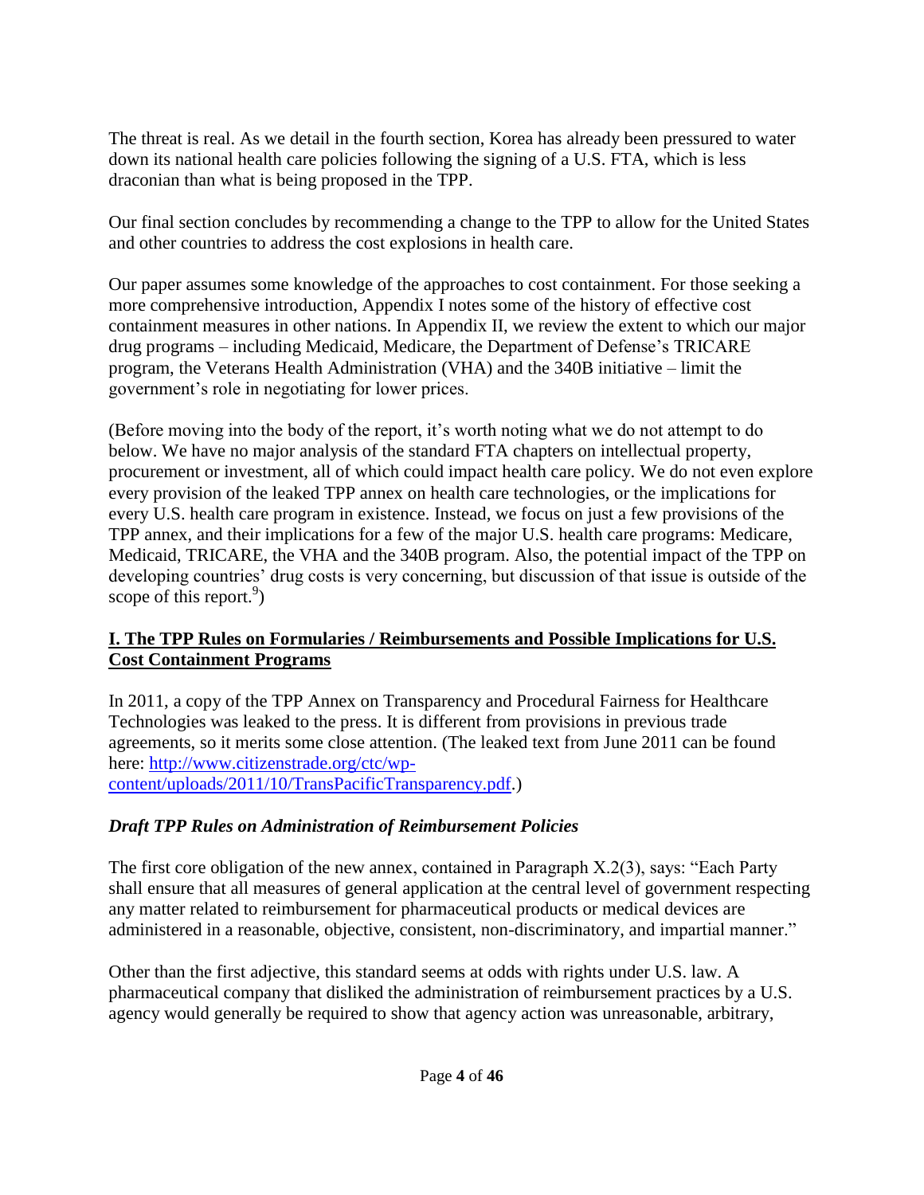The threat is real. As we detail in the fourth section, Korea has already been pressured to water down its national health care policies following the signing of a U.S. FTA, which is less draconian than what is being proposed in the TPP.

Our final section concludes by recommending a change to the TPP to allow for the United States and other countries to address the cost explosions in health care.

Our paper assumes some knowledge of the approaches to cost containment. For those seeking a more comprehensive introduction, Appendix I notes some of the history of effective cost containment measures in other nations. In Appendix II, we review the extent to which our major drug programs – including Medicaid, Medicare, the Department of Defense's TRICARE program, the Veterans Health Administration (VHA) and the 340B initiative – limit the government's role in negotiating for lower prices.

(Before moving into the body of the report, it's worth noting what we do not attempt to do below. We have no major analysis of the standard FTA chapters on intellectual property, procurement or investment, all of which could impact health care policy. We do not even explore every provision of the leaked TPP annex on health care technologies, or the implications for every U.S. health care program in existence. Instead, we focus on just a few provisions of the TPP annex, and their implications for a few of the major U.S. health care programs: Medicare, Medicaid, TRICARE, the VHA and the 340B program. Also, the potential impact of the TPP on developing countries' drug costs is very concerning, but discussion of that issue is outside of the scope of this report.[9])

## I. The TPP Rules on Formularies / Reimbursements and Possible Implications for U.S. Cost Containment Programs

In 2011, a copy of the TPP Annex on Transparency and Procedural Fairness for Healthcare Technologies was leaked to the press. It is different from provisions in previous trade agreements, so it merits some close attention. (The leaked text from June 2011 can be found here: [http://www.citizenstrade.org/ctc/wp-content/uploads/2011/10/TransPacificTransparency.pdf](http://www.citizenstrade.org/ctc/wp-content/uploads/2011/10/TransPacificTransparency.pdf).)

### *Draft TPP Rules on Administration of Reimbursement Policies*

The first core obligation of the new annex, contained in Paragraph X.2(3), says: "Each Party shall ensure that all measures of general application at the central level of government respecting any matter related to reimbursement for pharmaceutical products or medical devices are administered in a reasonable, objective, consistent, non-discriminatory, and impartial manner."

Other than the first adjective, this standard seems at odds with rights under U.S. law. A pharmaceutical company that disliked the administration of reimbursement practices by a U.S. agency would generally be required to show that agency action was unreasonable, arbitrary,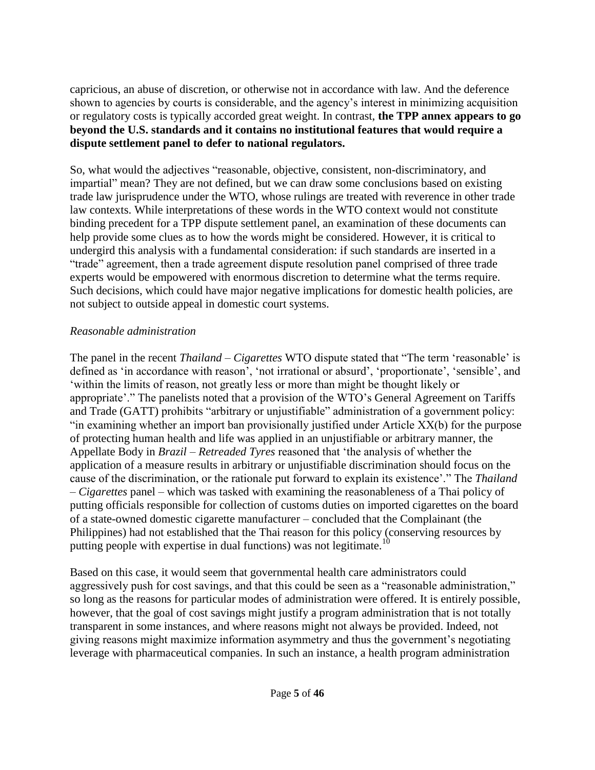capricious, an abuse of discretion, or otherwise not in accordance with law. And the deference shown to agencies by courts is considerable, and the agency's interest in minimizing acquisition or regulatory costs is typically accorded great weight. In contrast, **the TPP annex appears to go beyond the U.S. standards and it contains no institutional features that would require a dispute settlement panel to defer to national regulators.**

So, what would the adjectives "reasonable, objective, consistent, non-discriminatory, and impartial" mean? They are not defined, but we can draw some conclusions based on existing trade law jurisprudence under the WTO, whose rulings are treated with reverence in other trade law contexts. While interpretations of these words in the WTO context would not constitute binding precedent for a TPP dispute settlement panel, an examination of these documents can help provide some clues as to how the words might be considered. However, it is critical to undergird this analysis with a fundamental consideration: if such standards are inserted in a "trade" agreement, then a trade agreement dispute resolution panel comprised of three trade experts would be empowered with enormous discretion to determine what the terms require. Such decisions, which could have major negative implications for domestic health policies, are not subject to outside appeal in domestic court systems.

*Reasonable administration*

The panel in the recent *Thailand – Cigarettes* WTO dispute stated that "The term 'reasonable' is defined as 'in accordance with reason', 'not irrational or absurd', 'proportionate', 'sensible', and 'within the limits of reason, not greatly less or more than might be thought likely or appropriate'." The panelists noted that a provision of the WTO's General Agreement on Tariffs and Trade (GATT) prohibits "arbitrary or unjustifiable" administration of a government policy: "in examining whether an import ban provisionally justified under Article XX(b) for the purpose of protecting human health and life was applied in an unjustifiable or arbitrary manner, the Appellate Body in *Brazil – Retreaded Tyres* reasoned that 'the analysis of whether the application of a measure results in arbitrary or unjustifiable discrimination should focus on the cause of the discrimination, or the rationale put forward to explain its existence'." The *Thailand – Cigarettes* panel – which was tasked with examining the reasonableness of a Thai policy of putting officials responsible for collection of customs duties on imported cigarettes on the board of a state-owned domestic cigarette manufacturer – concluded that the Complainant (the Philippines) had not established that the Thai reason for this policy (conserving resources by putting people with expertise in dual functions) was not legitimate.[10]

Based on this case, it would seem that governmental health care administrators could aggressively push for cost savings, and that this could be seen as a "reasonable administration," so long as the reasons for particular modes of administration were offered. It is entirely possible, however, that the goal of cost savings might justify a program administration that is not totally transparent in some instances, and where reasons might not always be provided. Indeed, not giving reasons might maximize information asymmetry and thus the government's negotiating leverage with pharmaceutical companies. In such an instance, a health program administration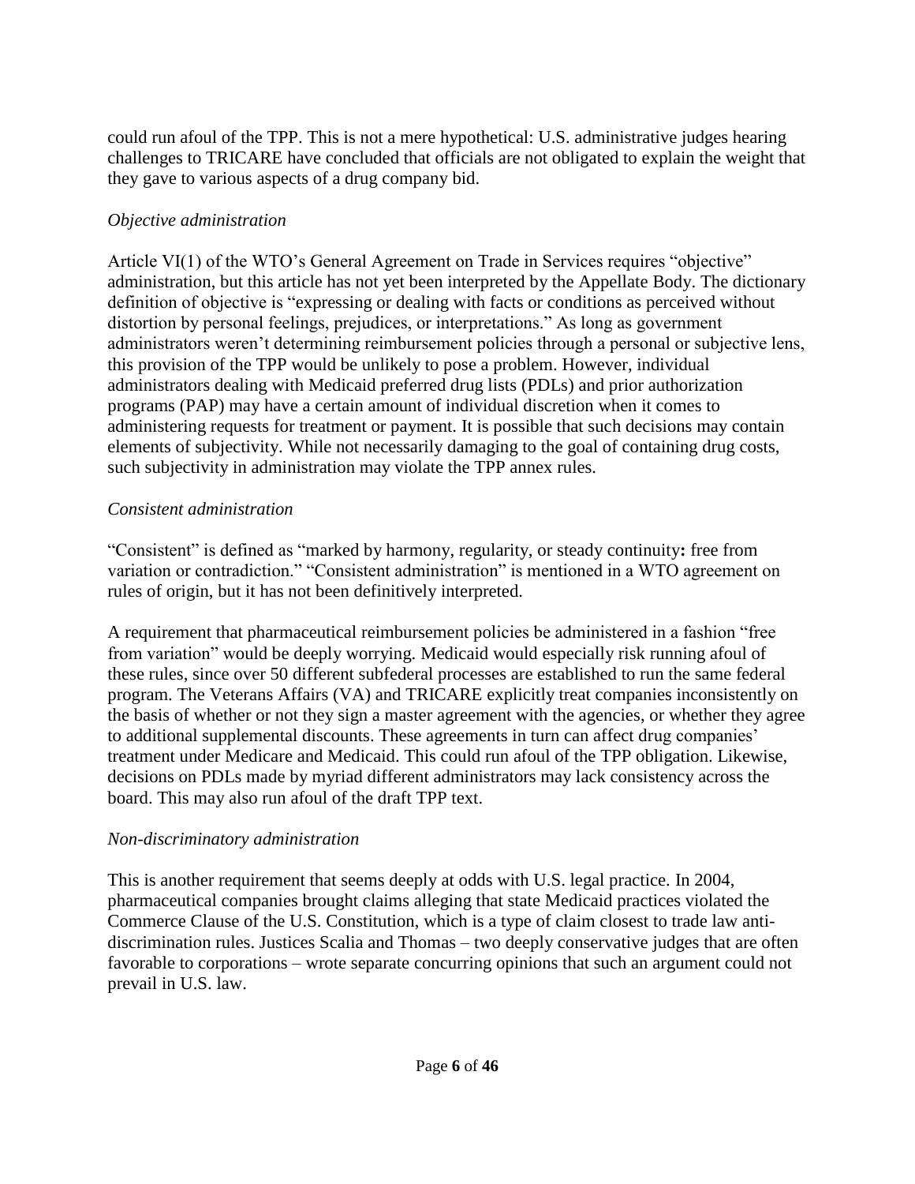could run afoul of the TPP. This is not a mere hypothetical: U.S. administrative judges hearing challenges to TRICARE have concluded that officials are not obligated to explain the weight that they gave to various aspects of a drug company bid.

*Objective administration*

Article VI(1) of the WTO's General Agreement on Trade in Services requires "objective" administration, but this article has not yet been interpreted by the Appellate Body. The dictionary definition of objective is "expressing or dealing with facts or conditions as perceived without distortion by personal feelings, prejudices, or interpretations." As long as government administrators weren't determining reimbursement policies through a personal or subjective lens, this provision of the TPP would be unlikely to pose a problem. However, individual administrators dealing with Medicaid preferred drug lists (PDLs) and prior authorization programs (PAP) may have a certain amount of individual discretion when it comes to administering requests for treatment or payment. It is possible that such decisions may contain elements of subjectivity. While not necessarily damaging to the goal of containing drug costs, such subjectivity in administration may violate the TPP annex rules.

*Consistent administration*

"Consistent" is defined as "marked by harmony, regularity, or steady continuity**:** free from variation or contradiction." "Consistent administration" is mentioned in a WTO agreement on rules of origin, but it has not been definitively interpreted.

A requirement that pharmaceutical reimbursement policies be administered in a fashion "free from variation" would be deeply worrying. Medicaid would especially risk running afoul of these rules, since over 50 different subfederal processes are established to run the same federal program. The Veterans Affairs (VA) and TRICARE explicitly treat companies inconsistently on the basis of whether or not they sign a master agreement with the agencies, or whether they agree to additional supplemental discounts. These agreements in turn can affect drug companies' treatment under Medicare and Medicaid. This could run afoul of the TPP obligation. Likewise, decisions on PDLs made by myriad different administrators may lack consistency across the board. This may also run afoul of the draft TPP text.

*Non-discriminatory administration*

This is another requirement that seems deeply at odds with U.S. legal practice. In 2004, pharmaceutical companies brought claims alleging that state Medicaid practices violated the Commerce Clause of the U.S. Constitution, which is a type of claim closest to trade law anti-discrimination rules. Justices Scalia and Thomas – two deeply conservative judges that are often favorable to corporations – wrote separate concurring opinions that such an argument could not prevail in U.S. law.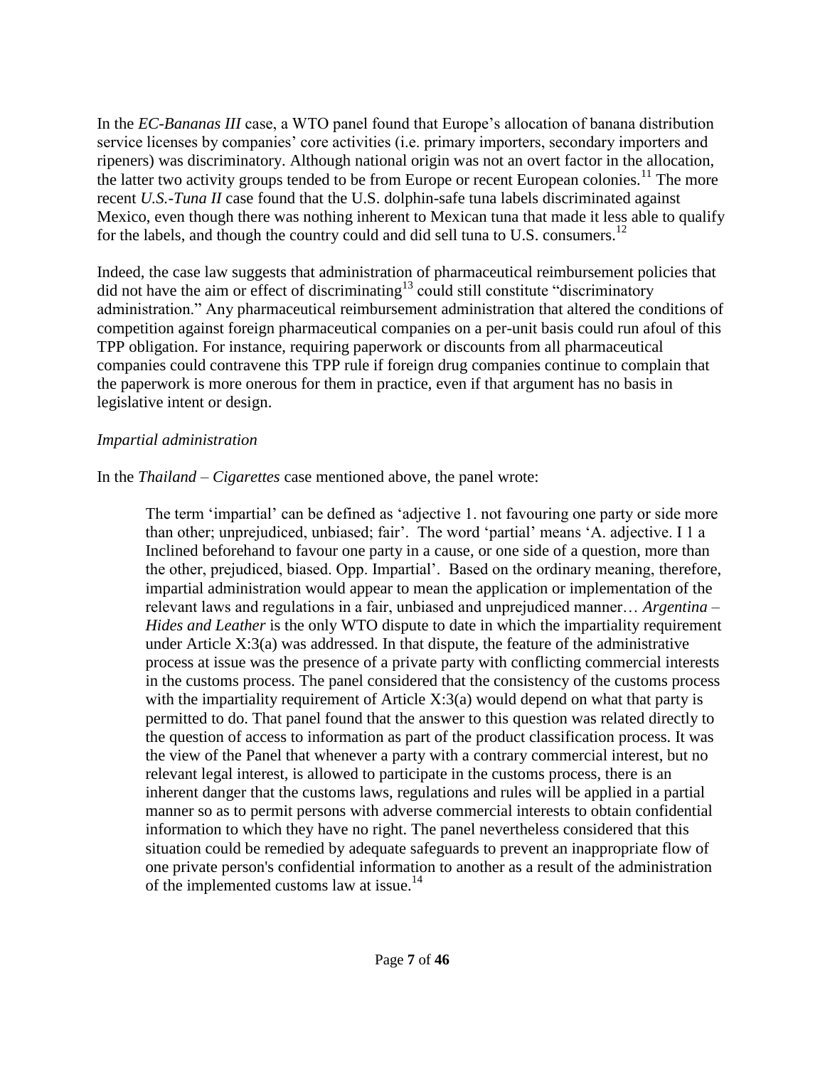In the *EC-Bananas III* case, a WTO panel found that Europe's allocation of banana distribution service licenses by companies' core activities (i.e. primary importers, secondary importers and ripeners) was discriminatory. Although national origin was not an overt factor in the allocation, the latter two activity groups tended to be from Europe or recent European colonies.[11] The more recent *U.S.-Tuna II* case found that the U.S. dolphin-safe tuna labels discriminated against Mexico, even though there was nothing inherent to Mexican tuna that made it less able to qualify for the labels, and though the country could and did sell tuna to U.S. consumers.[12]

Indeed, the case law suggests that administration of pharmaceutical reimbursement policies that did not have the aim or effect of discriminating[13] could still constitute "discriminatory administration." Any pharmaceutical reimbursement administration that altered the conditions of competition against foreign pharmaceutical companies on a per-unit basis could run afoul of this TPP obligation. For instance, requiring paperwork or discounts from all pharmaceutical companies could contravene this TPP rule if foreign drug companies continue to complain that the paperwork is more onerous for them in practice, even if that argument has no basis in legislative intent or design.

*Impartial administration*

In the *Thailand – Cigarettes* case mentioned above, the panel wrote:

> The term 'impartial' can be defined as 'adjective 1. not favouring one party or side more than other; unprejudiced, unbiased; fair'. The word 'partial' means 'A. adjective. I 1 a Inclined beforehand to favour one party in a cause, or one side of a question, more than the other, prejudiced, biased. Opp. Impartial'. Based on the ordinary meaning, therefore, impartial administration would appear to mean the application or implementation of the relevant laws and regulations in a fair, unbiased and unprejudiced manner… *Argentina – Hides and Leather* is the only WTO dispute to date in which the impartiality requirement under Article X:3(a) was addressed. In that dispute, the feature of the administrative process at issue was the presence of a private party with conflicting commercial interests in the customs process. The panel considered that the consistency of the customs process with the impartiality requirement of Article X:3(a) would depend on what that party is permitted to do. That panel found that the answer to this question was related directly to the question of access to information as part of the product classification process. It was the view of the Panel that whenever a party with a contrary commercial interest, but no relevant legal interest, is allowed to participate in the customs process, there is an inherent danger that the customs laws, regulations and rules will be applied in a partial manner so as to permit persons with adverse commercial interests to obtain confidential information to which they have no right. The panel nevertheless considered that this situation could be remedied by adequate safeguards to prevent an inappropriate flow of one private person's confidential information to another as a result of the administration of the implemented customs law at issue.[14]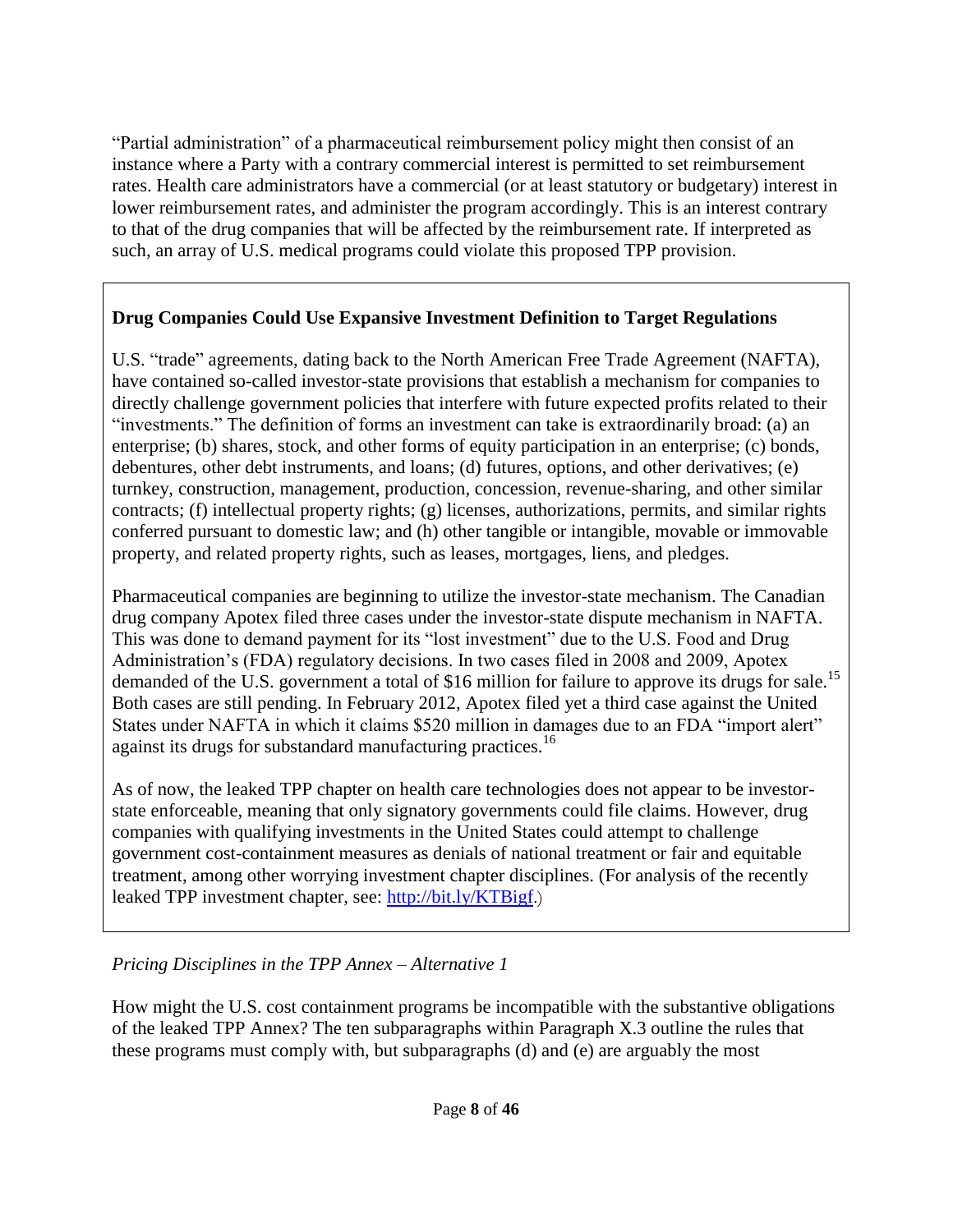"Partial administration" of a pharmaceutical reimbursement policy might then consist of an instance where a Party with a contrary commercial interest is permitted to set reimbursement rates. Health care administrators have a commercial (or at least statutory or budgetary) interest in lower reimbursement rates, and administer the program accordingly. This is an interest contrary to that of the drug companies that will be affected by the reimbursement rate. If interpreted as such, an array of U.S. medical programs could violate this proposed TPP provision.

**Drug Companies Could Use Expansive Investment Definition to Target Regulations**

U.S. "trade" agreements, dating back to the North American Free Trade Agreement (NAFTA), have contained so-called investor-state provisions that establish a mechanism for companies to directly challenge government policies that interfere with future expected profits related to their "investments." The definition of forms an investment can take is extraordinarily broad: (a) an enterprise; (b) shares, stock, and other forms of equity participation in an enterprise; (c) bonds, debentures, other debt instruments, and loans; (d) futures, options, and other derivatives; (e) turnkey, construction, management, production, concession, revenue-sharing, and other similar contracts; (f) intellectual property rights; (g) licenses, authorizations, permits, and similar rights conferred pursuant to domestic law; and (h) other tangible or intangible, movable or immovable property, and related property rights, such as leases, mortgages, liens, and pledges.

Pharmaceutical companies are beginning to utilize the investor-state mechanism. The Canadian drug company Apotex filed three cases under the investor-state dispute mechanism in NAFTA. This was done to demand payment for its "lost investment" due to the U.S. Food and Drug Administration's (FDA) regulatory decisions. In two cases filed in 2008 and 2009, Apotex demanded of the U.S. government a total of $16 million for failure to approve its drugs for sale.[15] Both cases are still pending. In February 2012, Apotex filed yet a third case against the United States under NAFTA in which it claims $520 million in damages due to an FDA "import alert" against its drugs for substandard manufacturing practices.[16]

As of now, the leaked TPP chapter on health care technologies does not appear to be investor-state enforceable, meaning that only signatory governments could file claims. However, drug companies with qualifying investments in the United States could attempt to challenge government cost-containment measures as denials of national treatment or fair and equitable treatment, among other worrying investment chapter disciplines. (For analysis of the recently leaked TPP investment chapter, see: http://bit.ly/KTBigf.)

*Pricing Disciplines in the TPP Annex – Alternative 1*

How might the U.S. cost containment programs be incompatible with the substantive obligations of the leaked TPP Annex? The ten subparagraphs within Paragraph X.3 outline the rules that these programs must comply with, but subparagraphs (d) and (e) are arguably the most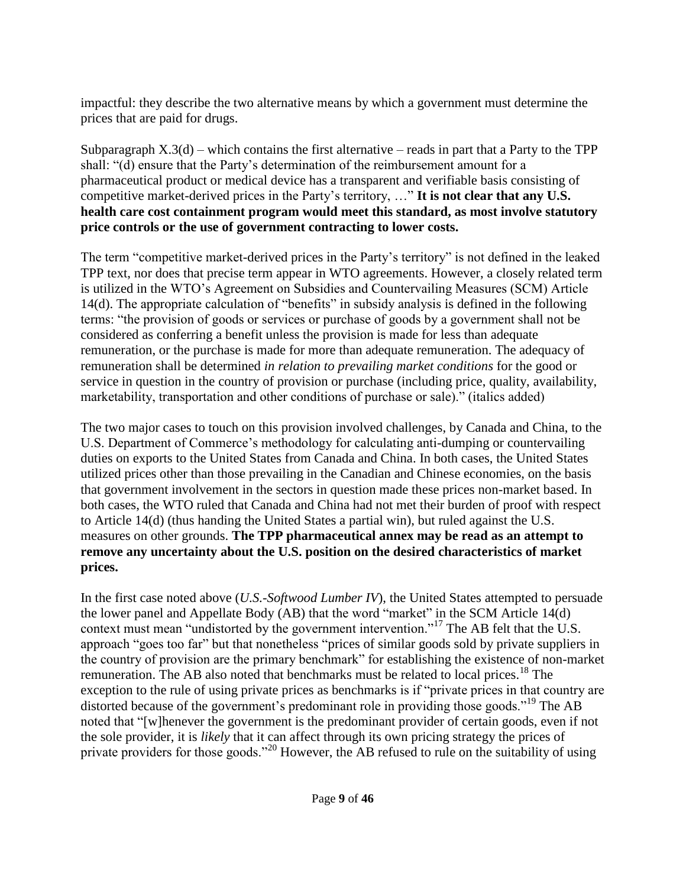impactful: they describe the two alternative means by which a government must determine the prices that are paid for drugs.

Subparagraph X.3(d) – which contains the first alternative – reads in part that a Party to the TPP shall: "(d) ensure that the Party's determination of the reimbursement amount for a pharmaceutical product or medical device has a transparent and verifiable basis consisting of competitive market-derived prices in the Party's territory, …" **It is not clear that any U.S. health care cost containment program would meet this standard, as most involve statutory price controls or the use of government contracting to lower costs.**

The term "competitive market-derived prices in the Party's territory" is not defined in the leaked TPP text, nor does that precise term appear in WTO agreements. However, a closely related term is utilized in the WTO's Agreement on Subsidies and Countervailing Measures (SCM) Article 14(d). The appropriate calculation of "benefits" in subsidy analysis is defined in the following terms: "the provision of goods or services or purchase of goods by a government shall not be considered as conferring a benefit unless the provision is made for less than adequate remuneration, or the purchase is made for more than adequate remuneration. The adequacy of remuneration shall be determined *in relation to prevailing market conditions* for the good or service in question in the country of provision or purchase (including price, quality, availability, marketability, transportation and other conditions of purchase or sale)." (italics added)

The two major cases to touch on this provision involved challenges, by Canada and China, to the U.S. Department of Commerce's methodology for calculating anti-dumping or countervailing duties on exports to the United States from Canada and China. In both cases, the United States utilized prices other than those prevailing in the Canadian and Chinese economies, on the basis that government involvement in the sectors in question made these prices non-market based. In both cases, the WTO ruled that Canada and China had not met their burden of proof with respect to Article 14(d) (thus handing the United States a partial win), but ruled against the U.S. measures on other grounds. **The TPP pharmaceutical annex may be read as an attempt to remove any uncertainty about the U.S. position on the desired characteristics of market prices.**

In the first case noted above (*U.S.-Softwood Lumber IV*), the United States attempted to persuade the lower panel and Appellate Body (AB) that the word "market" in the SCM Article 14(d) context must mean "undistorted by the government intervention."[17] The AB felt that the U.S. approach "goes too far" but that nonetheless "prices of similar goods sold by private suppliers in the country of provision are the primary benchmark" for establishing the existence of non-market remuneration. The AB also noted that benchmarks must be related to local prices.[18] The exception to the rule of using private prices as benchmarks is if "private prices in that country are distorted because of the government's predominant role in providing those goods."[19] The AB noted that "[w]henever the government is the predominant provider of certain goods, even if not the sole provider, it is *likely* that it can affect through its own pricing strategy the prices of private providers for those goods."[20] However, the AB refused to rule on the suitability of using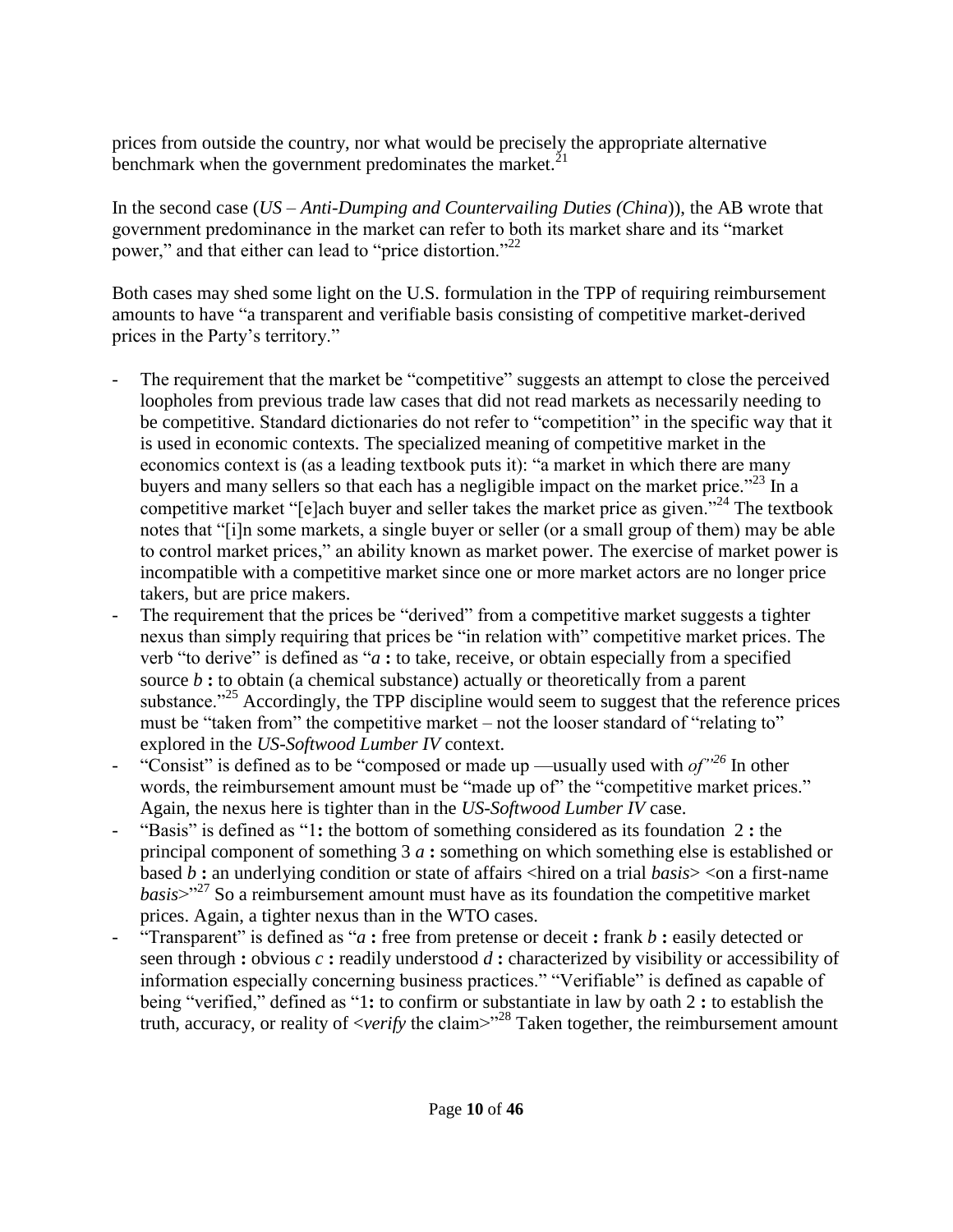prices from outside the country, nor what would be precisely the appropriate alternative benchmark when the government predominates the market.[21]

In the second case (*US – Anti-Dumping and Countervailing Duties (China)*), the AB wrote that government predominance in the market can refer to both its market share and its "market power," and that either can lead to "price distortion."[22]

Both cases may shed some light on the U.S. formulation in the TPP of requiring reimbursement amounts to have "a transparent and verifiable basis consisting of competitive market-derived prices in the Party's territory."

- The requirement that the market be "competitive" suggests an attempt to close the perceived loopholes from previous trade law cases that did not read markets as necessarily needing to be competitive. Standard dictionaries do not refer to "competition" in the specific way that it is used in economic contexts. The specialized meaning of competitive market in the economics context is (as a leading textbook puts it): "a market in which there are many buyers and many sellers so that each has a negligible impact on the market price."[23] In a competitive market "[e]ach buyer and seller takes the market price as given."[24] The textbook notes that "[i]n some markets, a single buyer or seller (or a small group of them) may be able to control market prices," an ability known as market power. The exercise of market power is incompatible with a competitive market since one or more market actors are no longer price takers, but are price makers.
- The requirement that the prices be "derived" from a competitive market suggests a tighter nexus than simply requiring that prices be "in relation with" competitive market prices. The verb "to derive" is defined as "*a* **:** to take, receive, or obtain especially from a specified source *b* **:** to obtain (a chemical substance) actually or theoretically from a parent substance."[25] Accordingly, the TPP discipline would seem to suggest that the reference prices must be "taken from" the competitive market – not the looser standard of "relating to" explored in the *US-Softwood Lumber IV* context.
- "Consist" is defined as to be "composed or made up —usually used with *of*"[26] In other words, the reimbursement amount must be "made up of" the "competitive market prices." Again, the nexus here is tighter than in the *US-Softwood Lumber IV* case.
- "Basis" is defined as "1**:** the bottom of something considered as its foundation 2 **:** the principal component of something 3 *a* **:** something on which something else is established or based *b* **:** an underlying condition or state of affairs <hired on a trial *basis*> <on a first-name *basis*>"[27] So a reimbursement amount must have as its foundation the competitive market prices. Again, a tighter nexus than in the WTO cases.
- "Transparent" is defined as "*a* **:** free from pretense or deceit **:** frank *b* **:** easily detected or seen through **:** obvious *c* **:** readily understood *d* **:** characterized by visibility or accessibility of information especially concerning business practices." "Verifiable" is defined as capable of being "verified," defined as "1**:** to confirm or substantiate in law by oath 2 **:** to establish the truth, accuracy, or reality of <*verify* the claim>"[28] Taken together, the reimbursement amount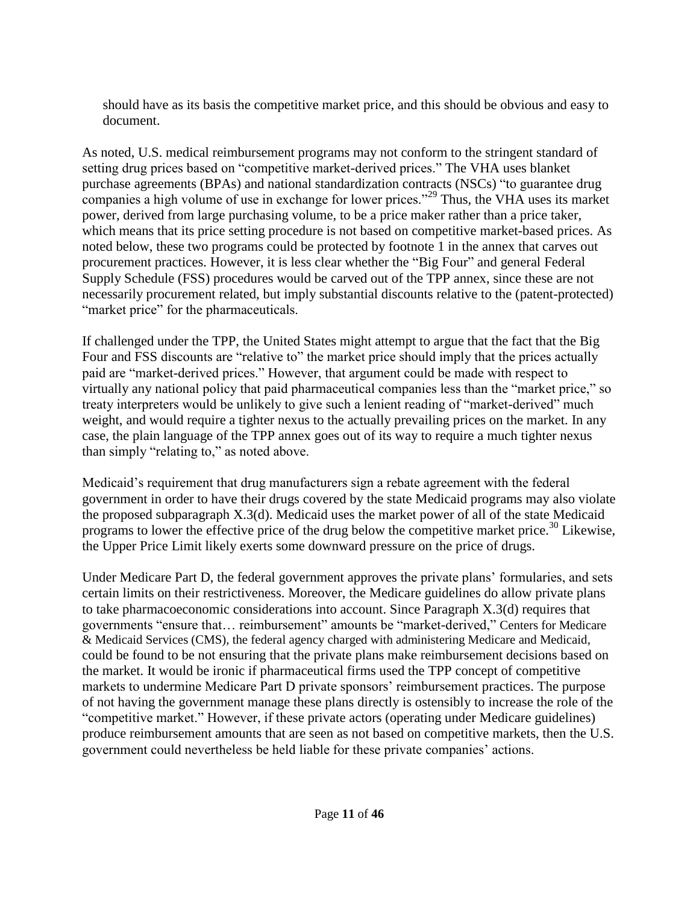should have as its basis the competitive market price, and this should be obvious and easy to document.

As noted, U.S. medical reimbursement programs may not conform to the stringent standard of setting drug prices based on "competitive market-derived prices." The VHA uses blanket purchase agreements (BPAs) and national standardization contracts (NSCs) "to guarantee drug companies a high volume of use in exchange for lower prices."[29] Thus, the VHA uses its market power, derived from large purchasing volume, to be a price maker rather than a price taker, which means that its price setting procedure is not based on competitive market-based prices. As noted below, these two programs could be protected by footnote 1 in the annex that carves out procurement practices. However, it is less clear whether the "Big Four" and general Federal Supply Schedule (FSS) procedures would be carved out of the TPP annex, since these are not necessarily procurement related, but imply substantial discounts relative to the (patent-protected) "market price" for the pharmaceuticals.

If challenged under the TPP, the United States might attempt to argue that the fact that the Big Four and FSS discounts are "relative to" the market price should imply that the prices actually paid are "market-derived prices." However, that argument could be made with respect to virtually any national policy that paid pharmaceutical companies less than the "market price," so treaty interpreters would be unlikely to give such a lenient reading of "market-derived" much weight, and would require a tighter nexus to the actually prevailing prices on the market. In any case, the plain language of the TPP annex goes out of its way to require a much tighter nexus than simply "relating to," as noted above.

Medicaid's requirement that drug manufacturers sign a rebate agreement with the federal government in order to have their drugs covered by the state Medicaid programs may also violate the proposed subparagraph X.3(d). Medicaid uses the market power of all of the state Medicaid programs to lower the effective price of the drug below the competitive market price.[30] Likewise, the Upper Price Limit likely exerts some downward pressure on the price of drugs.

Under Medicare Part D, the federal government approves the private plans' formularies, and sets certain limits on their restrictiveness. Moreover, the Medicare guidelines do allow private plans to take pharmacoeconomic considerations into account. Since Paragraph X.3(d) requires that governments "ensure that… reimbursement" amounts be "market-derived," Centers for Medicare & Medicaid Services (CMS), the federal agency charged with administering Medicare and Medicaid, could be found to be not ensuring that the private plans make reimbursement decisions based on the market. It would be ironic if pharmaceutical firms used the TPP concept of competitive markets to undermine Medicare Part D private sponsors' reimbursement practices. The purpose of not having the government manage these plans directly is ostensibly to increase the role of the "competitive market." However, if these private actors (operating under Medicare guidelines) produce reimbursement amounts that are seen as not based on competitive markets, then the U.S. government could nevertheless be held liable for these private companies' actions.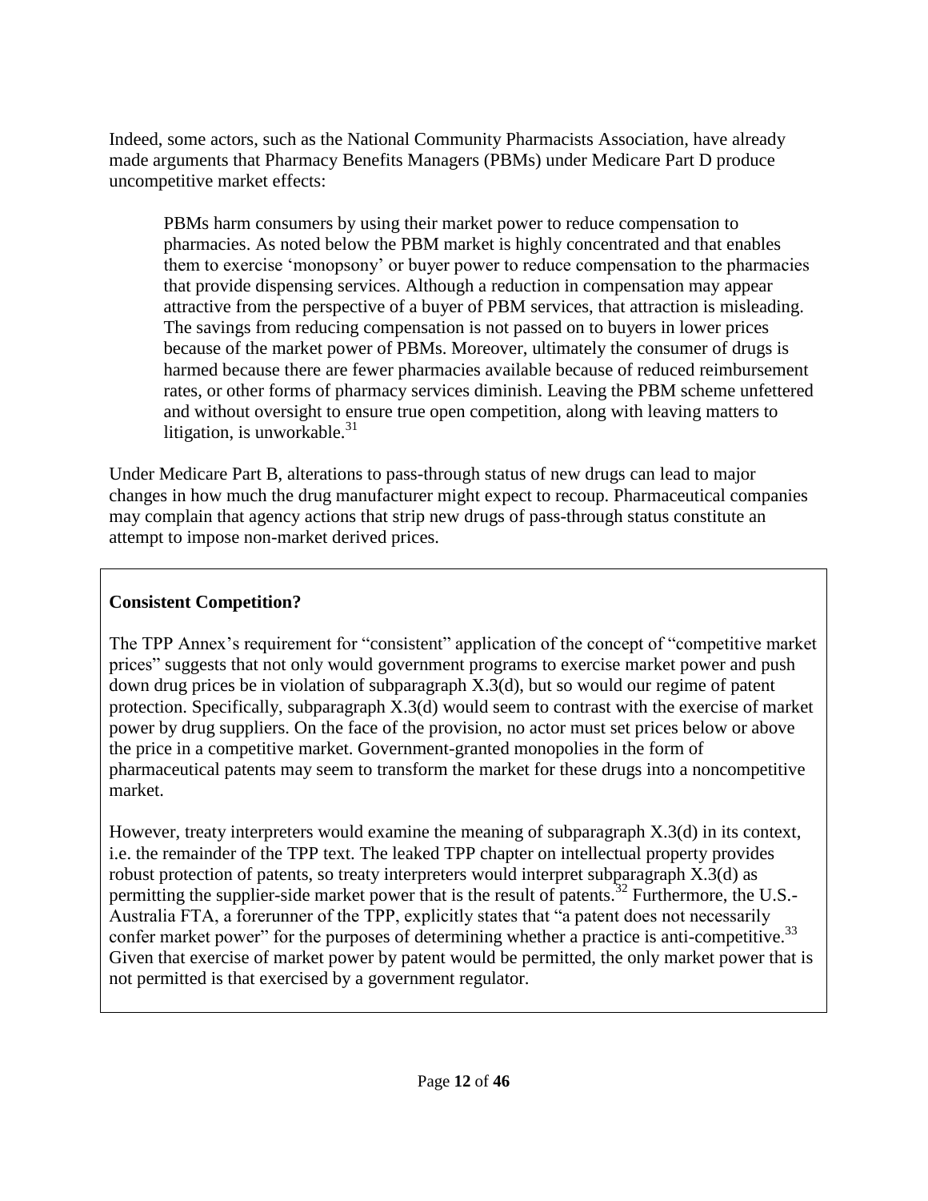Indeed, some actors, such as the National Community Pharmacists Association, have already made arguments that Pharmacy Benefits Managers (PBMs) under Medicare Part D produce uncompetitive market effects:

> PBMs harm consumers by using their market power to reduce compensation to pharmacies. As noted below the PBM market is highly concentrated and that enables them to exercise 'monopsony' or buyer power to reduce compensation to the pharmacies that provide dispensing services. Although a reduction in compensation may appear attractive from the perspective of a buyer of PBM services, that attraction is misleading. The savings from reducing compensation is not passed on to buyers in lower prices because of the market power of PBMs. Moreover, ultimately the consumer of drugs is harmed because there are fewer pharmacies available because of reduced reimbursement rates, or other forms of pharmacy services diminish. Leaving the PBM scheme unfettered and without oversight to ensure true open competition, along with leaving matters to litigation, is unworkable.[31]

Under Medicare Part B, alterations to pass-through status of new drugs can lead to major changes in how much the drug manufacturer might expect to recoup. Pharmaceutical companies may complain that agency actions that strip new drugs of pass-through status constitute an attempt to impose non-market derived prices.

**Consistent Competition?**

The TPP Annex's requirement for "consistent" application of the concept of "competitive market prices" suggests that not only would government programs to exercise market power and push down drug prices be in violation of subparagraph X.3(d), but so would our regime of patent protection. Specifically, subparagraph X.3(d) would seem to contrast with the exercise of market power by drug suppliers. On the face of the provision, no actor must set prices below or above the price in a competitive market. Government-granted monopolies in the form of pharmaceutical patents may seem to transform the market for these drugs into a noncompetitive market.

However, treaty interpreters would examine the meaning of subparagraph X.3(d) in its context, i.e. the remainder of the TPP text. The leaked TPP chapter on intellectual property provides robust protection of patents, so treaty interpreters would interpret subparagraph X.3(d) as permitting the supplier-side market power that is the result of patents.[32] Furthermore, the U.S.-Australia FTA, a forerunner of the TPP, explicitly states that "a patent does not necessarily confer market power" for the purposes of determining whether a practice is anti-competitive.[33] Given that exercise of market power by patent would be permitted, the only market power that is not permitted is that exercised by a government regulator.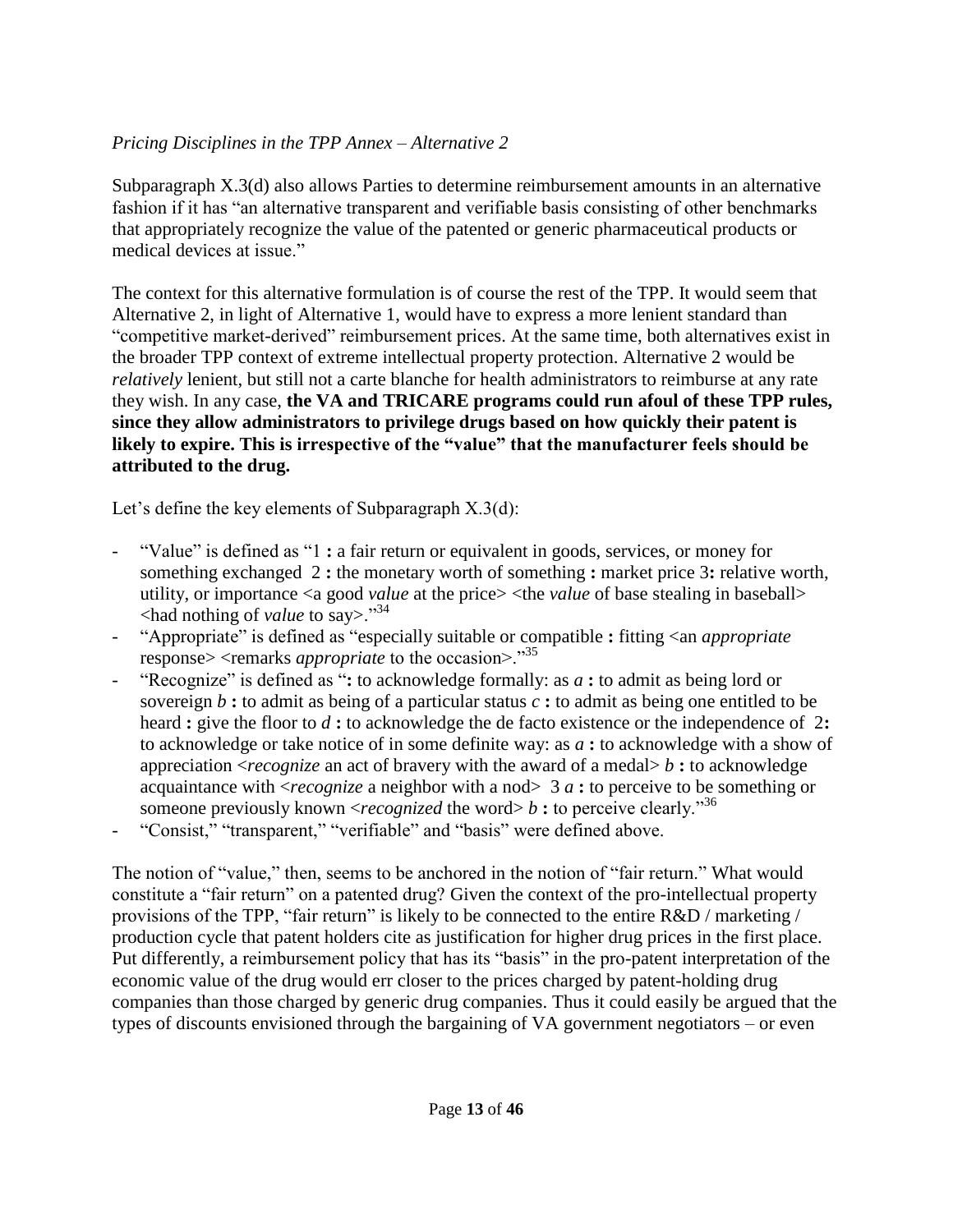*Pricing Disciplines in the TPP Annex – Alternative 2*

Subparagraph X.3(d) also allows Parties to determine reimbursement amounts in an alternative fashion if it has "an alternative transparent and verifiable basis consisting of other benchmarks that appropriately recognize the value of the patented or generic pharmaceutical products or medical devices at issue."

The context for this alternative formulation is of course the rest of the TPP. It would seem that Alternative 2, in light of Alternative 1, would have to express a more lenient standard than "competitive market-derived" reimbursement prices. At the same time, both alternatives exist in the broader TPP context of extreme intellectual property protection. Alternative 2 would be *relatively* lenient, but still not a carte blanche for health administrators to reimburse at any rate they wish. In any case, **the VA and TRICARE programs could run afoul of these TPP rules, since they allow administrators to privilege drugs based on how quickly their patent is likely to expire. This is irrespective of the "value" that the manufacturer feels should be attributed to the drug.**

Let's define the key elements of Subparagraph X.3(d):

- "Value" is defined as "1 **:** a fair return or equivalent in goods, services, or money for something exchanged 2 **:** the monetary worth of something **:** market price 3**:** relative worth, utility, or importance <a good *value* at the price> <the *value* of base stealing in baseball> <had nothing of *value* to say>."[34]
- "Appropriate" is defined as "especially suitable or compatible **:** fitting <an *appropriate* response> <remarks *appropriate* to the occasion>."[35]
- "Recognize" is defined as "**:** to acknowledge formally: as *a* **:** to admit as being lord or sovereign *b* **:** to admit as being of a particular status *c* **:** to admit as being one entitled to be heard **:** give the floor to *d* **:** to acknowledge the de facto existence or the independence of 2**:** to acknowledge or take notice of in some definite way: as *a* **:** to acknowledge with a show of appreciation <*recognize* an act of bravery with the award of a medal> *b* **:** to acknowledge acquaintance with <*recognize* a neighbor with a nod> 3 *a* **:** to perceive to be something or someone previously known <*recognized* the word> *b* **:** to perceive clearly."[36]
- "Consist," "transparent," "verifiable" and "basis" were defined above.

The notion of "value," then, seems to be anchored in the notion of "fair return." What would constitute a "fair return" on a patented drug? Given the context of the pro-intellectual property provisions of the TPP, "fair return" is likely to be connected to the entire R&D / marketing / production cycle that patent holders cite as justification for higher drug prices in the first place. Put differently, a reimbursement policy that has its "basis" in the pro-patent interpretation of the economic value of the drug would err closer to the prices charged by patent-holding drug companies than those charged by generic drug companies. Thus it could easily be argued that the types of discounts envisioned through the bargaining of VA government negotiators – or even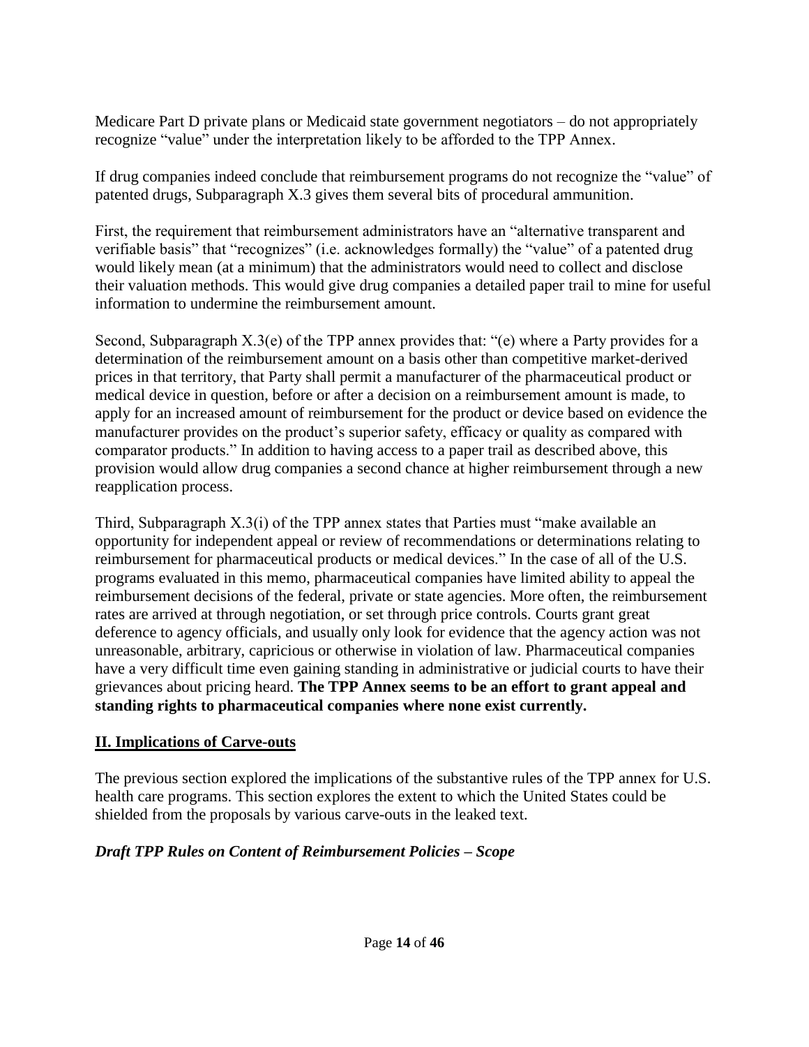Medicare Part D private plans or Medicaid state government negotiators – do not appropriately recognize "value" under the interpretation likely to be afforded to the TPP Annex.

If drug companies indeed conclude that reimbursement programs do not recognize the "value" of patented drugs, Subparagraph X.3 gives them several bits of procedural ammunition.

First, the requirement that reimbursement administrators have an "alternative transparent and verifiable basis" that "recognizes" (i.e. acknowledges formally) the "value" of a patented drug would likely mean (at a minimum) that the administrators would need to collect and disclose their valuation methods. This would give drug companies a detailed paper trail to mine for useful information to undermine the reimbursement amount.

Second, Subparagraph X.3(e) of the TPP annex provides that: "(e) where a Party provides for a determination of the reimbursement amount on a basis other than competitive market-derived prices in that territory, that Party shall permit a manufacturer of the pharmaceutical product or medical device in question, before or after a decision on a reimbursement amount is made, to apply for an increased amount of reimbursement for the product or device based on evidence the manufacturer provides on the product's superior safety, efficacy or quality as compared with comparator products." In addition to having access to a paper trail as described above, this provision would allow drug companies a second chance at higher reimbursement through a new reapplication process.

Third, Subparagraph X.3(i) of the TPP annex states that Parties must "make available an opportunity for independent appeal or review of recommendations or determinations relating to reimbursement for pharmaceutical products or medical devices." In the case of all of the U.S. programs evaluated in this memo, pharmaceutical companies have limited ability to appeal the reimbursement decisions of the federal, private or state agencies. More often, the reimbursement rates are arrived at through negotiation, or set through price controls. Courts grant great deference to agency officials, and usually only look for evidence that the agency action was not unreasonable, arbitrary, capricious or otherwise in violation of law. Pharmaceutical companies have a very difficult time even gaining standing in administrative or judicial courts to have their grievances about pricing heard. **The TPP Annex seems to be an effort to grant appeal and standing rights to pharmaceutical companies where none exist currently.**

## II. Implications of Carve-outs

The previous section explored the implications of the substantive rules of the TPP annex for U.S. health care programs. This section explores the extent to which the United States could be shielded from the proposals by various carve-outs in the leaked text.

### *Draft TPP Rules on Content of Reimbursement Policies – Scope*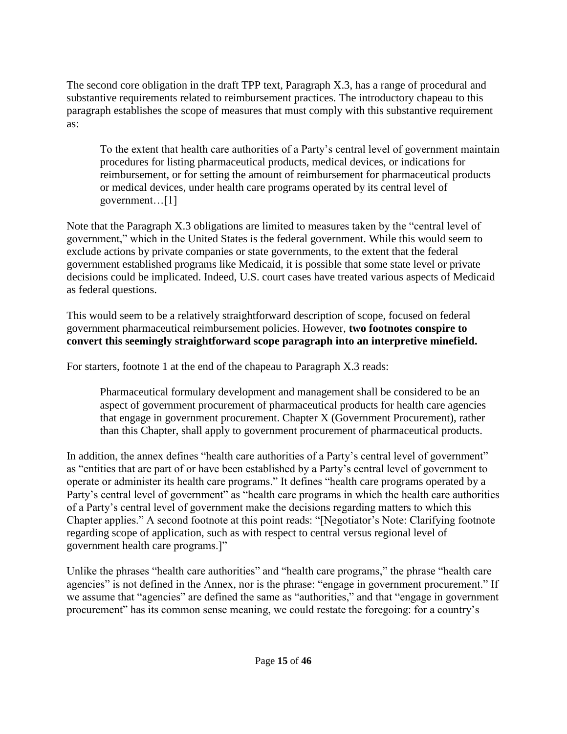The second core obligation in the draft TPP text, Paragraph X.3, has a range of procedural and substantive requirements related to reimbursement practices. The introductory chapeau to this paragraph establishes the scope of measures that must comply with this substantive requirement as:

> To the extent that health care authorities of a Party's central level of government maintain procedures for listing pharmaceutical products, medical devices, or indications for reimbursement, or for setting the amount of reimbursement for pharmaceutical products or medical devices, under health care programs operated by its central level of government…[1]

Note that the Paragraph X.3 obligations are limited to measures taken by the "central level of government," which in the United States is the federal government. While this would seem to exclude actions by private companies or state governments, to the extent that the federal government established programs like Medicaid, it is possible that some state level or private decisions could be implicated. Indeed, U.S. court cases have treated various aspects of Medicaid as federal questions.

This would seem to be a relatively straightforward description of scope, focused on federal government pharmaceutical reimbursement policies. However, **two footnotes conspire to convert this seemingly straightforward scope paragraph into an interpretive minefield.**

For starters, footnote 1 at the end of the chapeau to Paragraph X.3 reads:

> Pharmaceutical formulary development and management shall be considered to be an aspect of government procurement of pharmaceutical products for health care agencies that engage in government procurement. Chapter X (Government Procurement), rather than this Chapter, shall apply to government procurement of pharmaceutical products.

In addition, the annex defines "health care authorities of a Party's central level of government" as "entities that are part of or have been established by a Party's central level of government to operate or administer its health care programs." It defines "health care programs operated by a Party's central level of government" as "health care programs in which the health care authorities of a Party's central level of government make the decisions regarding matters to which this Chapter applies." A second footnote at this point reads: "[Negotiator's Note: Clarifying footnote regarding scope of application, such as with respect to central versus regional level of government health care programs.]"

Unlike the phrases "health care authorities" and "health care programs," the phrase "health care agencies" is not defined in the Annex, nor is the phrase: "engage in government procurement." If we assume that "agencies" are defined the same as "authorities," and that "engage in government procurement" has its common sense meaning, we could restate the foregoing: for a country's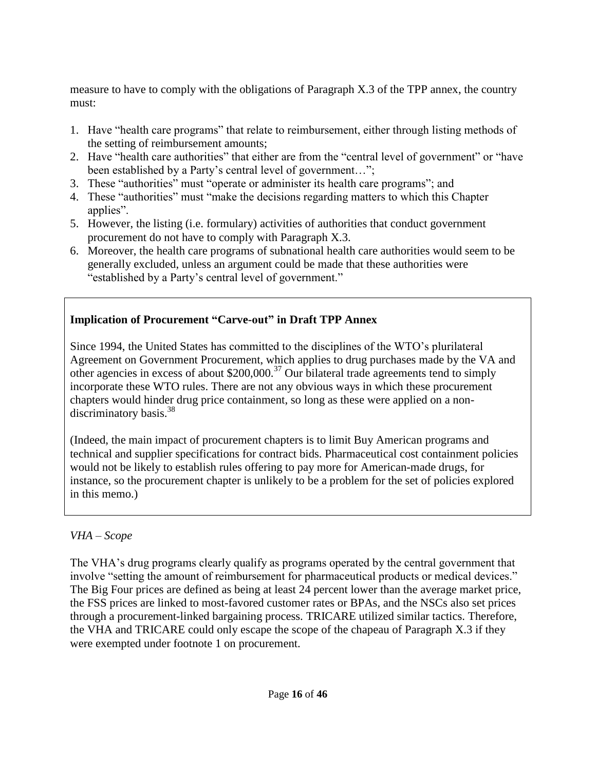measure to have to comply with the obligations of Paragraph X.3 of the TPP annex, the country must:

1. Have "health care programs" that relate to reimbursement, either through listing methods of the setting of reimbursement amounts;
2. Have "health care authorities" that either are from the "central level of government" or "have been established by a Party's central level of government…";
3. These "authorities" must "operate or administer its health care programs"; and
4. These "authorities" must "make the decisions regarding matters to which this Chapter applies".
5. However, the listing (i.e. formulary) activities of authorities that conduct government procurement do not have to comply with Paragraph X.3.
6. Moreover, the health care programs of subnational health care authorities would seem to be generally excluded, unless an argument could be made that these authorities were "established by a Party's central level of government."

**Implication of Procurement "Carve-out" in Draft TPP Annex**

Since 1994, the United States has committed to the disciplines of the WTO's plurilateral Agreement on Government Procurement, which applies to drug purchases made by the VA and other agencies in excess of about $200,000.[37] Our bilateral trade agreements tend to simply incorporate these WTO rules. There are not any obvious ways in which these procurement chapters would hinder drug price containment, so long as these were applied on a non-discriminatory basis.[38]

(Indeed, the main impact of procurement chapters is to limit Buy American programs and technical and supplier specifications for contract bids. Pharmaceutical cost containment policies would not be likely to establish rules offering to pay more for American-made drugs, for instance, so the procurement chapter is unlikely to be a problem for the set of policies explored in this memo.)

*VHA – Scope*

The VHA's drug programs clearly qualify as programs operated by the central government that involve "setting the amount of reimbursement for pharmaceutical products or medical devices." The Big Four prices are defined as being at least 24 percent lower than the average market price, the FSS prices are linked to most-favored customer rates or BPAs, and the NSCs also set prices through a procurement-linked bargaining process. TRICARE utilized similar tactics. Therefore, the VHA and TRICARE could only escape the scope of the chapeau of Paragraph X.3 if they were exempted under footnote 1 on procurement.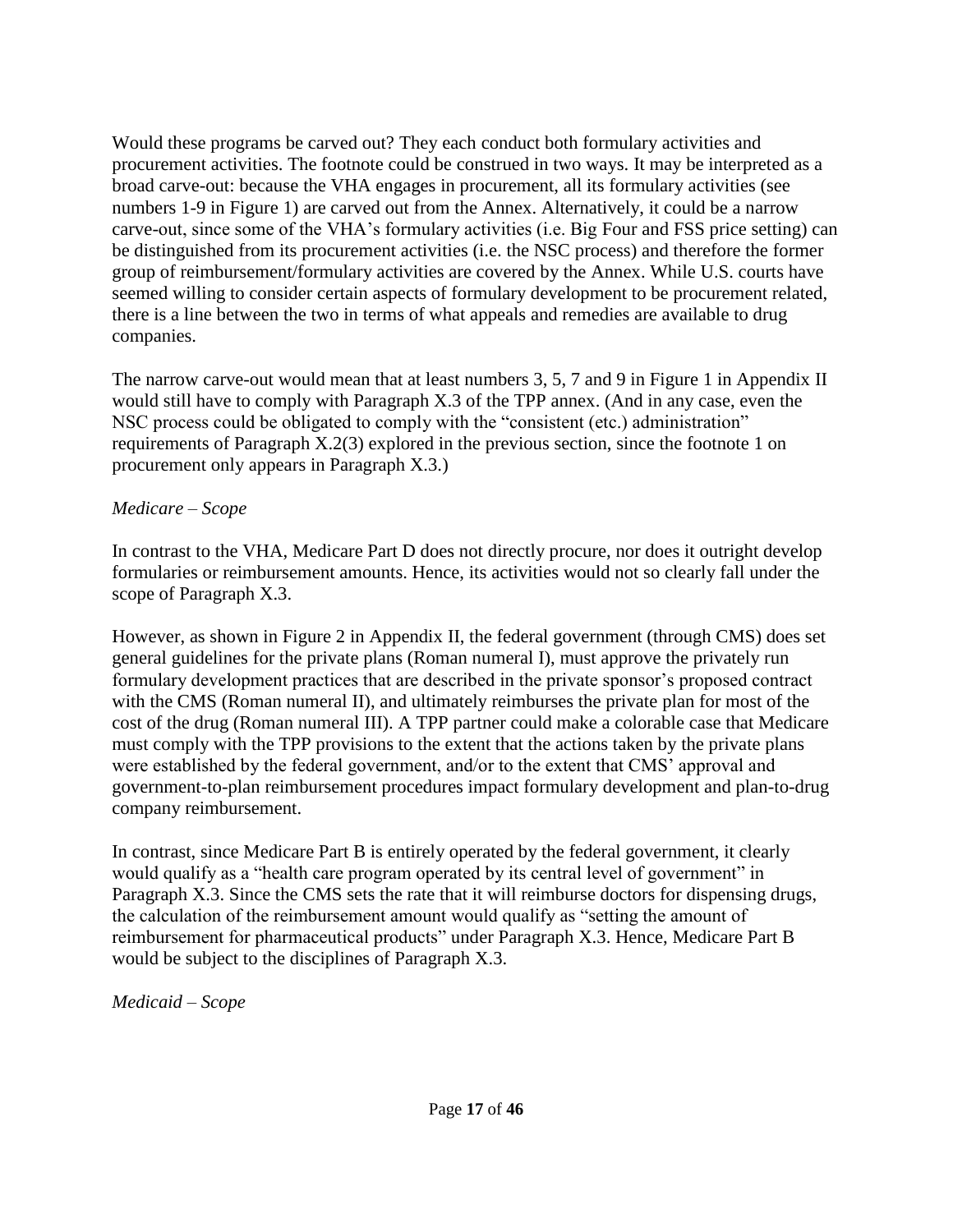Would these programs be carved out? They each conduct both formulary activities and procurement activities. The footnote could be construed in two ways. It may be interpreted as a broad carve-out: because the VHA engages in procurement, all its formulary activities (see numbers 1-9 in Figure 1) are carved out from the Annex. Alternatively, it could be a narrow carve-out, since some of the VHA's formulary activities (i.e. Big Four and FSS price setting) can be distinguished from its procurement activities (i.e. the NSC process) and therefore the former group of reimbursement/formulary activities are covered by the Annex. While U.S. courts have seemed willing to consider certain aspects of formulary development to be procurement related, there is a line between the two in terms of what appeals and remedies are available to drug companies.

The narrow carve-out would mean that at least numbers 3, 5, 7 and 9 in Figure 1 in Appendix II would still have to comply with Paragraph X.3 of the TPP annex. (And in any case, even the NSC process could be obligated to comply with the "consistent (etc.) administration" requirements of Paragraph X.2(3) explored in the previous section, since the footnote 1 on procurement only appears in Paragraph X.3.)

*Medicare – Scope*

In contrast to the VHA, Medicare Part D does not directly procure, nor does it outright develop formularies or reimbursement amounts. Hence, its activities would not so clearly fall under the scope of Paragraph X.3.

However, as shown in Figure 2 in Appendix II, the federal government (through CMS) does set general guidelines for the private plans (Roman numeral I), must approve the privately run formulary development practices that are described in the private sponsor's proposed contract with the CMS (Roman numeral II), and ultimately reimburses the private plan for most of the cost of the drug (Roman numeral III). A TPP partner could make a colorable case that Medicare must comply with the TPP provisions to the extent that the actions taken by the private plans were established by the federal government, and/or to the extent that CMS' approval and government-to-plan reimbursement procedures impact formulary development and plan-to-drug company reimbursement.

In contrast, since Medicare Part B is entirely operated by the federal government, it clearly would qualify as a "health care program operated by its central level of government" in Paragraph X.3. Since the CMS sets the rate that it will reimburse doctors for dispensing drugs, the calculation of the reimbursement amount would qualify as "setting the amount of reimbursement for pharmaceutical products" under Paragraph X.3. Hence, Medicare Part B would be subject to the disciplines of Paragraph X.3.

*Medicaid – Scope*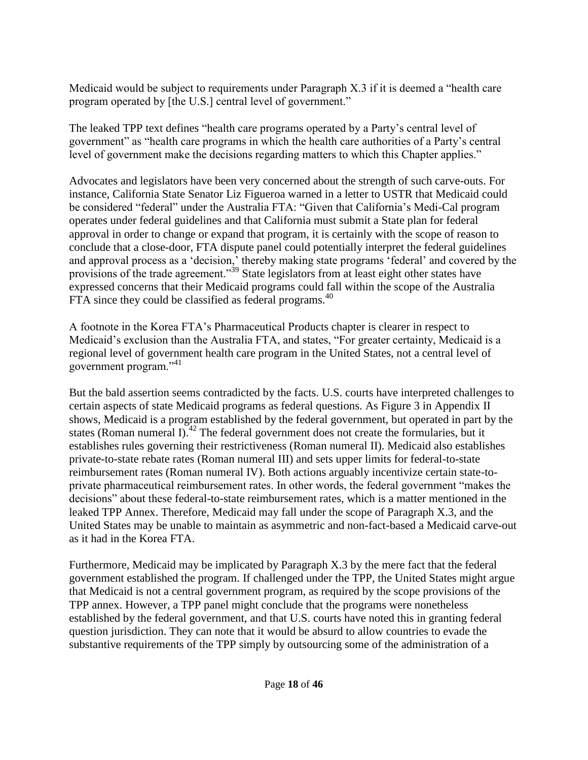Medicaid would be subject to requirements under Paragraph X.3 if it is deemed a "health care program operated by [the U.S.] central level of government."

The leaked TPP text defines "health care programs operated by a Party's central level of government" as "health care programs in which the health care authorities of a Party's central level of government make the decisions regarding matters to which this Chapter applies."

Advocates and legislators have been very concerned about the strength of such carve-outs. For instance, California State Senator Liz Figueroa warned in a letter to USTR that Medicaid could be considered "federal" under the Australia FTA: "Given that California's Medi-Cal program operates under federal guidelines and that California must submit a State plan for federal approval in order to change or expand that program, it is certainly with the scope of reason to conclude that a close-door, FTA dispute panel could potentially interpret the federal guidelines and approval process as a 'decision,' thereby making state programs 'federal' and covered by the provisions of the trade agreement."[39] State legislators from at least eight other states have expressed concerns that their Medicaid programs could fall within the scope of the Australia FTA since they could be classified as federal programs.[40]

A footnote in the Korea FTA's Pharmaceutical Products chapter is clearer in respect to Medicaid's exclusion than the Australia FTA, and states, "For greater certainty, Medicaid is a regional level of government health care program in the United States, not a central level of government program."[41]

But the bald assertion seems contradicted by the facts. U.S. courts have interpreted challenges to certain aspects of state Medicaid programs as federal questions. As Figure 3 in Appendix II shows, Medicaid is a program established by the federal government, but operated in part by the states (Roman numeral I).[42] The federal government does not create the formularies, but it establishes rules governing their restrictiveness (Roman numeral II). Medicaid also establishes private-to-state rebate rates (Roman numeral III) and sets upper limits for federal-to-state reimbursement rates (Roman numeral IV). Both actions arguably incentivize certain state-to-private pharmaceutical reimbursement rates. In other words, the federal government "makes the decisions" about these federal-to-state reimbursement rates, which is a matter mentioned in the leaked TPP Annex. Therefore, Medicaid may fall under the scope of Paragraph X.3, and the United States may be unable to maintain as asymmetric and non-fact-based a Medicaid carve-out as it had in the Korea FTA.

Furthermore, Medicaid may be implicated by Paragraph X.3 by the mere fact that the federal government established the program. If challenged under the TPP, the United States might argue that Medicaid is not a central government program, as required by the scope provisions of the TPP annex. However, a TPP panel might conclude that the programs were nonetheless established by the federal government, and that U.S. courts have noted this in granting federal question jurisdiction. They can note that it would be absurd to allow countries to evade the substantive requirements of the TPP simply by outsourcing some of the administration of a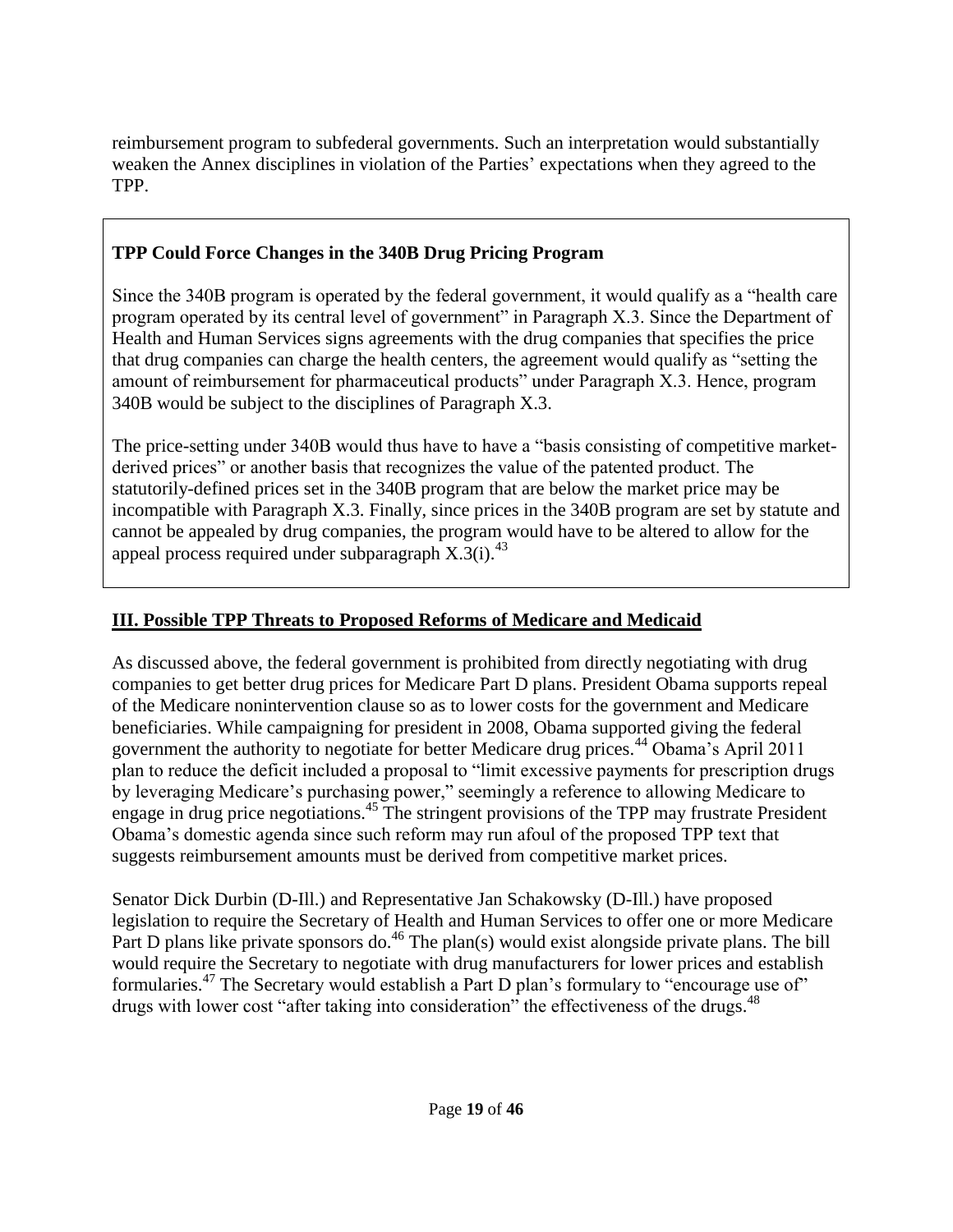reimbursement program to subfederal governments. Such an interpretation would substantially weaken the Annex disciplines in violation of the Parties' expectations when they agreed to the TPP.

**TPP Could Force Changes in the 340B Drug Pricing Program**

Since the 340B program is operated by the federal government, it would qualify as a "health care program operated by its central level of government" in Paragraph X.3. Since the Department of Health and Human Services signs agreements with the drug companies that specifies the price that drug companies can charge the health centers, the agreement would qualify as "setting the amount of reimbursement for pharmaceutical products" under Paragraph X.3. Hence, program 340B would be subject to the disciplines of Paragraph X.3.

The price-setting under 340B would thus have to have a "basis consisting of competitive market-derived prices" or another basis that recognizes the value of the patented product. The statutorily-defined prices set in the 340B program that are below the market price may be incompatible with Paragraph X.3. Finally, since prices in the 340B program are set by statute and cannot be appealed by drug companies, the program would have to be altered to allow for the appeal process required under subparagraph X.3(i).[43]

## III. Possible TPP Threats to Proposed Reforms of Medicare and Medicaid

As discussed above, the federal government is prohibited from directly negotiating with drug companies to get better drug prices for Medicare Part D plans. President Obama supports repeal of the Medicare nonintervention clause so as to lower costs for the government and Medicare beneficiaries. While campaigning for president in 2008, Obama supported giving the federal government the authority to negotiate for better Medicare drug prices.[44] Obama's April 2011 plan to reduce the deficit included a proposal to "limit excessive payments for prescription drugs by leveraging Medicare's purchasing power," seemingly a reference to allowing Medicare to engage in drug price negotiations.[45] The stringent provisions of the TPP may frustrate President Obama's domestic agenda since such reform may run afoul of the proposed TPP text that suggests reimbursement amounts must be derived from competitive market prices.

Senator Dick Durbin (D-Ill.) and Representative Jan Schakowsky (D-Ill.) have proposed legislation to require the Secretary of Health and Human Services to offer one or more Medicare Part D plans like private sponsors do.[46] The plan(s) would exist alongside private plans. The bill would require the Secretary to negotiate with drug manufacturers for lower prices and establish formularies.[47] The Secretary would establish a Part D plan's formulary to "encourage use of" drugs with lower cost "after taking into consideration" the effectiveness of the drugs.[48]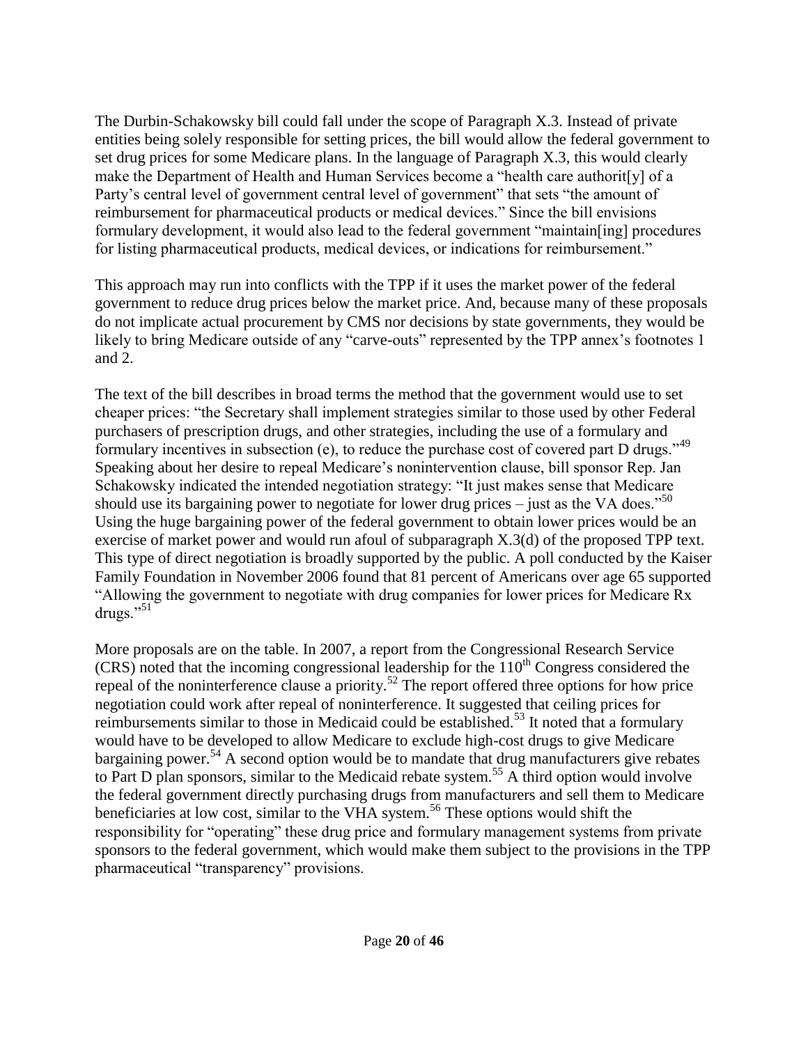The Durbin-Schakowsky bill could fall under the scope of Paragraph X.3. Instead of private entities being solely responsible for setting prices, the bill would allow the federal government to set drug prices for some Medicare plans. In the language of Paragraph X.3, this would clearly make the Department of Health and Human Services become a "health care authorit[y] of a Party's central level of government central level of government" that sets "the amount of reimbursement for pharmaceutical products or medical devices." Since the bill envisions formulary development, it would also lead to the federal government "maintain[ing] procedures for listing pharmaceutical products, medical devices, or indications for reimbursement."

This approach may run into conflicts with the TPP if it uses the market power of the federal government to reduce drug prices below the market price. And, because many of these proposals do not implicate actual procurement by CMS nor decisions by state governments, they would be likely to bring Medicare outside of any "carve-outs" represented by the TPP annex's footnotes 1 and 2.

The text of the bill describes in broad terms the method that the government would use to set cheaper prices: "the Secretary shall implement strategies similar to those used by other Federal purchasers of prescription drugs, and other strategies, including the use of a formulary and formulary incentives in subsection (e), to reduce the purchase cost of covered part D drugs."[49] Speaking about her desire to repeal Medicare's nonintervention clause, bill sponsor Rep. Jan Schakowsky indicated the intended negotiation strategy: "It just makes sense that Medicare should use its bargaining power to negotiate for lower drug prices – just as the VA does."[50] Using the huge bargaining power of the federal government to obtain lower prices would be an exercise of market power and would run afoul of subparagraph X.3(d) of the proposed TPP text. This type of direct negotiation is broadly supported by the public. A poll conducted by the Kaiser Family Foundation in November 2006 found that 81 percent of Americans over age 65 supported "Allowing the government to negotiate with drug companies for lower prices for Medicare Rx drugs."[51]

More proposals are on the table. In 2007, a report from the Congressional Research Service (CRS) noted that the incoming congressional leadership for the 110th Congress considered the repeal of the noninterference clause a priority.[52] The report offered three options for how price negotiation could work after repeal of noninterference. It suggested that ceiling prices for reimbursements similar to those in Medicaid could be established.[53] It noted that a formulary would have to be developed to allow Medicare to exclude high-cost drugs to give Medicare bargaining power.[54] A second option would be to mandate that drug manufacturers give rebates to Part D plan sponsors, similar to the Medicaid rebate system.[55] A third option would involve the federal government directly purchasing drugs from manufacturers and sell them to Medicare beneficiaries at low cost, similar to the VHA system.[56] These options would shift the responsibility for "operating" these drug price and formulary management systems from private sponsors to the federal government, which would make them subject to the provisions in the TPP pharmaceutical "transparency" provisions.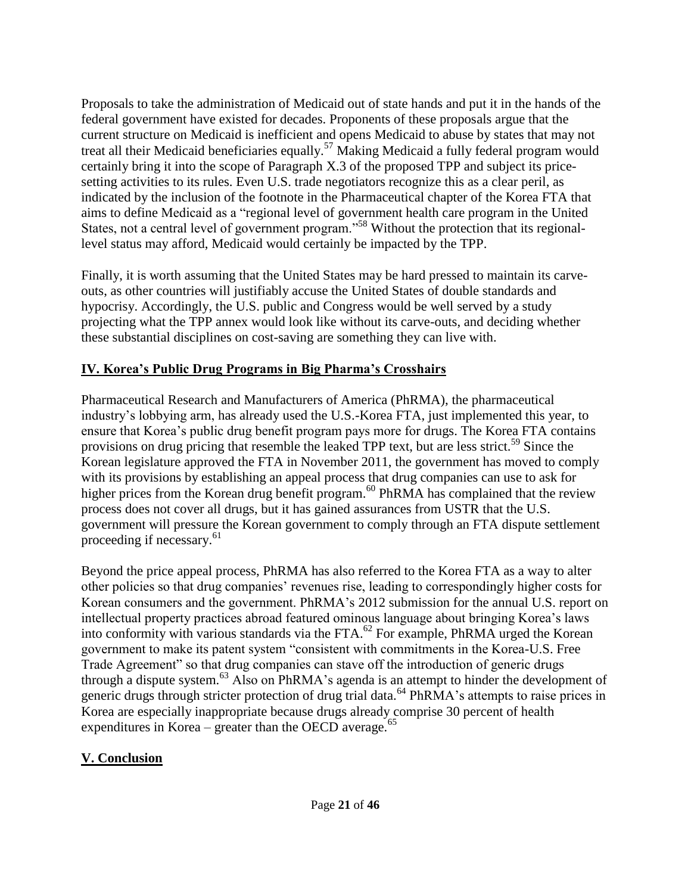Proposals to take the administration of Medicaid out of state hands and put it in the hands of the federal government have existed for decades. Proponents of these proposals argue that the current structure on Medicaid is inefficient and opens Medicaid to abuse by states that may not treat all their Medicaid beneficiaries equally.[57] Making Medicaid a fully federal program would certainly bring it into the scope of Paragraph X.3 of the proposed TPP and subject its price-setting activities to its rules. Even U.S. trade negotiators recognize this as a clear peril, as indicated by the inclusion of the footnote in the Pharmaceutical chapter of the Korea FTA that aims to define Medicaid as a "regional level of government health care program in the United States, not a central level of government program."[58] Without the protection that its regional-level status may afford, Medicaid would certainly be impacted by the TPP.

Finally, it is worth assuming that the United States may be hard pressed to maintain its carve-outs, as other countries will justifiably accuse the United States of double standards and hypocrisy. Accordingly, the U.S. public and Congress would be well served by a study projecting what the TPP annex would look like without its carve-outs, and deciding whether these substantial disciplines on cost-saving are something they can live with.

## IV. Korea's Public Drug Programs in Big Pharma's Crosshairs

Pharmaceutical Research and Manufacturers of America (PhRMA), the pharmaceutical industry's lobbying arm, has already used the U.S.-Korea FTA, just implemented this year, to ensure that Korea's public drug benefit program pays more for drugs. The Korea FTA contains provisions on drug pricing that resemble the leaked TPP text, but are less strict.[59] Since the Korean legislature approved the FTA in November 2011, the government has moved to comply with its provisions by establishing an appeal process that drug companies can use to ask for higher prices from the Korean drug benefit program.[60] PhRMA has complained that the review process does not cover all drugs, but it has gained assurances from USTR that the U.S. government will pressure the Korean government to comply through an FTA dispute settlement proceeding if necessary.[61]

Beyond the price appeal process, PhRMA has also referred to the Korea FTA as a way to alter other policies so that drug companies' revenues rise, leading to correspondingly higher costs for Korean consumers and the government. PhRMA's 2012 submission for the annual U.S. report on intellectual property practices abroad featured ominous language about bringing Korea's laws into conformity with various standards via the FTA.[62] For example, PhRMA urged the Korean government to make its patent system "consistent with commitments in the Korea-U.S. Free Trade Agreement" so that drug companies can stave off the introduction of generic drugs through a dispute system.[63] Also on PhRMA's agenda is an attempt to hinder the development of generic drugs through stricter protection of drug trial data.[64] PhRMA's attempts to raise prices in Korea are especially inappropriate because drugs already comprise 30 percent of health expenditures in Korea – greater than the OECD average.[65]

## V. Conclusion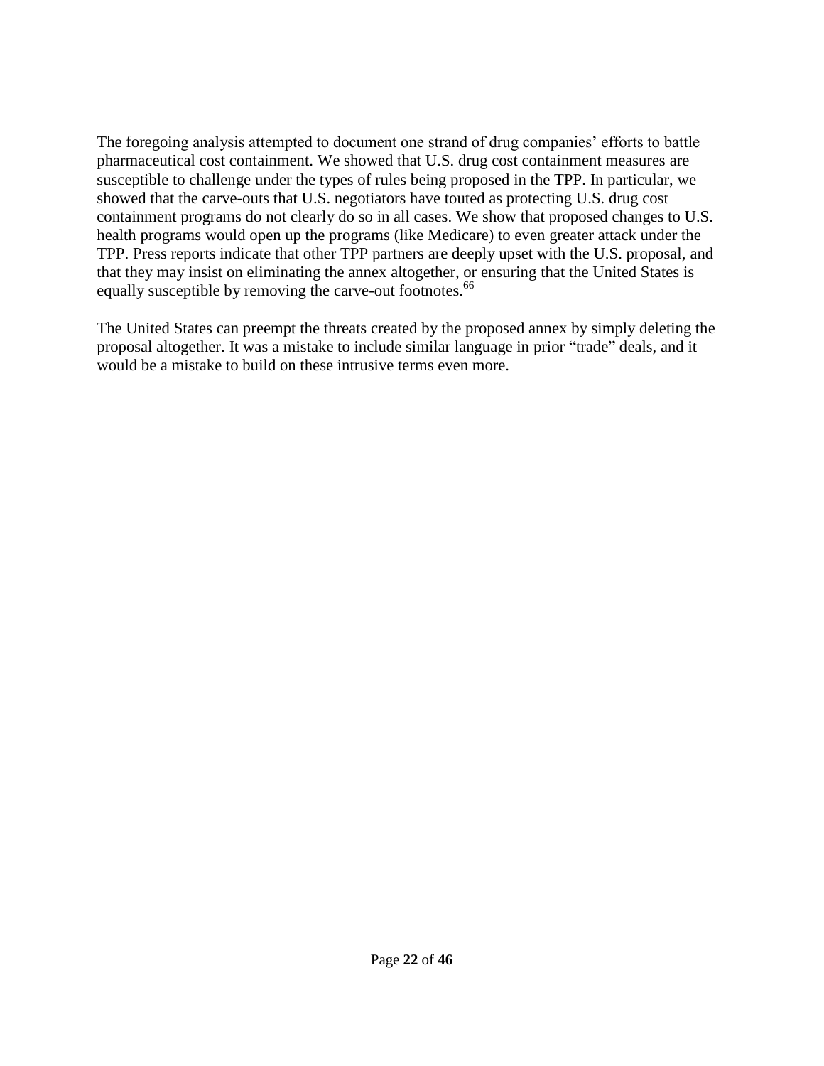The foregoing analysis attempted to document one strand of drug companies' efforts to battle pharmaceutical cost containment. We showed that U.S. drug cost containment measures are susceptible to challenge under the types of rules being proposed in the TPP. In particular, we showed that the carve-outs that U.S. negotiators have touted as protecting U.S. drug cost containment programs do not clearly do so in all cases. We show that proposed changes to U.S. health programs would open up the programs (like Medicare) to even greater attack under the TPP. Press reports indicate that other TPP partners are deeply upset with the U.S. proposal, and that they may insist on eliminating the annex altogether, or ensuring that the United States is equally susceptible by removing the carve-out footnotes.[66]

The United States can preempt the threats created by the proposed annex by simply deleting the proposal altogether. It was a mistake to include similar language in prior "trade" deals, and it would be a mistake to build on these intrusive terms even more.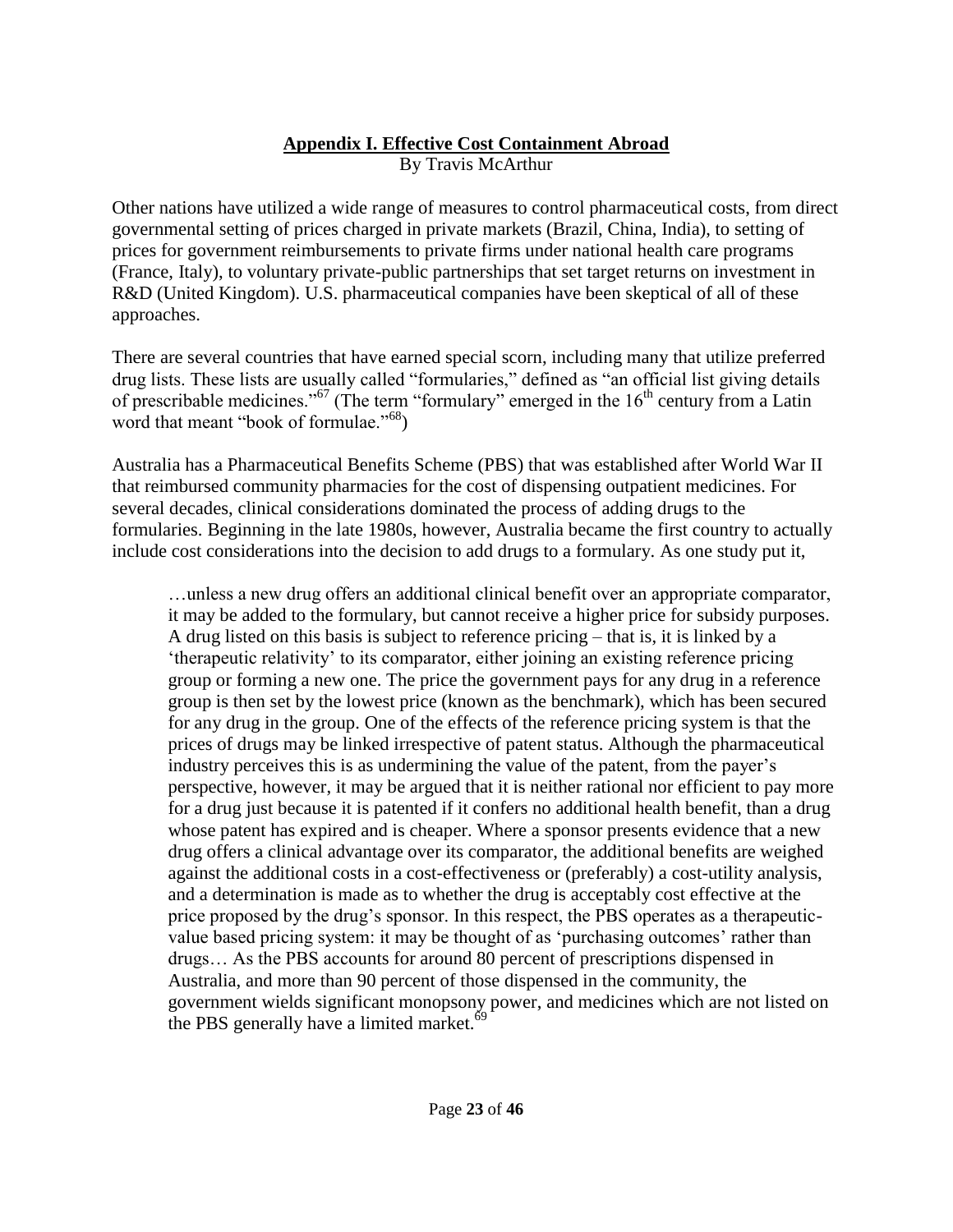## Appendix I. Effective Cost Containment Abroad

By Travis McArthur

Other nations have utilized a wide range of measures to control pharmaceutical costs, from direct governmental setting of prices charged in private markets (Brazil, China, India), to setting of prices for government reimbursements to private firms under national health care programs (France, Italy), to voluntary private-public partnerships that set target returns on investment in R&D (United Kingdom). U.S. pharmaceutical companies have been skeptical of all of these approaches.

There are several countries that have earned special scorn, including many that utilize preferred drug lists. These lists are usually called "formularies," defined as "an official list giving details of prescribable medicines."[67] (The term "formulary" emerged in the 16th century from a Latin word that meant "book of formulae."[68])

Australia has a Pharmaceutical Benefits Scheme (PBS) that was established after World War II that reimbursed community pharmacies for the cost of dispensing outpatient medicines. For several decades, clinical considerations dominated the process of adding drugs to the formularies. Beginning in the late 1980s, however, Australia became the first country to actually include cost considerations into the decision to add drugs to a formulary. As one study put it,

> …unless a new drug offers an additional clinical benefit over an appropriate comparator, it may be added to the formulary, but cannot receive a higher price for subsidy purposes. A drug listed on this basis is subject to reference pricing – that is, it is linked by a 'therapeutic relativity' to its comparator, either joining an existing reference pricing group or forming a new one. The price the government pays for any drug in a reference group is then set by the lowest price (known as the benchmark), which has been secured for any drug in the group. One of the effects of the reference pricing system is that the prices of drugs may be linked irrespective of patent status. Although the pharmaceutical industry perceives this is as undermining the value of the patent, from the payer's perspective, however, it may be argued that it is neither rational nor efficient to pay more for a drug just because it is patented if it confers no additional health benefit, than a drug whose patent has expired and is cheaper. Where a sponsor presents evidence that a new drug offers a clinical advantage over its comparator, the additional benefits are weighed against the additional costs in a cost-effectiveness or (preferably) a cost-utility analysis, and a determination is made as to whether the drug is acceptably cost effective at the price proposed by the drug's sponsor. In this respect, the PBS operates as a therapeutic-value based pricing system: it may be thought of as 'purchasing outcomes' rather than drugs… As the PBS accounts for around 80 percent of prescriptions dispensed in Australia, and more than 90 percent of those dispensed in the community, the government wields significant monopsony power, and medicines which are not listed on the PBS generally have a limited market.[69]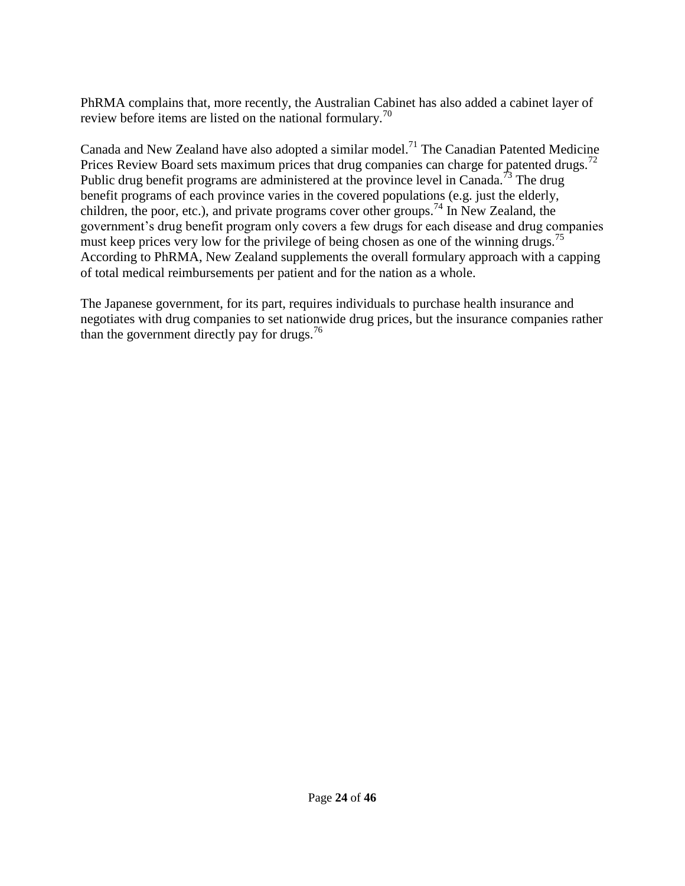PhRMA complains that, more recently, the Australian Cabinet has also added a cabinet layer of review before items are listed on the national formulary.[70]

Canada and New Zealand have also adopted a similar model.[71] The Canadian Patented Medicine Prices Review Board sets maximum prices that drug companies can charge for patented drugs.[72] Public drug benefit programs are administered at the province level in Canada.[73] The drug benefit programs of each province varies in the covered populations (e.g. just the elderly, children, the poor, etc.), and private programs cover other groups.[74] In New Zealand, the government's drug benefit program only covers a few drugs for each disease and drug companies must keep prices very low for the privilege of being chosen as one of the winning drugs.[75] According to PhRMA, New Zealand supplements the overall formulary approach with a capping of total medical reimbursements per patient and for the nation as a whole.

The Japanese government, for its part, requires individuals to purchase health insurance and negotiates with drug companies to set nationwide drug prices, but the insurance companies rather than the government directly pay for drugs.[76]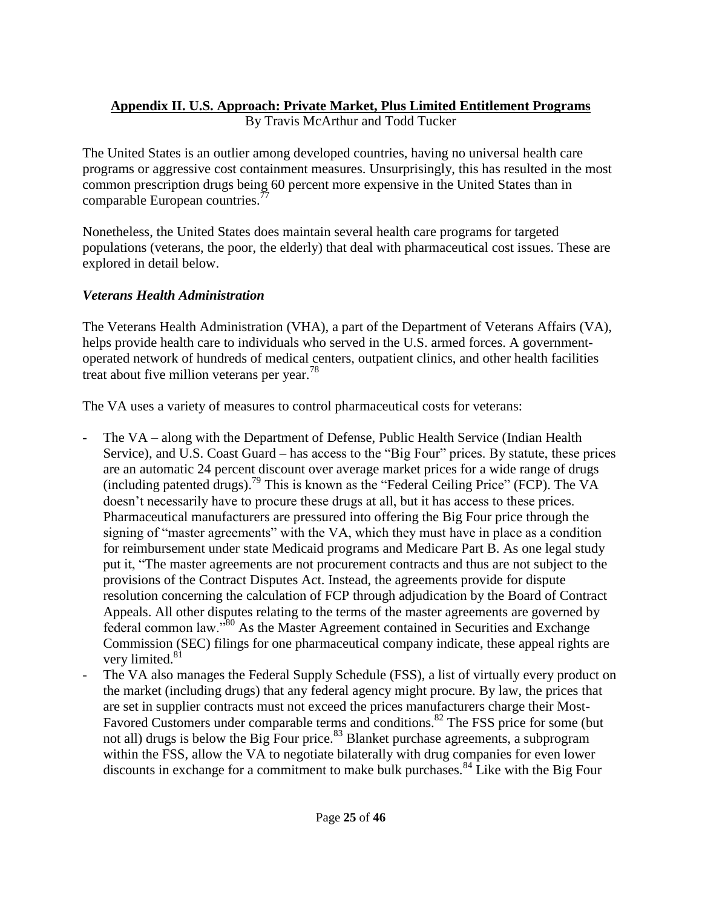## Appendix II. U.S. Approach: Private Market, Plus Limited Entitlement Programs

By Travis McArthur and Todd Tucker

The United States is an outlier among developed countries, having no universal health care programs or aggressive cost containment measures. Unsurprisingly, this has resulted in the most common prescription drugs being 60 percent more expensive in the United States than in comparable European countries.[77]

Nonetheless, the United States does maintain several health care programs for targeted populations (veterans, the poor, the elderly) that deal with pharmaceutical cost issues. These are explored in detail below.

### *Veterans Health Administration*

The Veterans Health Administration (VHA), a part of the Department of Veterans Affairs (VA), helps provide health care to individuals who served in the U.S. armed forces. A government-operated network of hundreds of medical centers, outpatient clinics, and other health facilities treat about five million veterans per year.[78]

The VA uses a variety of measures to control pharmaceutical costs for veterans:

- The VA – along with the Department of Defense, Public Health Service (Indian Health Service), and U.S. Coast Guard – has access to the "Big Four" prices. By statute, these prices are an automatic 24 percent discount over average market prices for a wide range of drugs (including patented drugs).[79] This is known as the "Federal Ceiling Price" (FCP). The VA doesn't necessarily have to procure these drugs at all, but it has access to these prices. Pharmaceutical manufacturers are pressured into offering the Big Four price through the signing of "master agreements" with the VA, which they must have in place as a condition for reimbursement under state Medicaid programs and Medicare Part B. As one legal study put it, "The master agreements are not procurement contracts and thus are not subject to the provisions of the Contract Disputes Act. Instead, the agreements provide for dispute resolution concerning the calculation of FCP through adjudication by the Board of Contract Appeals. All other disputes relating to the terms of the master agreements are governed by federal common law."[80] As the Master Agreement contained in Securities and Exchange Commission (SEC) filings for one pharmaceutical company indicate, these appeal rights are very limited.[81]
- The VA also manages the Federal Supply Schedule (FSS), a list of virtually every product on the market (including drugs) that any federal agency might procure. By law, the prices that are set in supplier contracts must not exceed the prices manufacturers charge their Most-Favored Customers under comparable terms and conditions.[82] The FSS price for some (but not all) drugs is below the Big Four price.[83] Blanket purchase agreements, a subprogram within the FSS, allow the VA to negotiate bilaterally with drug companies for even lower discounts in exchange for a commitment to make bulk purchases.[84] Like with the Big Four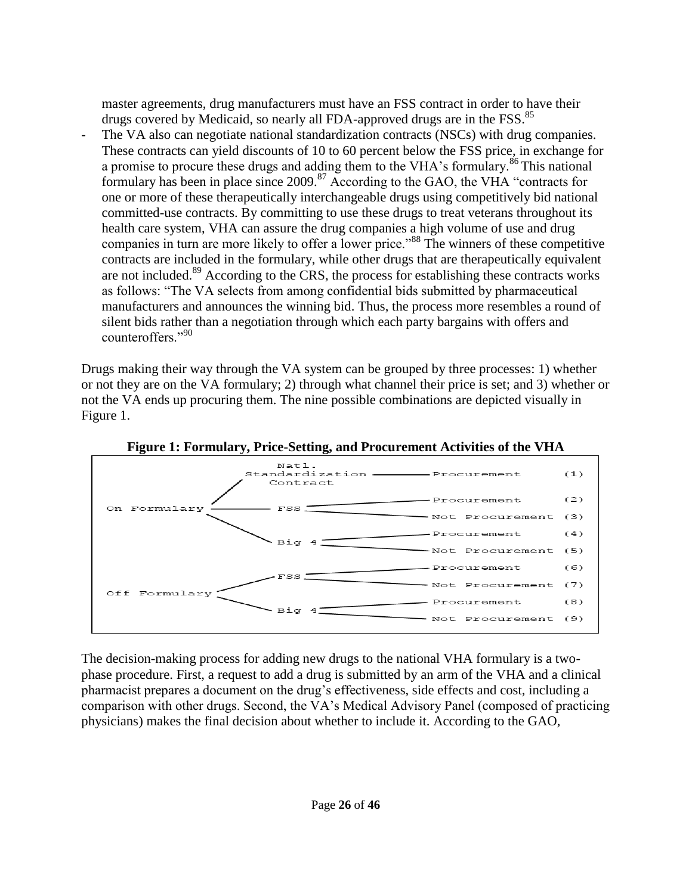master agreements, drug manufacturers must have an FSS contract in order to have their drugs covered by Medicaid, so nearly all FDA-approved drugs are in the FSS.[85]

- The VA also can negotiate national standardization contracts (NSCs) with drug companies. These contracts can yield discounts of 10 to 60 percent below the FSS price, in exchange for a promise to procure these drugs and adding them to the VHA's formulary.[86] This national formulary has been in place since 2009.[87] According to the GAO, the VHA "contracts for one or more of these therapeutically interchangeable drugs using competitively bid national committed-use contracts. By committing to use these drugs to treat veterans throughout its health care system, VHA can assure the drug companies a high volume of use and drug companies in turn are more likely to offer a lower price."[88] The winners of these competitive contracts are included in the formulary, while other drugs that are therapeutically equivalent are not included.[89] According to the CRS, the process for establishing these contracts works as follows: "The VA selects from among confidential bids submitted by pharmaceutical manufacturers and announces the winning bid. Thus, the process more resembles a round of silent bids rather than a negotiation through which each party bargains with offers and counteroffers."[90]

Drugs making their way through the VA system can be grouped by three processes: 1) whether or not they are on the VA formulary; 2) through what channel their price is set; and 3) whether or not the VA ends up procuring them. The nine possible combinations are depicted visually in Figure 1.

**Figure 1: Formulary, Price-Setting, and Procurement Activities of the VHA**

```
                    Natl.
                 Standardization ——— Procurement      (1)
                    Contract
                  /
On Formulary ——————— FSS ———————————— Procurement      (2)
                  \        \————————— Not Procurement  (3)
                   \
                    Big 4 ——————————— Procurement      (4)
                           \————————— Not Procurement  (5)

                    FSS ————————————— Procurement      (6)
                  /        \————————— Not Procurement  (7)
Off Formulary
                  \
                    Big 4 ——————————— Procurement      (8)
                           \————————— Not Procurement  (9)
```

The decision-making process for adding new drugs to the national VHA formulary is a two-phase procedure. First, a request to add a drug is submitted by an arm of the VHA and a clinical pharmacist prepares a document on the drug's effectiveness, side effects and cost, including a comparison with other drugs. Second, the VA's Medical Advisory Panel (composed of practicing physicians) makes the final decision about whether to include it. According to the GAO,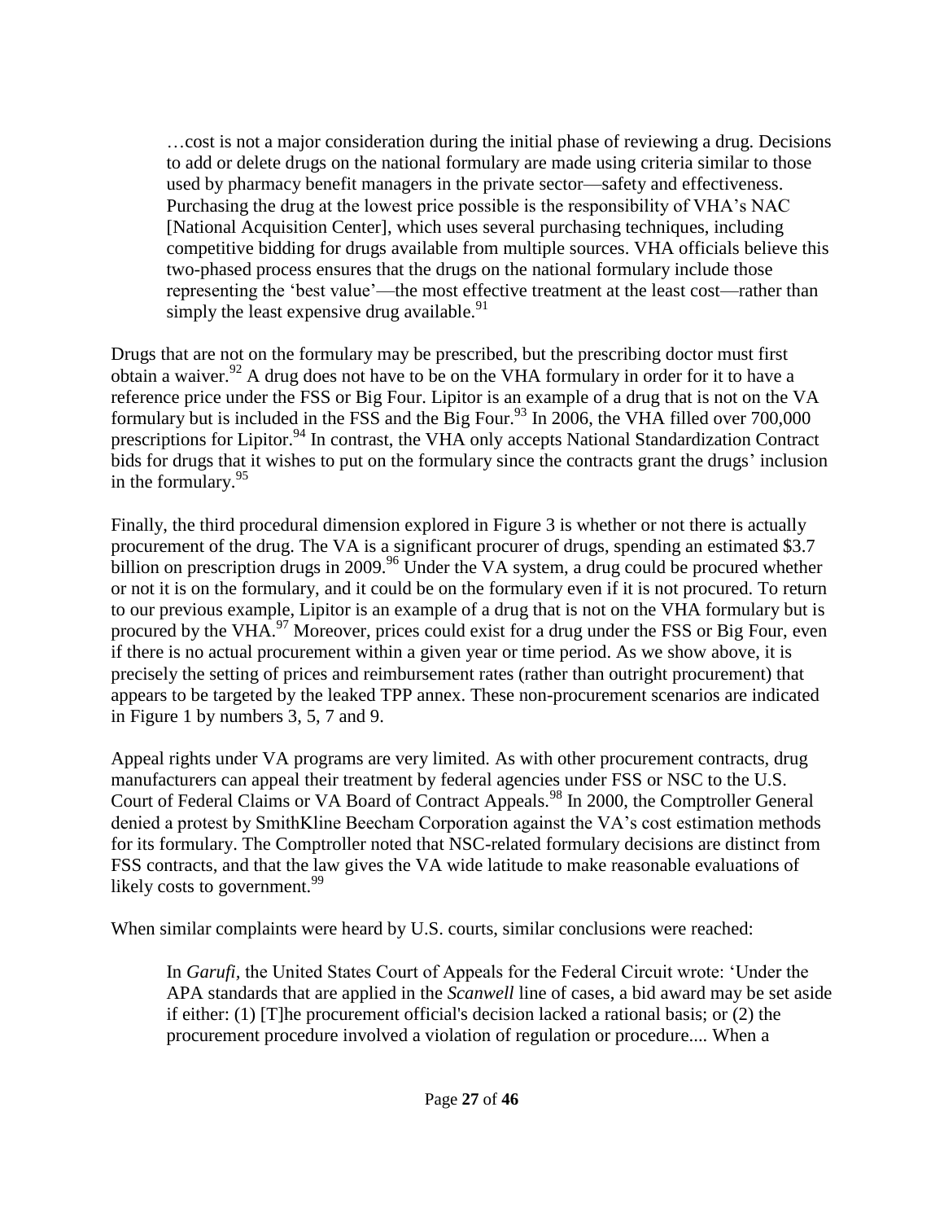> …cost is not a major consideration during the initial phase of reviewing a drug. Decisions to add or delete drugs on the national formulary are made using criteria similar to those used by pharmacy benefit managers in the private sector—safety and effectiveness. Purchasing the drug at the lowest price possible is the responsibility of VHA's NAC [National Acquisition Center], which uses several purchasing techniques, including competitive bidding for drugs available from multiple sources. VHA officials believe this two-phased process ensures that the drugs on the national formulary include those representing the 'best value'—the most effective treatment at the least cost—rather than simply the least expensive drug available.[91]

Drugs that are not on the formulary may be prescribed, but the prescribing doctor must first obtain a waiver.[92] A drug does not have to be on the VHA formulary in order for it to have a reference price under the FSS or Big Four. Lipitor is an example of a drug that is not on the VA formulary but is included in the FSS and the Big Four.[93] In 2006, the VHA filled over 700,000 prescriptions for Lipitor.[94] In contrast, the VHA only accepts National Standardization Contract bids for drugs that it wishes to put on the formulary since the contracts grant the drugs' inclusion in the formulary.[95]

Finally, the third procedural dimension explored in Figure 3 is whether or not there is actually procurement of the drug. The VA is a significant procurer of drugs, spending an estimated $3.7 billion on prescription drugs in 2009.[96] Under the VA system, a drug could be procured whether or not it is on the formulary, and it could be on the formulary even if it is not procured. To return to our previous example, Lipitor is an example of a drug that is not on the VHA formulary but is procured by the VHA.[97] Moreover, prices could exist for a drug under the FSS or Big Four, even if there is no actual procurement within a given year or time period. As we show above, it is precisely the setting of prices and reimbursement rates (rather than outright procurement) that appears to be targeted by the leaked TPP annex. These non-procurement scenarios are indicated in Figure 1 by numbers 3, 5, 7 and 9.

Appeal rights under VA programs are very limited. As with other procurement contracts, drug manufacturers can appeal their treatment by federal agencies under FSS or NSC to the U.S. Court of Federal Claims or VA Board of Contract Appeals.[98] In 2000, the Comptroller General denied a protest by SmithKline Beecham Corporation against the VA's cost estimation methods for its formulary. The Comptroller noted that NSC-related formulary decisions are distinct from FSS contracts, and that the law gives the VA wide latitude to make reasonable evaluations of likely costs to government.[99]

When similar complaints were heard by U.S. courts, similar conclusions were reached:

> In *Garufi*, the United States Court of Appeals for the Federal Circuit wrote: 'Under the APA standards that are applied in the *Scanwell* line of cases, a bid award may be set aside if either: (1) [T]he procurement official's decision lacked a rational basis; or (2) the procurement procedure involved a violation of regulation or procedure.... When a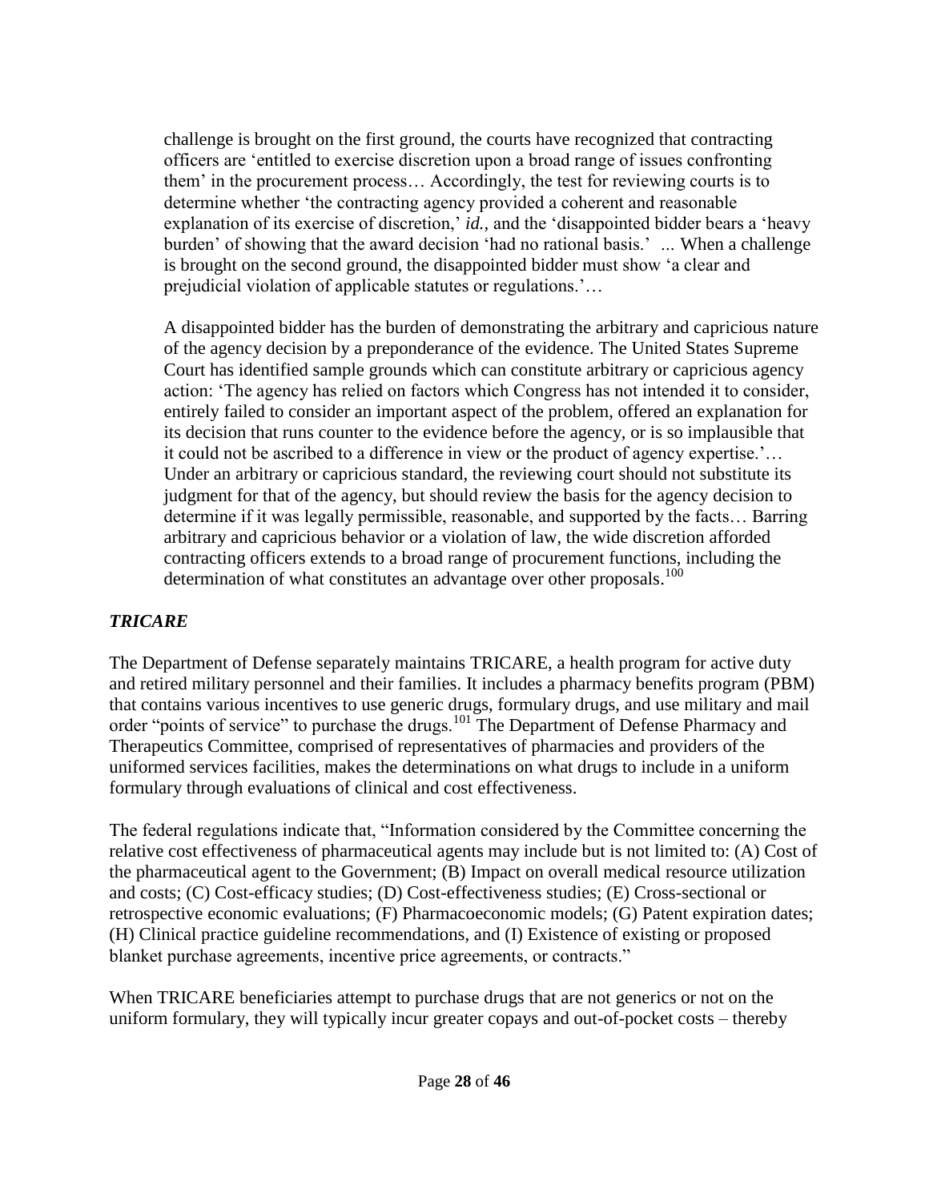> challenge is brought on the first ground, the courts have recognized that contracting officers are 'entitled to exercise discretion upon a broad range of issues confronting them' in the procurement process… Accordingly, the test for reviewing courts is to determine whether 'the contracting agency provided a coherent and reasonable explanation of its exercise of discretion,' *id.*, and the 'disappointed bidder bears a 'heavy burden' of showing that the award decision 'had no rational basis.' ... When a challenge is brought on the second ground, the disappointed bidder must show 'a clear and prejudicial violation of applicable statutes or regulations.'…
>
> A disappointed bidder has the burden of demonstrating the arbitrary and capricious nature of the agency decision by a preponderance of the evidence. The United States Supreme Court has identified sample grounds which can constitute arbitrary or capricious agency action: 'The agency has relied on factors which Congress has not intended it to consider, entirely failed to consider an important aspect of the problem, offered an explanation for its decision that runs counter to the evidence before the agency, or is so implausible that it could not be ascribed to a difference in view or the product of agency expertise.'… Under an arbitrary or capricious standard, the reviewing court should not substitute its judgment for that of the agency, but should review the basis for the agency decision to determine if it was legally permissible, reasonable, and supported by the facts… Barring arbitrary and capricious behavior or a violation of law, the wide discretion afforded contracting officers extends to a broad range of procurement functions, including the determination of what constitutes an advantage over other proposals.[100]

### *TRICARE*

The Department of Defense separately maintains TRICARE, a health program for active duty and retired military personnel and their families. It includes a pharmacy benefits program (PBM) that contains various incentives to use generic drugs, formulary drugs, and use military and mail order "points of service" to purchase the drugs.[101] The Department of Defense Pharmacy and Therapeutics Committee, comprised of representatives of pharmacies and providers of the uniformed services facilities, makes the determinations on what drugs to include in a uniform formulary through evaluations of clinical and cost effectiveness.

The federal regulations indicate that, "Information considered by the Committee concerning the relative cost effectiveness of pharmaceutical agents may include but is not limited to: (A) Cost of the pharmaceutical agent to the Government; (B) Impact on overall medical resource utilization and costs; (C) Cost-efficacy studies; (D) Cost-effectiveness studies; (E) Cross-sectional or retrospective economic evaluations; (F) Pharmacoeconomic models; (G) Patent expiration dates; (H) Clinical practice guideline recommendations, and (I) Existence of existing or proposed blanket purchase agreements, incentive price agreements, or contracts."

When TRICARE beneficiaries attempt to purchase drugs that are not generics or not on the uniform formulary, they will typically incur greater copays and out-of-pocket costs – thereby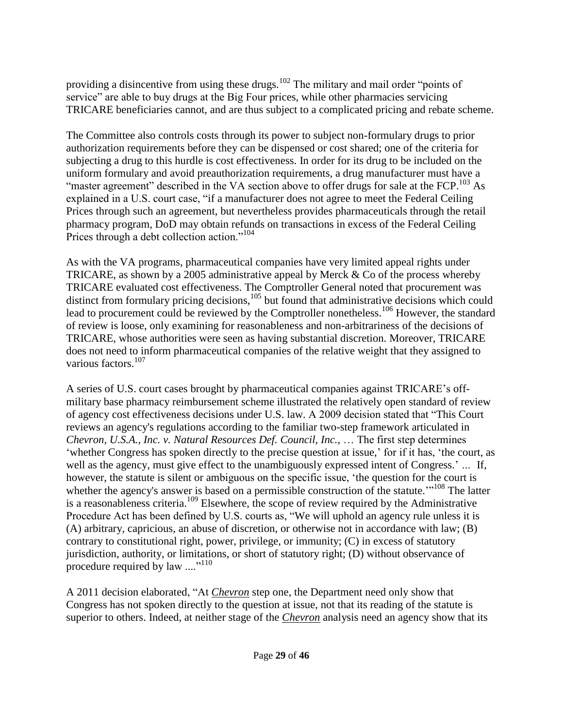providing a disincentive from using these drugs.[102] The military and mail order "points of service" are able to buy drugs at the Big Four prices, while other pharmacies servicing TRICARE beneficiaries cannot, and are thus subject to a complicated pricing and rebate scheme.

The Committee also controls costs through its power to subject non-formulary drugs to prior authorization requirements before they can be dispensed or cost shared; one of the criteria for subjecting a drug to this hurdle is cost effectiveness. In order for its drug to be included on the uniform formulary and avoid preauthorization requirements, a drug manufacturer must have a "master agreement" described in the VA section above to offer drugs for sale at the FCP.[103] As explained in a U.S. court case, "if a manufacturer does not agree to meet the Federal Ceiling Prices through such an agreement, but nevertheless provides pharmaceuticals through the retail pharmacy program, DoD may obtain refunds on transactions in excess of the Federal Ceiling Prices through a debt collection action."[104]

As with the VA programs, pharmaceutical companies have very limited appeal rights under TRICARE, as shown by a 2005 administrative appeal by Merck & Co of the process whereby TRICARE evaluated cost effectiveness. The Comptroller General noted that procurement was distinct from formulary pricing decisions,[105] but found that administrative decisions which could lead to procurement could be reviewed by the Comptroller nonetheless.[106] However, the standard of review is loose, only examining for reasonableness and non-arbitrariness of the decisions of TRICARE, whose authorities were seen as having substantial discretion. Moreover, TRICARE does not need to inform pharmaceutical companies of the relative weight that they assigned to various factors.[107]

A series of U.S. court cases brought by pharmaceutical companies against TRICARE's off-military base pharmacy reimbursement scheme illustrated the relatively open standard of review of agency cost effectiveness decisions under U.S. law. A 2009 decision stated that "This Court reviews an agency's regulations according to the familiar two-step framework articulated in *Chevron, U.S.A., Inc. v. Natural Resources Def. Council, Inc.*, … The first step determines 'whether Congress has spoken directly to the precise question at issue,' for if it has, 'the court, as well as the agency, must give effect to the unambiguously expressed intent of Congress.' ... If, however, the statute is silent or ambiguous on the specific issue, 'the question for the court is whether the agency's answer is based on a permissible construction of the statute.'"[108] The latter is a reasonableness criteria.[109] Elsewhere, the scope of review required by the Administrative Procedure Act has been defined by U.S. courts as, "We will uphold an agency rule unless it is (A) arbitrary, capricious, an abuse of discretion, or otherwise not in accordance with law; (B) contrary to constitutional right, power, privilege, or immunity; (C) in excess of statutory jurisdiction, authority, or limitations, or short of statutory right; (D) without observance of procedure required by law ...."[110]

A 2011 decision elaborated, "At ***Chevron*** step one, the Department need only show that Congress has not spoken directly to the question at issue, not that its reading of the statute is superior to others. Indeed, at neither stage of the ***Chevron*** analysis need an agency show that its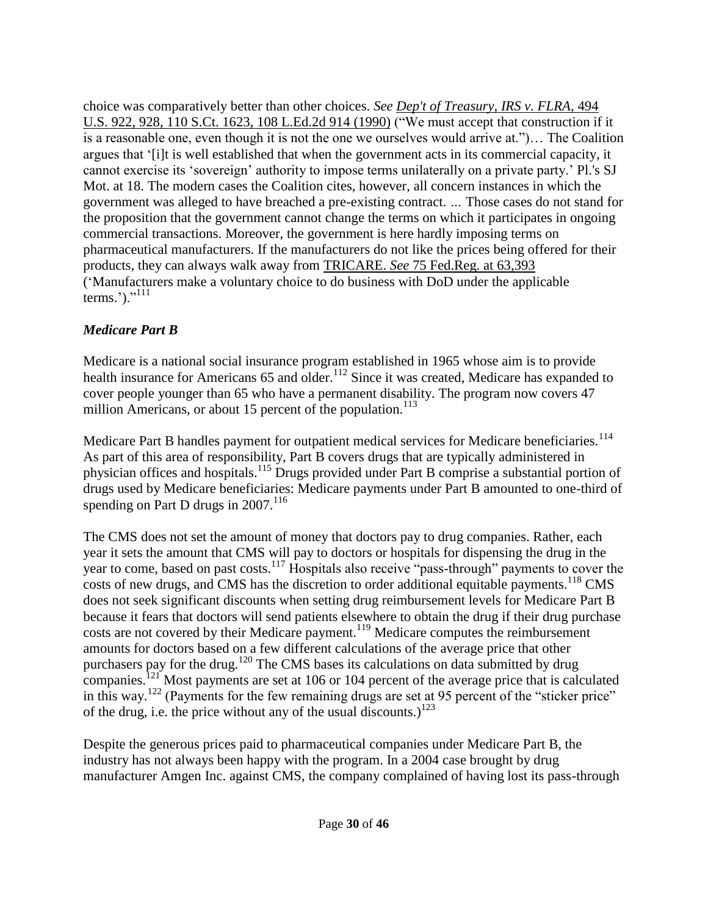choice was comparatively better than other choices. *See* Dep't of Treasury, IRS v. FLRA, 494 U.S. 922, 928, 110 S.Ct. 1623, 108 L.Ed.2d 914 (1990) ("We must accept that construction if it is a reasonable one, even though it is not the one we ourselves would arrive at.")… The Coalition argues that '[i]t is well established that when the government acts in its commercial capacity, it cannot exercise its 'sovereign' authority to impose terms unilaterally on a private party.' Pl.'s SJ Mot. at 18. The modern cases the Coalition cites, however, all concern instances in which the government was alleged to have breached a pre-existing contract. ... Those cases do not stand for the proposition that the government cannot change the terms on which it participates in ongoing commercial transactions. Moreover, the government is here hardly imposing terms on pharmaceutical manufacturers. If the manufacturers do not like the prices being offered for their products, they can always walk away from TRICARE. *See* 75 Fed.Reg. at 63,393 ('Manufacturers make a voluntary choice to do business with DoD under the applicable terms.')."[111]

### *Medicare Part B*

Medicare is a national social insurance program established in 1965 whose aim is to provide health insurance for Americans 65 and older.[112] Since it was created, Medicare has expanded to cover people younger than 65 who have a permanent disability. The program now covers 47 million Americans, or about 15 percent of the population.[113]

Medicare Part B handles payment for outpatient medical services for Medicare beneficiaries.[114] As part of this area of responsibility, Part B covers drugs that are typically administered in physician offices and hospitals.[115] Drugs provided under Part B comprise a substantial portion of drugs used by Medicare beneficiaries: Medicare payments under Part B amounted to one-third of spending on Part D drugs in 2007.[116]

The CMS does not set the amount of money that doctors pay to drug companies. Rather, each year it sets the amount that CMS will pay to doctors or hospitals for dispensing the drug in the year to come, based on past costs.[117] Hospitals also receive "pass-through" payments to cover the costs of new drugs, and CMS has the discretion to order additional equitable payments.[118] CMS does not seek significant discounts when setting drug reimbursement levels for Medicare Part B because it fears that doctors will send patients elsewhere to obtain the drug if their drug purchase costs are not covered by their Medicare payment.[119] Medicare computes the reimbursement amounts for doctors based on a few different calculations of the average price that other purchasers pay for the drug.[120] The CMS bases its calculations on data submitted by drug companies.[121] Most payments are set at 106 or 104 percent of the average price that is calculated in this way.[122] (Payments for the few remaining drugs are set at 95 percent of the "sticker price" of the drug, i.e. the price without any of the usual discounts.)[123]

Despite the generous prices paid to pharmaceutical companies under Medicare Part B, the industry has not always been happy with the program. In a 2004 case brought by drug manufacturer Amgen Inc. against CMS, the company complained of having lost its pass-through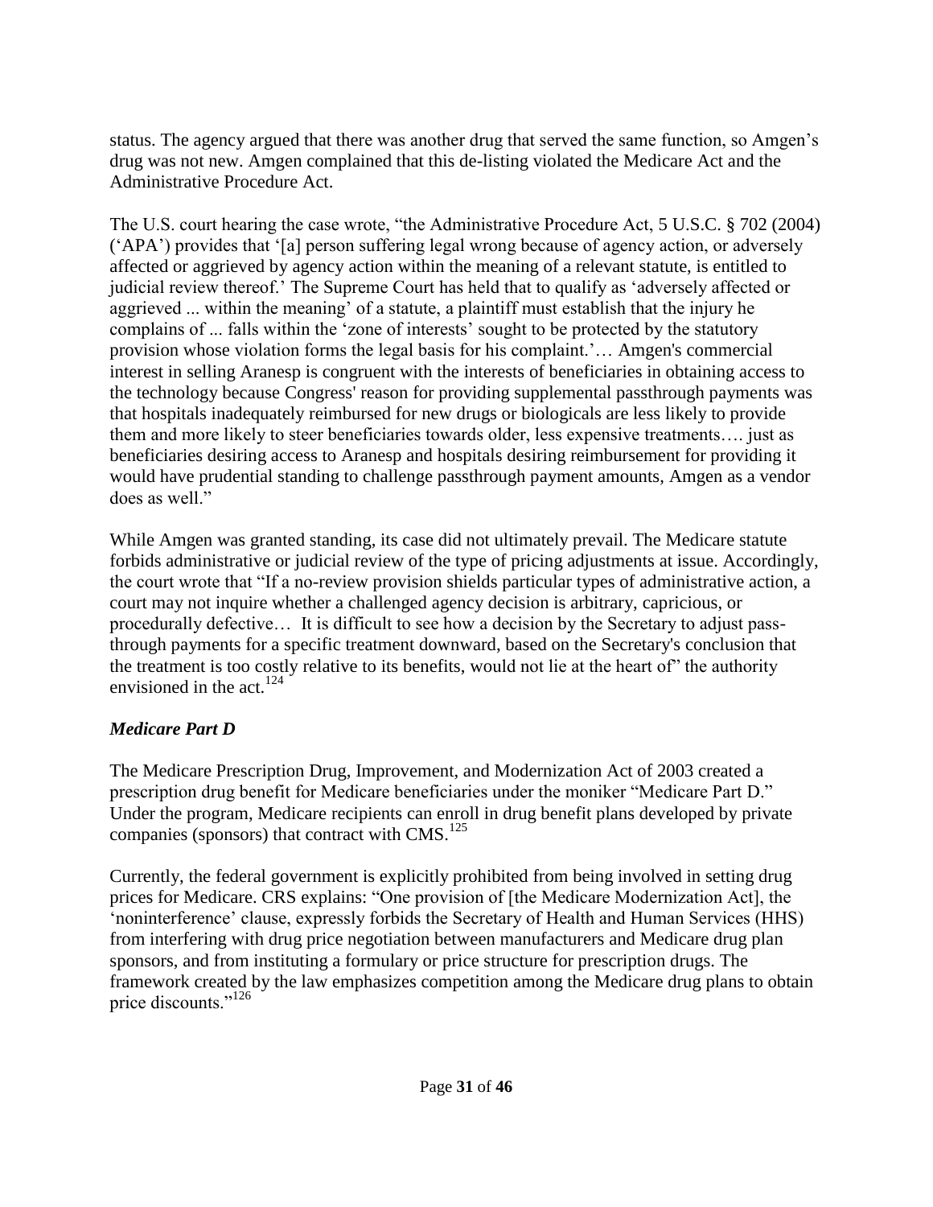status. The agency argued that there was another drug that served the same function, so Amgen's drug was not new. Amgen complained that this de-listing violated the Medicare Act and the Administrative Procedure Act.

The U.S. court hearing the case wrote, "the Administrative Procedure Act, 5 U.S.C. § 702 (2004) ('APA') provides that '[a] person suffering legal wrong because of agency action, or adversely affected or aggrieved by agency action within the meaning of a relevant statute, is entitled to judicial review thereof.' The Supreme Court has held that to qualify as 'adversely affected or aggrieved ... within the meaning' of a statute, a plaintiff must establish that the injury he complains of ... falls within the 'zone of interests' sought to be protected by the statutory provision whose violation forms the legal basis for his complaint.'… Amgen's commercial interest in selling Aranesp is congruent with the interests of beneficiaries in obtaining access to the technology because Congress' reason for providing supplemental passthrough payments was that hospitals inadequately reimbursed for new drugs or biologicals are less likely to provide them and more likely to steer beneficiaries towards older, less expensive treatments…. just as beneficiaries desiring access to Aranesp and hospitals desiring reimbursement for providing it would have prudential standing to challenge passthrough payment amounts, Amgen as a vendor does as well."

While Amgen was granted standing, its case did not ultimately prevail. The Medicare statute forbids administrative or judicial review of the type of pricing adjustments at issue. Accordingly, the court wrote that "If a no-review provision shields particular types of administrative action, a court may not inquire whether a challenged agency decision is arbitrary, capricious, or procedurally defective… It is difficult to see how a decision by the Secretary to adjust pass-through payments for a specific treatment downward, based on the Secretary's conclusion that the treatment is too costly relative to its benefits, would not lie at the heart of" the authority envisioned in the act.[124]

### *Medicare Part D*

The Medicare Prescription Drug, Improvement, and Modernization Act of 2003 created a prescription drug benefit for Medicare beneficiaries under the moniker "Medicare Part D." Under the program, Medicare recipients can enroll in drug benefit plans developed by private companies (sponsors) that contract with CMS.[125]

Currently, the federal government is explicitly prohibited from being involved in setting drug prices for Medicare. CRS explains: "One provision of [the Medicare Modernization Act], the 'noninterference' clause, expressly forbids the Secretary of Health and Human Services (HHS) from interfering with drug price negotiation between manufacturers and Medicare drug plan sponsors, and from instituting a formulary or price structure for prescription drugs. The framework created by the law emphasizes competition among the Medicare drug plans to obtain price discounts."[126]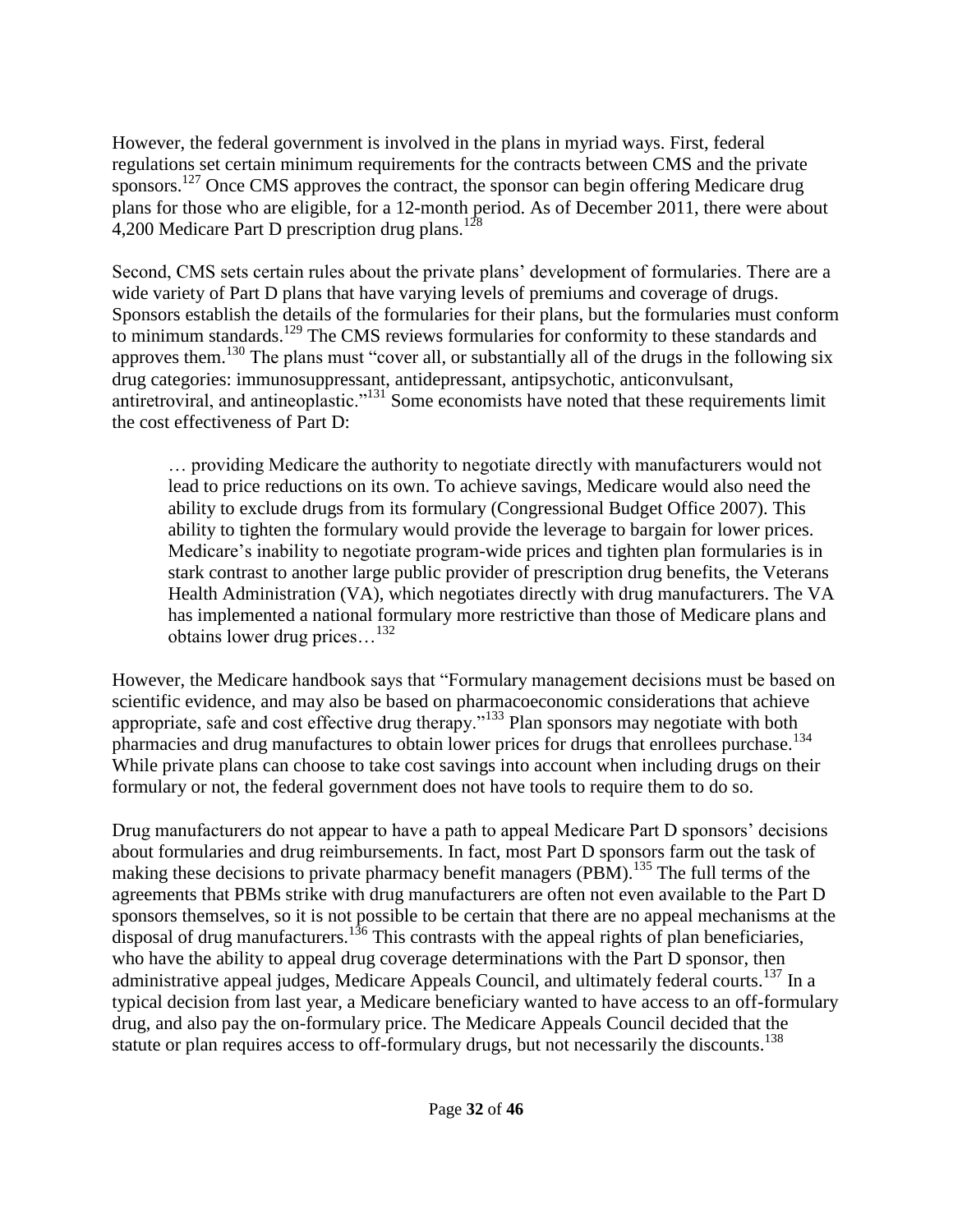However, the federal government is involved in the plans in myriad ways. First, federal regulations set certain minimum requirements for the contracts between CMS and the private sponsors.[127] Once CMS approves the contract, the sponsor can begin offering Medicare drug plans for those who are eligible, for a 12-month period. As of December 2011, there were about 4,200 Medicare Part D prescription drug plans.[128]

Second, CMS sets certain rules about the private plans' development of formularies. There are a wide variety of Part D plans that have varying levels of premiums and coverage of drugs. Sponsors establish the details of the formularies for their plans, but the formularies must conform to minimum standards.[129] The CMS reviews formularies for conformity to these standards and approves them.[130] The plans must "cover all, or substantially all of the drugs in the following six drug categories: immunosuppressant, antidepressant, antipsychotic, anticonvulsant, antiretroviral, and antineoplastic."[131] Some economists have noted that these requirements limit the cost effectiveness of Part D:

> … providing Medicare the authority to negotiate directly with manufacturers would not lead to price reductions on its own. To achieve savings, Medicare would also need the ability to exclude drugs from its formulary (Congressional Budget Office 2007). This ability to tighten the formulary would provide the leverage to bargain for lower prices. Medicare's inability to negotiate program-wide prices and tighten plan formularies is in stark contrast to another large public provider of prescription drug benefits, the Veterans Health Administration (VA), which negotiates directly with drug manufacturers. The VA has implemented a national formulary more restrictive than those of Medicare plans and obtains lower drug prices…[132]

However, the Medicare handbook says that "Formulary management decisions must be based on scientific evidence, and may also be based on pharmacoeconomic considerations that achieve appropriate, safe and cost effective drug therapy."[133] Plan sponsors may negotiate with both pharmacies and drug manufactures to obtain lower prices for drugs that enrollees purchase.[134] While private plans can choose to take cost savings into account when including drugs on their formulary or not, the federal government does not have tools to require them to do so.

Drug manufacturers do not appear to have a path to appeal Medicare Part D sponsors' decisions about formularies and drug reimbursements. In fact, most Part D sponsors farm out the task of making these decisions to private pharmacy benefit managers (PBM).[135] The full terms of the agreements that PBMs strike with drug manufacturers are often not even available to the Part D sponsors themselves, so it is not possible to be certain that there are no appeal mechanisms at the disposal of drug manufacturers.[136] This contrasts with the appeal rights of plan beneficiaries, who have the ability to appeal drug coverage determinations with the Part D sponsor, then administrative appeal judges, Medicare Appeals Council, and ultimately federal courts.[137] In a typical decision from last year, a Medicare beneficiary wanted to have access to an off-formulary drug, and also pay the on-formulary price. The Medicare Appeals Council decided that the statute or plan requires access to off-formulary drugs, but not necessarily the discounts.[138]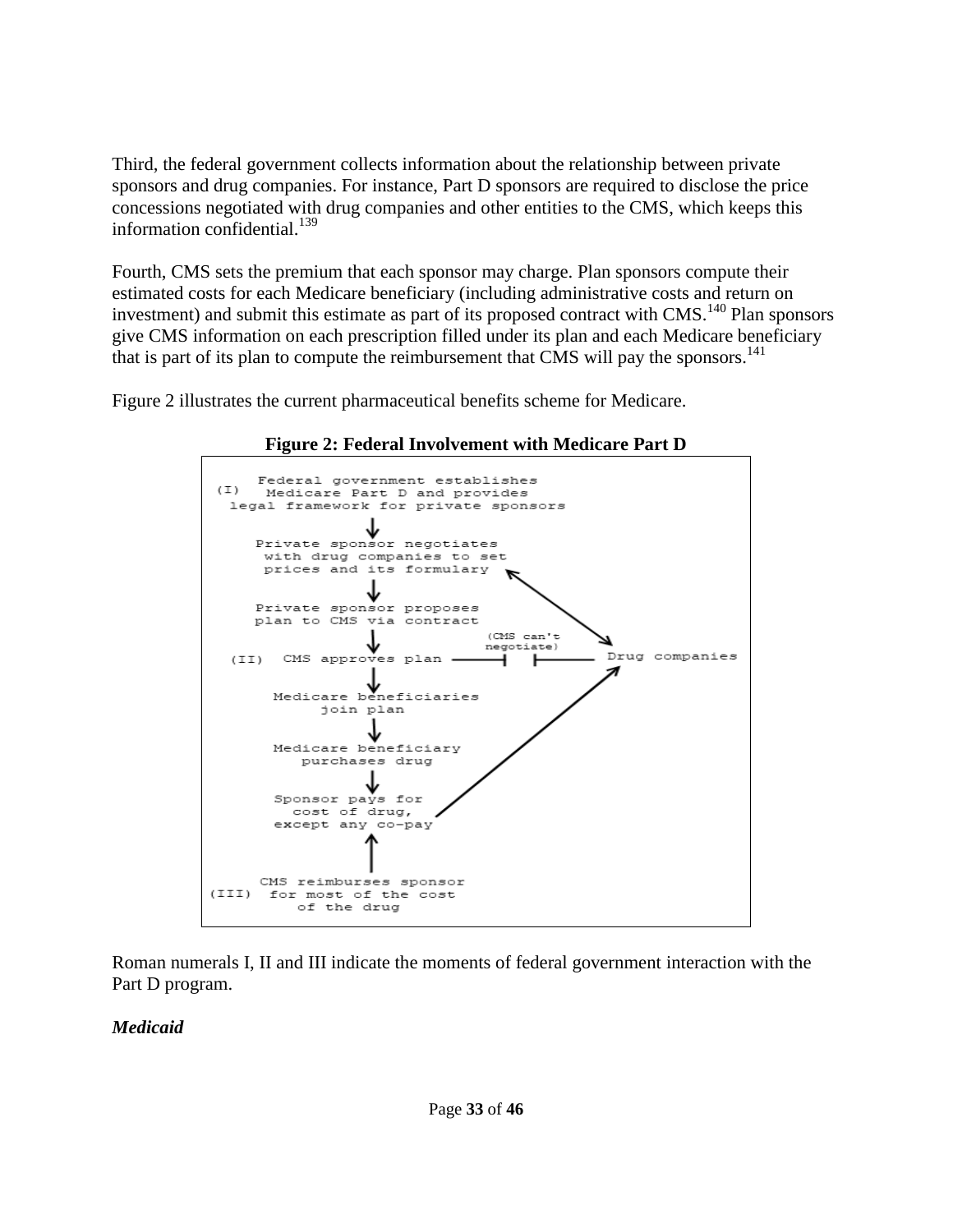Third, the federal government collects information about the relationship between private sponsors and drug companies. For instance, Part D sponsors are required to disclose the price concessions negotiated with drug companies and other entities to the CMS, which keeps this information confidential.[139]

Fourth, CMS sets the premium that each sponsor may charge. Plan sponsors compute their estimated costs for each Medicare beneficiary (including administrative costs and return on investment) and submit this estimate as part of its proposed contract with CMS.[140] Plan sponsors give CMS information on each prescription filled under its plan and each Medicare beneficiary that is part of its plan to compute the reimbursement that CMS will pay the sponsors.[141]

Figure 2 illustrates the current pharmaceutical benefits scheme for Medicare.

**Figure 2: Federal Involvement with Medicare Part D**

```
      Federal government establishes
(I)    Medicare Part D and provides
  legal framework for private sponsors
                  ↓
      Private sponsor negotiates
       with drug companies to set
       prices and its formulary  <-------------\
                  ↓                             \
      Private sponsor proposes                   \
      plan to CMS via contract                    \
                  ↓              (CMS can't        v
 (II)  CMS approves plan ------| negotiate) |---- Drug companies
                  ↓                                ^
        Medicare beneficiaries                    /
              join plan                          /
                  ↓                             /
        Medicare beneficiary                   /
           purchases drug                     /
                  ↓                          /
         Sponsor pays for                   /
          cost of drug,                    /
        except any co-pay -----------------
                  ↑
                  |
       CMS reimburses sponsor
(III)   for most of the cost
            of the drug
```

Roman numerals I, II and III indicate the moments of federal government interaction with the Part D program.

***Medicaid***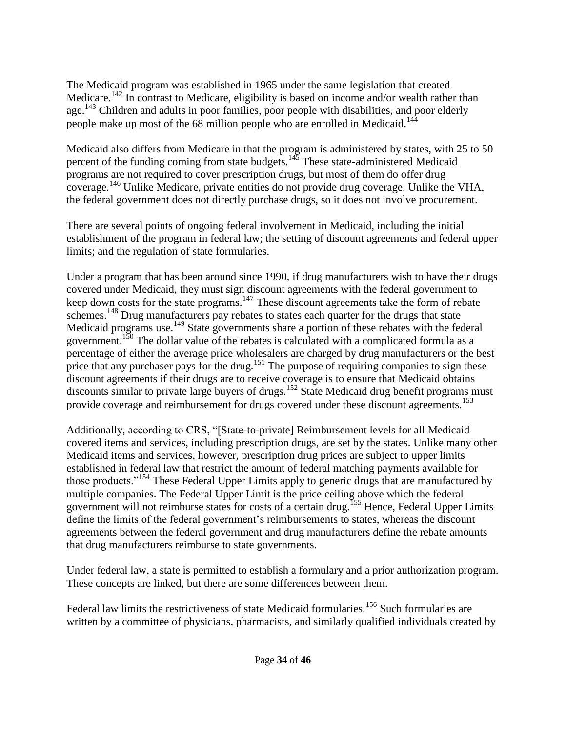The Medicaid program was established in 1965 under the same legislation that created Medicare.[142] In contrast to Medicare, eligibility is based on income and/or wealth rather than age.[143] Children and adults in poor families, poor people with disabilities, and poor elderly people make up most of the 68 million people who are enrolled in Medicaid.[144]

Medicaid also differs from Medicare in that the program is administered by states, with 25 to 50 percent of the funding coming from state budgets.[145] These state-administered Medicaid programs are not required to cover prescription drugs, but most of them do offer drug coverage.[146] Unlike Medicare, private entities do not provide drug coverage. Unlike the VHA, the federal government does not directly purchase drugs, so it does not involve procurement.

There are several points of ongoing federal involvement in Medicaid, including the initial establishment of the program in federal law; the setting of discount agreements and federal upper limits; and the regulation of state formularies.

Under a program that has been around since 1990, if drug manufacturers wish to have their drugs covered under Medicaid, they must sign discount agreements with the federal government to keep down costs for the state programs.[147] These discount agreements take the form of rebate schemes.[148] Drug manufacturers pay rebates to states each quarter for the drugs that state Medicaid programs use.[149] State governments share a portion of these rebates with the federal government.[150] The dollar value of the rebates is calculated with a complicated formula as a percentage of either the average price wholesalers are charged by drug manufacturers or the best price that any purchaser pays for the drug.[151] The purpose of requiring companies to sign these discount agreements if their drugs are to receive coverage is to ensure that Medicaid obtains discounts similar to private large buyers of drugs.[152] State Medicaid drug benefit programs must provide coverage and reimbursement for drugs covered under these discount agreements.[153]

Additionally, according to CRS, "[State-to-private] Reimbursement levels for all Medicaid covered items and services, including prescription drugs, are set by the states. Unlike many other Medicaid items and services, however, prescription drug prices are subject to upper limits established in federal law that restrict the amount of federal matching payments available for those products."[154] These Federal Upper Limits apply to generic drugs that are manufactured by multiple companies. The Federal Upper Limit is the price ceiling above which the federal government will not reimburse states for costs of a certain drug.[155] Hence, Federal Upper Limits define the limits of the federal government's reimbursements to states, whereas the discount agreements between the federal government and drug manufacturers define the rebate amounts that drug manufacturers reimburse to state governments.

Under federal law, a state is permitted to establish a formulary and a prior authorization program. These concepts are linked, but there are some differences between them.

Federal law limits the restrictiveness of state Medicaid formularies.[156] Such formularies are written by a committee of physicians, pharmacists, and similarly qualified individuals created by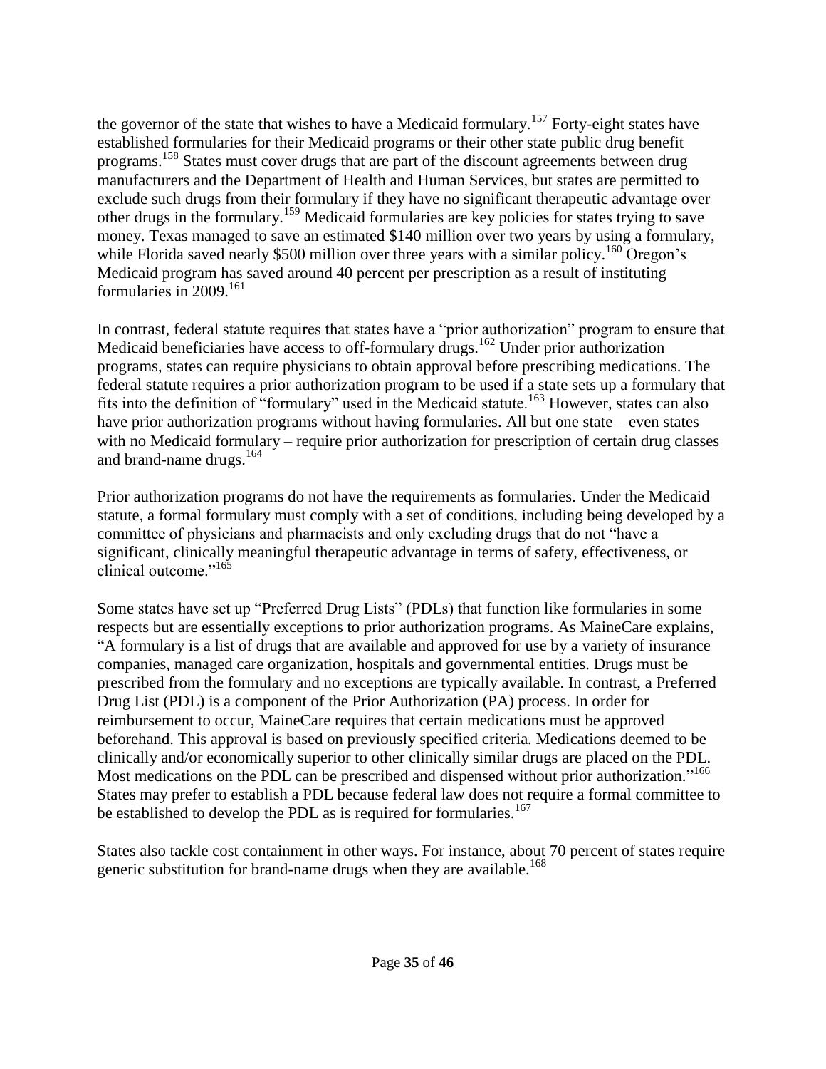the governor of the state that wishes to have a Medicaid formulary.[157] Forty-eight states have established formularies for their Medicaid programs or their other state public drug benefit programs.[158] States must cover drugs that are part of the discount agreements between drug manufacturers and the Department of Health and Human Services, but states are permitted to exclude such drugs from their formulary if they have no significant therapeutic advantage over other drugs in the formulary.[159] Medicaid formularies are key policies for states trying to save money. Texas managed to save an estimated $140 million over two years by using a formulary, while Florida saved nearly $500 million over three years with a similar policy.[160] Oregon's Medicaid program has saved around 40 percent per prescription as a result of instituting formularies in 2009.[161]

In contrast, federal statute requires that states have a "prior authorization" program to ensure that Medicaid beneficiaries have access to off-formulary drugs.[162] Under prior authorization programs, states can require physicians to obtain approval before prescribing medications. The federal statute requires a prior authorization program to be used if a state sets up a formulary that fits into the definition of "formulary" used in the Medicaid statute.[163] However, states can also have prior authorization programs without having formularies. All but one state – even states with no Medicaid formulary – require prior authorization for prescription of certain drug classes and brand-name drugs.[164]

Prior authorization programs do not have the requirements as formularies. Under the Medicaid statute, a formal formulary must comply with a set of conditions, including being developed by a committee of physicians and pharmacists and only excluding drugs that do not "have a significant, clinically meaningful therapeutic advantage in terms of safety, effectiveness, or clinical outcome."[165]

Some states have set up "Preferred Drug Lists" (PDLs) that function like formularies in some respects but are essentially exceptions to prior authorization programs. As MaineCare explains, "A formulary is a list of drugs that are available and approved for use by a variety of insurance companies, managed care organization, hospitals and governmental entities. Drugs must be prescribed from the formulary and no exceptions are typically available. In contrast, a Preferred Drug List (PDL) is a component of the Prior Authorization (PA) process. In order for reimbursement to occur, MaineCare requires that certain medications must be approved beforehand. This approval is based on previously specified criteria. Medications deemed to be clinically and/or economically superior to other clinically similar drugs are placed on the PDL. Most medications on the PDL can be prescribed and dispensed without prior authorization."[166] States may prefer to establish a PDL because federal law does not require a formal committee to be established to develop the PDL as is required for formularies.[167]

States also tackle cost containment in other ways. For instance, about 70 percent of states require generic substitution for brand-name drugs when they are available.[168]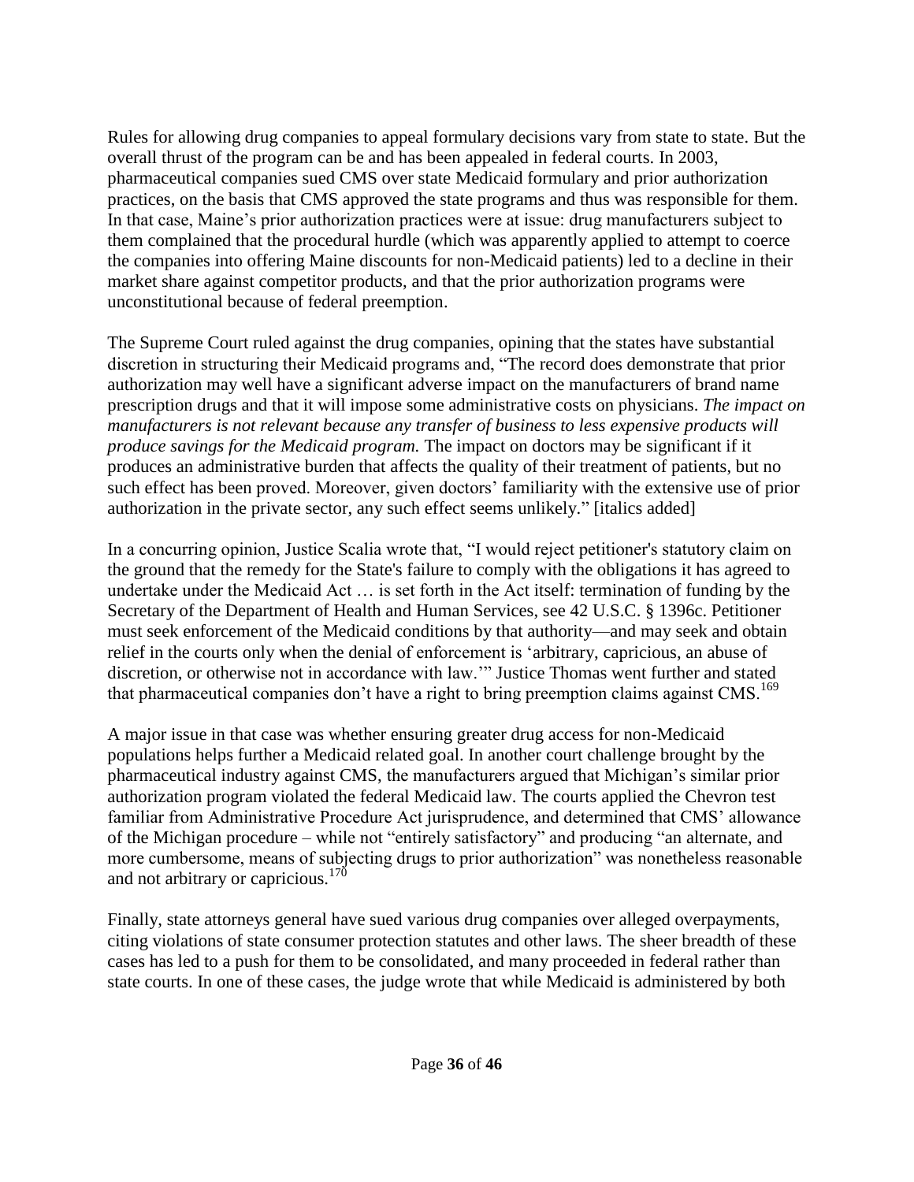Rules for allowing drug companies to appeal formulary decisions vary from state to state. But the overall thrust of the program can be and has been appealed in federal courts. In 2003, pharmaceutical companies sued CMS over state Medicaid formulary and prior authorization practices, on the basis that CMS approved the state programs and thus was responsible for them. In that case, Maine's prior authorization practices were at issue: drug manufacturers subject to them complained that the procedural hurdle (which was apparently applied to attempt to coerce the companies into offering Maine discounts for non-Medicaid patients) led to a decline in their market share against competitor products, and that the prior authorization programs were unconstitutional because of federal preemption.

The Supreme Court ruled against the drug companies, opining that the states have substantial discretion in structuring their Medicaid programs and, "The record does demonstrate that prior authorization may well have a significant adverse impact on the manufacturers of brand name prescription drugs and that it will impose some administrative costs on physicians. *The impact on manufacturers is not relevant because any transfer of business to less expensive products will produce savings for the Medicaid program.* The impact on doctors may be significant if it produces an administrative burden that affects the quality of their treatment of patients, but no such effect has been proved. Moreover, given doctors' familiarity with the extensive use of prior authorization in the private sector, any such effect seems unlikely." [italics added]

In a concurring opinion, Justice Scalia wrote that, "I would reject petitioner's statutory claim on the ground that the remedy for the State's failure to comply with the obligations it has agreed to undertake under the Medicaid Act … is set forth in the Act itself: termination of funding by the Secretary of the Department of Health and Human Services, see 42 U.S.C. § 1396c. Petitioner must seek enforcement of the Medicaid conditions by that authority—and may seek and obtain relief in the courts only when the denial of enforcement is 'arbitrary, capricious, an abuse of discretion, or otherwise not in accordance with law.'" Justice Thomas went further and stated that pharmaceutical companies don't have a right to bring preemption claims against CMS.[169]

A major issue in that case was whether ensuring greater drug access for non-Medicaid populations helps further a Medicaid related goal. In another court challenge brought by the pharmaceutical industry against CMS, the manufacturers argued that Michigan's similar prior authorization program violated the federal Medicaid law. The courts applied the Chevron test familiar from Administrative Procedure Act jurisprudence, and determined that CMS' allowance of the Michigan procedure – while not "entirely satisfactory" and producing "an alternate, and more cumbersome, means of subjecting drugs to prior authorization" was nonetheless reasonable and not arbitrary or capricious.[170]

Finally, state attorneys general have sued various drug companies over alleged overpayments, citing violations of state consumer protection statutes and other laws. The sheer breadth of these cases has led to a push for them to be consolidated, and many proceeded in federal rather than state courts. In one of these cases, the judge wrote that while Medicaid is administered by both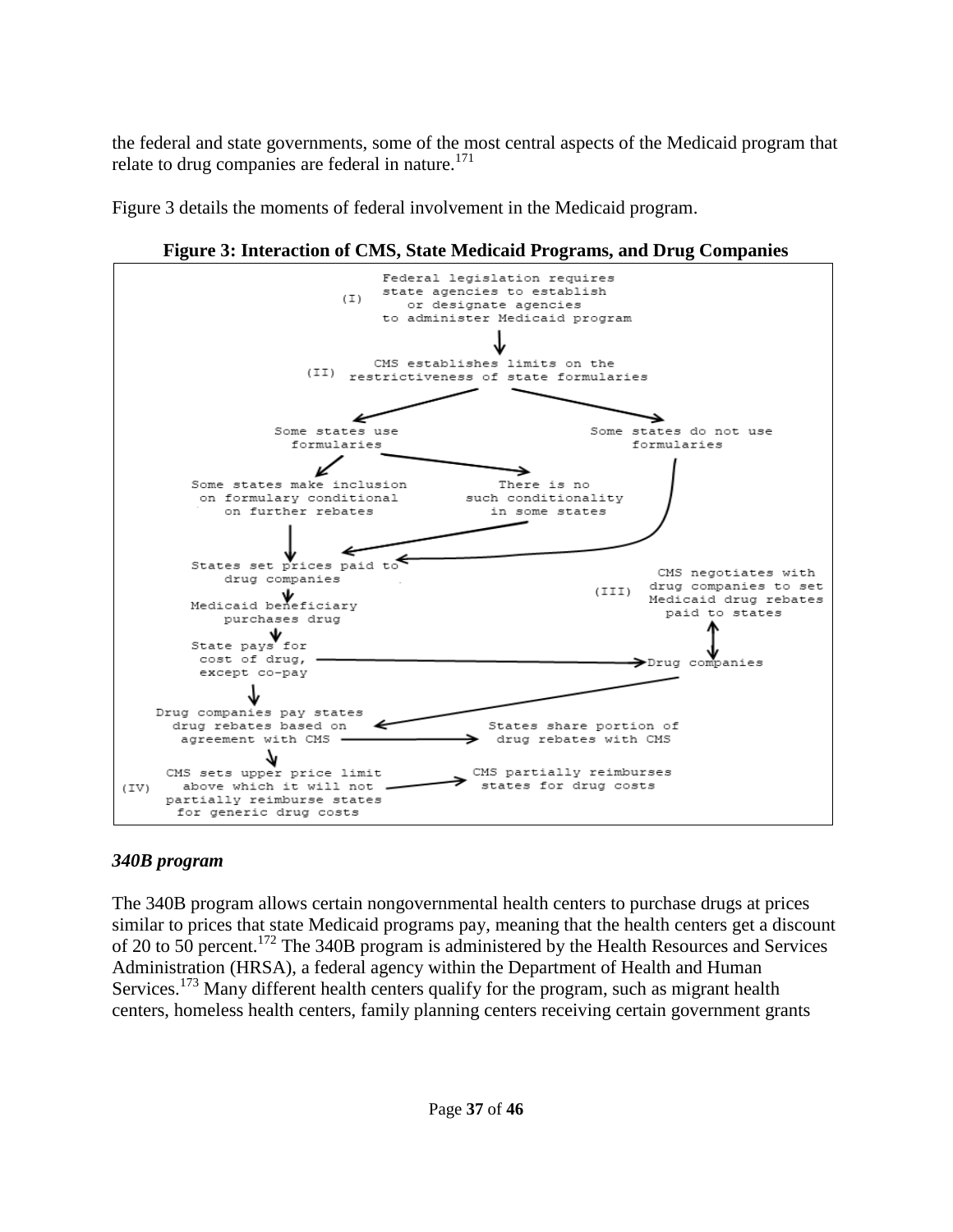the federal and state governments, some of the most central aspects of the Medicaid program that relate to drug companies are federal in nature.[171]

Figure 3 details the moments of federal involvement in the Medicaid program.

**Figure 3: Interaction of CMS, State Medicaid Programs, and Drug Companies**

```
(I)   Federal legislation requires state agencies to establish or designate agencies
      to administer Medicaid program
        ↓
(II)  CMS establishes limits on the restrictiveness of state formularies
        ↙                                   ↘
Some states use formularies            Some states do not use formularies
   ↙                    ↘                         |
Some states make inclusion      There is no       |
on formulary conditional        such conditionality
on further rebates              in some states    |
   ↓                    ↙                         ↓
States set prices paid to drug companies  ←────────┘
   ↓                                        (III) CMS negotiates with drug companies
Medicaid beneficiary purchases drug               to set Medicaid drug rebates paid to states
   ↓                                                        ↕
State pays for cost of drug, except co-pay  ──────────→  Drug companies
   ↓                                                        |
Drug companies pay states drug rebates  ←───────────────────┘
based on agreement with CMS  ──────────→  States share portion of drug rebates with CMS
   ↓
(IV) CMS sets upper price limit above which it will not partially reimburse states
     for generic drug costs  ──────────→  CMS partially reimburses states for drug costs
```

### *340B program*

The 340B program allows certain nongovernmental health centers to purchase drugs at prices similar to prices that state Medicaid programs pay, meaning that the health centers get a discount of 20 to 50 percent.[172] The 340B program is administered by the Health Resources and Services Administration (HRSA), a federal agency within the Department of Health and Human Services.[173] Many different health centers qualify for the program, such as migrant health centers, homeless health centers, family planning centers receiving certain government grants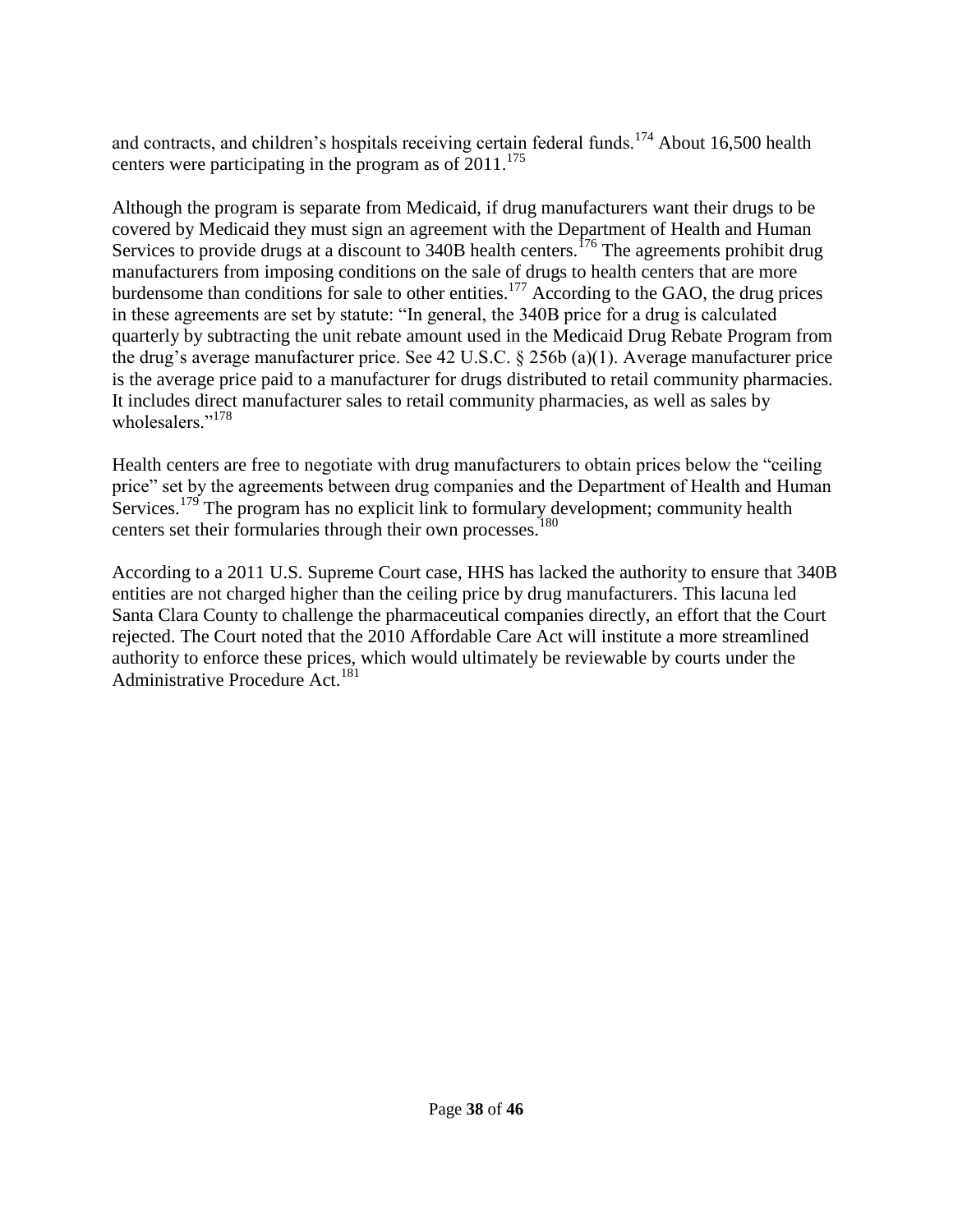and contracts, and children's hospitals receiving certain federal funds.[174] About 16,500 health centers were participating in the program as of 2011.[175]

Although the program is separate from Medicaid, if drug manufacturers want their drugs to be covered by Medicaid they must sign an agreement with the Department of Health and Human Services to provide drugs at a discount to 340B health centers.[176] The agreements prohibit drug manufacturers from imposing conditions on the sale of drugs to health centers that are more burdensome than conditions for sale to other entities.[177] According to the GAO, the drug prices in these agreements are set by statute: "In general, the 340B price for a drug is calculated quarterly by subtracting the unit rebate amount used in the Medicaid Drug Rebate Program from the drug's average manufacturer price. See 42 U.S.C. § 256b (a)(1). Average manufacturer price is the average price paid to a manufacturer for drugs distributed to retail community pharmacies. It includes direct manufacturer sales to retail community pharmacies, as well as sales by wholesalers."[178]

Health centers are free to negotiate with drug manufacturers to obtain prices below the "ceiling price" set by the agreements between drug companies and the Department of Health and Human Services.[179] The program has no explicit link to formulary development; community health centers set their formularies through their own processes.[180]

According to a 2011 U.S. Supreme Court case, HHS has lacked the authority to ensure that 340B entities are not charged higher than the ceiling price by drug manufacturers. This lacuna led Santa Clara County to challenge the pharmaceutical companies directly, an effort that the Court rejected. The Court noted that the 2010 Affordable Care Act will institute a more streamlined authority to enforce these prices, which would ultimately be reviewable by courts under the Administrative Procedure Act.[181]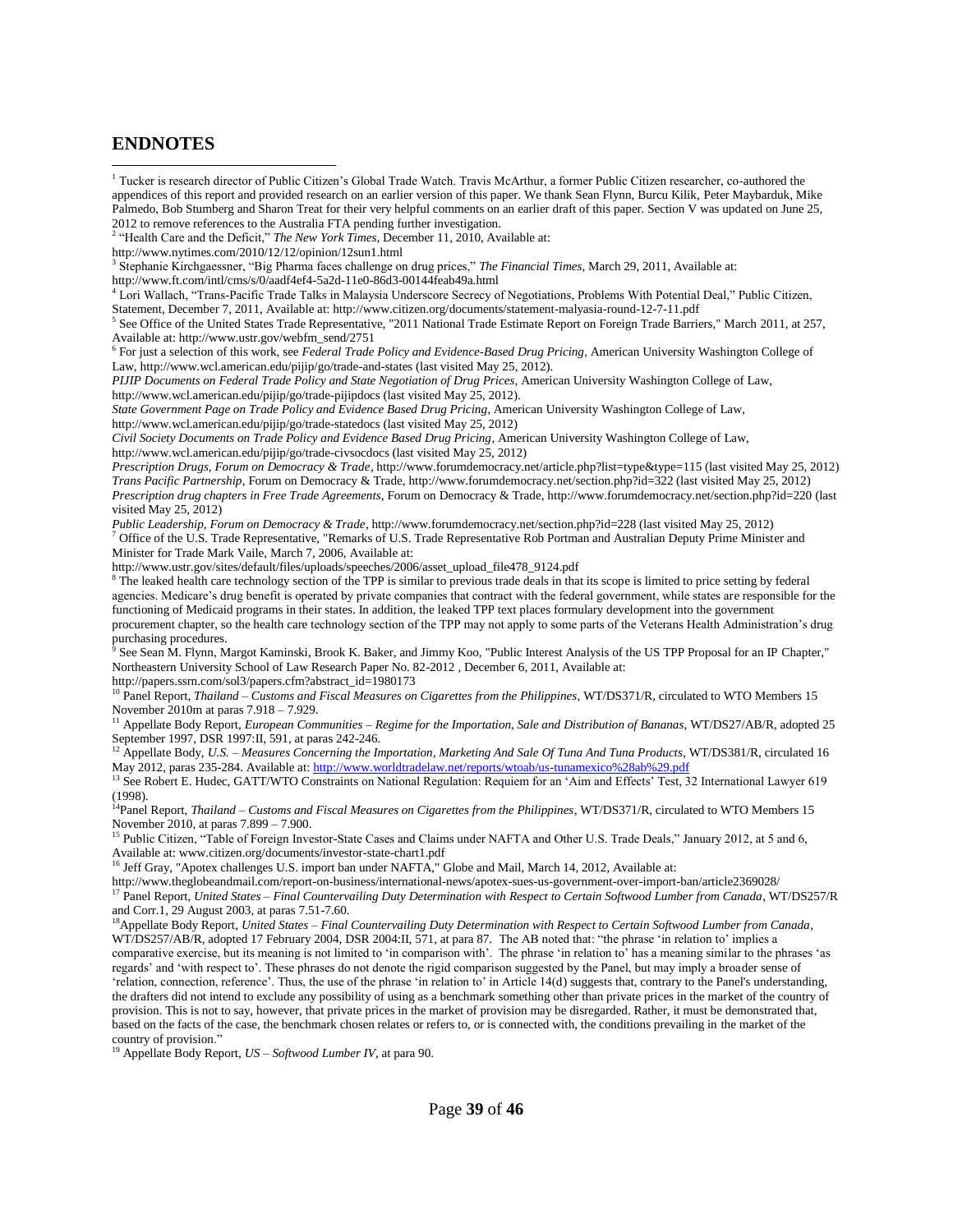## ENDNOTES

[1] Tucker is research director of Public Citizen's Global Trade Watch. Travis McArthur, a former Public Citizen researcher, co-authored the appendices of this report and provided research on an earlier version of this paper. We thank Sean Flynn, Burcu Kilik, Peter Maybarduk, Mike Palmedo, Bob Stumberg and Sharon Treat for their very helpful comments on an earlier draft of this paper. Section V was updated on June 25, 2012 to remove references to the Australia FTA pending further investigation.

[2] "Health Care and the Deficit," *The New York Times*, December 11, 2010, Available at: http://www.nytimes.com/2010/12/12/opinion/12sun1.html

[3] Stephanie Kirchgaessner, "Big Pharma faces challenge on drug prices," *The Financial Times*, March 29, 2011, Available at: http://www.ft.com/intl/cms/s/0/aadf4ef4-5a2d-11e0-86d3-00144feab49a.html

[4] Lori Wallach, "Trans-Pacific Trade Talks in Malaysia Underscore Secrecy of Negotiations, Problems With Potential Deal," Public Citizen, Statement, December 7, 2011, Available at: http://www.citizen.org/documents/statement-malyasia-round-12-7-11.pdf

[5] See Office of the United States Trade Representative, "2011 National Trade Estimate Report on Foreign Trade Barriers," March 2011, at 257, Available at: http://www.ustr.gov/webfm_send/2751

[6] For just a selection of this work, see *Federal Trade Policy and Evidence-Based Drug Pricing*, American University Washington College of Law, http://www.wcl.american.edu/pijip/go/trade-and-states (last visited May 25, 2012).
*PIJIP Documents on Federal Trade Policy and State Negotiation of Drug Prices*, American University Washington College of Law, http://www.wcl.american.edu/pijip/go/trade-pijipdocs (last visited May 25, 2012).
*State Government Page on Trade Policy and Evidence Based Drug Pricing*, American University Washington College of Law, http://www.wcl.american.edu/pijip/go/trade-statedocs (last visited May 25, 2012)
*Civil Society Documents on Trade Policy and Evidence Based Drug Pricing*, American University Washington College of Law, http://www.wcl.american.edu/pijip/go/trade-civsocdocs (last visited May 25, 2012)
*Prescription Drugs, Forum on Democracy & Trade*, http://www.forumdemocracy.net/article.php?list=type&type=115 (last visited May 25, 2012)
*Trans Pacific Partnership*, Forum on Democracy & Trade, http://www.forumdemocracy.net/section.php?id=322 (last visited May 25, 2012)
*Prescription drug chapters in Free Trade Agreements*, Forum on Democracy & Trade, http://www.forumdemocracy.net/section.php?id=220 (last visited May 25, 2012)
*Public Leadership, Forum on Democracy & Trade*, http://www.forumdemocracy.net/section.php?id=228 (last visited May 25, 2012)

[7] Office of the U.S. Trade Representative, "Remarks of U.S. Trade Representative Rob Portman and Australian Deputy Prime Minister and Minister for Trade Mark Vaile, March 7, 2006, Available at: http://www.ustr.gov/sites/default/files/uploads/speeches/2006/asset_upload_file478_9124.pdf

[8] The leaked health care technology section of the TPP is similar to previous trade deals in that its scope is limited to price setting by federal agencies. Medicare's drug benefit is operated by private companies that contract with the federal government, while states are responsible for the functioning of Medicaid programs in their states. In addition, the leaked TPP text places formulary development into the government procurement chapter, so the health care technology section of the TPP may not apply to some parts of the Veterans Health Administration's drug purchasing procedures.

[9] See Sean M. Flynn, Margot Kaminski, Brook K. Baker, and Jimmy Koo, "Public Interest Analysis of the US TPP Proposal for an IP Chapter," Northeastern University School of Law Research Paper No. 82-2012 , December 6, 2011, Available at: http://papers.ssrn.com/sol3/papers.cfm?abstract_id=1980173

[10] Panel Report, *Thailand – Customs and Fiscal Measures on Cigarettes from the Philippines*, WT/DS371/R, circulated to WTO Members 15 November 2010m at paras 7.918 – 7.929.

[11] Appellate Body Report, *European Communities – Regime for the Importation, Sale and Distribution of Bananas*, WT/DS27/AB/R, adopted 25 September 1997, DSR 1997:II, 591, at paras 242-246.

[12] Appellate Body, *U.S. – Measures Concerning the Importation, Marketing And Sale Of Tuna And Tuna Products*, WT/DS381/R, circulated 16 May 2012, paras 235-284. Available at: http://www.worldtradelaw.net/reports/wtoab/us-tunamexico%28ab%29.pdf

[13] See Robert E. Hudec, GATT/WTO Constraints on National Regulation: Requiem for an 'Aim and Effects' Test, 32 International Lawyer 619 (1998).

[14] Panel Report, *Thailand – Customs and Fiscal Measures on Cigarettes from the Philippines*, WT/DS371/R, circulated to WTO Members 15 November 2010, at paras 7.899 – 7.900.

[15] Public Citizen, "Table of Foreign Investor-State Cases and Claims under NAFTA and Other U.S. Trade Deals," January 2012, at 5 and 6, Available at: www.citizen.org/documents/investor-state-chart1.pdf

[16] Jeff Gray, "Apotex challenges U.S. import ban under NAFTA," Globe and Mail, March 14, 2012, Available at: http://www.theglobeandmail.com/report-on-business/international-news/apotex-sues-us-government-over-import-ban/article2369028/

[17] Panel Report, *United States – Final Countervailing Duty Determination with Respect to Certain Softwood Lumber from Canada*, WT/DS257/R and Corr.1, 29 August 2003, at paras 7.51-7.60.

[18] Appellate Body Report, *United States – Final Countervailing Duty Determination with Respect to Certain Softwood Lumber from Canada*, WT/DS257/AB/R, adopted 17 February 2004, DSR 2004:II, 571, at para 87. The AB noted that: "the phrase 'in relation to' implies a comparative exercise, but its meaning is not limited to 'in comparison with'. The phrase 'in relation to' has a meaning similar to the phrases 'as regards' and 'with respect to'. These phrases do not denote the rigid comparison suggested by the Panel, but may imply a broader sense of 'relation, connection, reference'. Thus, the use of the phrase 'in relation to' in Article 14(d) suggests that, contrary to the Panel's understanding, the drafters did not intend to exclude any possibility of using as a benchmark something other than private prices in the market of the country of provision. This is not to say, however, that private prices in the market of provision may be disregarded. Rather, it must be demonstrated that, based on the facts of the case, the benchmark chosen relates or refers to, or is connected with, the conditions prevailing in the market of the country of provision."

[19] Appellate Body Report, *US – Softwood Lumber IV*, at para 90.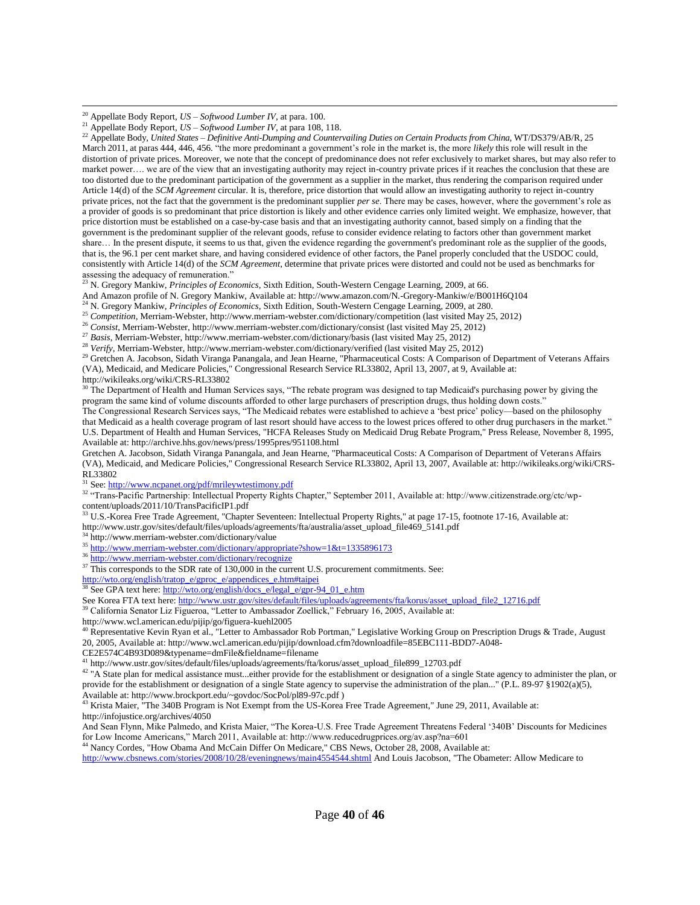[20] Appellate Body Report, *US – Softwood Lumber IV*, at para. 100.

[21] Appellate Body Report, *US – Softwood Lumber IV*, at para 108, 118.

[22] Appellate Body, *United States – Definitive Anti-Dumping and Countervailing Duties on Certain Products from China*, WT/DS379/AB/R, 25 March 2011, at paras 444, 446, 456. "the more predominant a government's role in the market is, the more *likely* this role will result in the distortion of private prices. Moreover, we note that the concept of predominance does not refer exclusively to market shares, but may also refer to market power…. we are of the view that an investigating authority may reject in-country private prices if it reaches the conclusion that these are too distorted due to the predominant participation of the government as a supplier in the market, thus rendering the comparison required under Article 14(d) of the *SCM Agreement* circular. It is, therefore, price distortion that would allow an investigating authority to reject in-country private prices, not the fact that the government is the predominant supplier *per se*. There may be cases, however, where the government's role as a provider of goods is so predominant that price distortion is likely and other evidence carries only limited weight. We emphasize, however, that price distortion must be established on a case-by-case basis and that an investigating authority cannot, based simply on a finding that the government is the predominant supplier of the relevant goods, refuse to consider evidence relating to factors other than government market share… In the present dispute, it seems to us that, given the evidence regarding the government's predominant role as the supplier of the goods, that is, the 96.1 per cent market share, and having considered evidence of other factors, the Panel properly concluded that the USDOC could, consistently with Article 14(d) of the *SCM Agreement*, determine that private prices were distorted and could not be used as benchmarks for assessing the adequacy of remuneration."

[23] N. Gregory Mankiw, *Principles of Economics*, Sixth Edition, South-Western Cengage Learning, 2009, at 66.
And Amazon profile of N. Gregory Mankiw, Available at: http://www.amazon.com/N.-Gregory-Mankiw/e/B001H6Q104

[24] N. Gregory Mankiw, *Principles of Economics*, Sixth Edition, South-Western Cengage Learning, 2009, at 280.

[25] *Competition*, Merriam-Webster, http://www.merriam-webster.com/dictionary/competition (last visited May 25, 2012)

[26] *Consist*, Merriam-Webster, http://www.merriam-webster.com/dictionary/consist (last visited May 25, 2012)

[27] *Basis*, Merriam-Webster, http://www.merriam-webster.com/dictionary/basis (last visited May 25, 2012)

[28] *Verify*, Merriam-Webster, http://www.merriam-webster.com/dictionary/verified (last visited May 25, 2012)

[29] Gretchen A. Jacobson, Sidath Viranga Panangala, and Jean Hearne, "Pharmaceutical Costs: A Comparison of Department of Veterans Affairs (VA), Medicaid, and Medicare Policies," Congressional Research Service RL33802, April 13, 2007, at 9, Available at: http://wikileaks.org/wiki/CRS-RL33802

[30] The Department of Health and Human Services says, "The rebate program was designed to tap Medicaid's purchasing power by giving the program the same kind of volume discounts afforded to other large purchasers of prescription drugs, thus holding down costs."
The Congressional Research Services says, "The Medicaid rebates were established to achieve a 'best price' policy—based on the philosophy that Medicaid as a health coverage program of last resort should have access to the lowest prices offered to other drug purchasers in the market." U.S. Department of Health and Human Services, "HCFA Releases Study on Medicaid Drug Rebate Program," Press Release, November 8, 1995, Available at: http://archive.hhs.gov/news/press/1995pres/951108.html
Gretchen A. Jacobson, Sidath Viranga Panangala, and Jean Hearne, "Pharmaceutical Costs: A Comparison of Department of Veterans Affairs (VA), Medicaid, and Medicare Policies," Congressional Research Service RL33802, April 13, 2007, Available at: http://wikileaks.org/wiki/CRS-RL33802

[31] See: http://www.ncpanet.org/pdf/mrileywtestimony.pdf

[32] "Trans-Pacific Partnership: Intellectual Property Rights Chapter," September 2011, Available at: http://www.citizenstrade.org/ctc/wp-content/uploads/2011/10/TransPacificIP1.pdf

[33] U.S.-Korea Free Trade Agreement, "Chapter Seventeen: Intellectual Property Rights," at page 17-15, footnote 17-16, Available at: http://www.ustr.gov/sites/default/files/uploads/agreements/fta/australia/asset_upload_file469_5141.pdf

[34] http://www.merriam-webster.com/dictionary/value

[35] http://www.merriam-webster.com/dictionary/appropriate?show=1&t=1335896173

[36] http://www.merriam-webster.com/dictionary/recognize

[37] This corresponds to the SDR rate of 130,000 in the current U.S. procurement commitments. See: http://wto.org/english/tratop_e/gproc_e/appendices_e.htm#taipei

[38] See GPA text here: http://wto.org/english/docs_e/legal_e/gpr-94_01_e.htm
See Korea FTA text here: http://www.ustr.gov/sites/default/files/uploads/agreements/fta/korus/asset_upload_file2_12716.pdf

[39] California Senator Liz Figueroa, "Letter to Ambassador Zoellick," February 16, 2005, Available at: http://www.wcl.american.edu/pijip/go/figuera-kuehl2005

[40] Representative Kevin Ryan et al., "Letter to Ambassador Rob Portman," Legislative Working Group on Prescription Drugs & Trade, August 20, 2005, Available at: http://www.wcl.american.edu/pijip/download.cfm?downloadfile=85EBC111-BDD7-A048-CE2E574C4B93D089&typename=dmFile&fieldname=filename

[41] http://www.ustr.gov/sites/default/files/uploads/agreements/fta/korus/asset_upload_file899_12703.pdf

[42] "A State plan for medical assistance must...either provide for the establishment or designation of a single State agency to administer the plan, or provide for the establishment or designation of a single State agency to supervise the administration of the plan..." (P.L. 89-97 §1902(a)(5), Available at: http://www.brockport.edu/~govdoc/SocPol/pl89-97c.pdf )

[43] Krista Maier, "The 340B Program is Not Exempt from the US-Korea Free Trade Agreement," June 29, 2011, Available at: http://infojustice.org/archives/4050
And Sean Flynn, Mike Palmedo, and Krista Maier, "The Korea-U.S. Free Trade Agreement Threatens Federal '340B' Discounts for Medicines for Low Income Americans," March 2011, Available at: http://www.reducedrugprices.org/av.asp?na=601

[44] Nancy Cordes, "How Obama And McCain Differ On Medicare," CBS News, October 28, 2008, Available at: http://www.cbsnews.com/stories/2008/10/28/eveningnews/main4554544.shtml And Louis Jacobson, "The Obameter: Allow Medicare to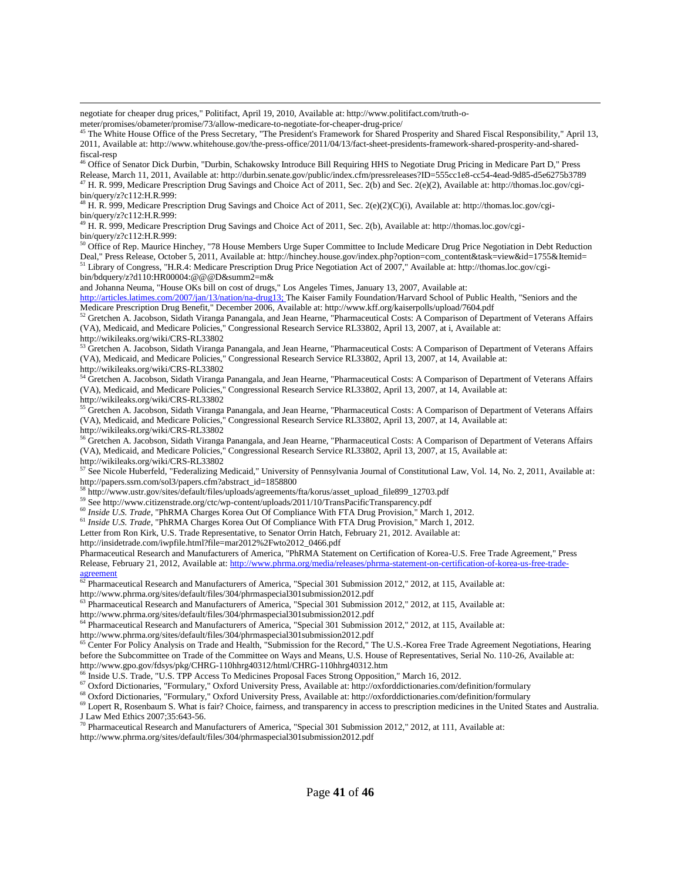negotiate for cheaper drug prices," Politifact, April 19, 2010, Available at: http://www.politifact.com/truth-o-meter/promises/obameter/promise/73/allow-medicare-to-negotiate-for-cheaper-drug-price/

[45] The White House Office of the Press Secretary, "The President's Framework for Shared Prosperity and Shared Fiscal Responsibility," April 13, 2011, Available at: http://www.whitehouse.gov/the-press-office/2011/04/13/fact-sheet-presidents-framework-shared-prosperity-and-shared-fiscal-resp

[46] Office of Senator Dick Durbin, "Durbin, Schakowsky Introduce Bill Requiring HHS to Negotiate Drug Pricing in Medicare Part D," Press Release, March 11, 2011, Available at: http://durbin.senate.gov/public/index.cfm/pressreleases?ID=555cc1e8-cc54-4ead-9d85-d5e6275b3789

[47] H. R. 999, Medicare Prescription Drug Savings and Choice Act of 2011, Sec. 2(b) and Sec. 2(e)(2), Available at: http://thomas.loc.gov/cgi-bin/query/z?c112:H.R.999:

[48] H. R. 999, Medicare Prescription Drug Savings and Choice Act of 2011, Sec. 2(e)(2)(C)(i), Available at: http://thomas.loc.gov/cgi-bin/query/z?c112:H.R.999:

[49] H. R. 999, Medicare Prescription Drug Savings and Choice Act of 2011, Sec. 2(b), Available at: http://thomas.loc.gov/cgi-bin/query/z?c112:H.R.999:

[50] Office of Rep. Maurice Hinchey, "78 House Members Urge Super Committee to Include Medicare Drug Price Negotiation in Debt Reduction Deal," Press Release, October 5, 2011, Available at: http://hinchey.house.gov/index.php?option=com_content&task=view&id=1755&Itemid=

[51] Library of Congress, "H.R.4: Medicare Prescription Drug Price Negotiation Act of 2007," Available at: http://thomas.loc.gov/cgi-bin/bdquery/z?d110:HR00004:@@@D&summ2=m&

and Johanna Neuma, "House OKs bill on cost of drugs," Los Angeles Times, January 13, 2007, Available at: http://articles.latimes.com/2007/jan/13/nation/na-drug13; The Kaiser Family Foundation/Harvard School of Public Health, "Seniors and the Medicare Prescription Drug Benefit," December 2006, Available at: http://www.kff.org/kaiserpolls/upload/7604.pdf

[52] Gretchen A. Jacobson, Sidath Viranga Panangala, and Jean Hearne, "Pharmaceutical Costs: A Comparison of Department of Veterans Affairs (VA), Medicaid, and Medicare Policies," Congressional Research Service RL33802, April 13, 2007, at i, Available at: http://wikileaks.org/wiki/CRS-RL33802

[53] Gretchen A. Jacobson, Sidath Viranga Panangala, and Jean Hearne, "Pharmaceutical Costs: A Comparison of Department of Veterans Affairs (VA), Medicaid, and Medicare Policies," Congressional Research Service RL33802, April 13, 2007, at 14, Available at: http://wikileaks.org/wiki/CRS-RL33802

[54] Gretchen A. Jacobson, Sidath Viranga Panangala, and Jean Hearne, "Pharmaceutical Costs: A Comparison of Department of Veterans Affairs (VA), Medicaid, and Medicare Policies," Congressional Research Service RL33802, April 13, 2007, at 14, Available at: http://wikileaks.org/wiki/CRS-RL33802

[55] Gretchen A. Jacobson, Sidath Viranga Panangala, and Jean Hearne, "Pharmaceutical Costs: A Comparison of Department of Veterans Affairs (VA), Medicaid, and Medicare Policies," Congressional Research Service RL33802, April 13, 2007, at 14, Available at: http://wikileaks.org/wiki/CRS-RL33802

[56] Gretchen A. Jacobson, Sidath Viranga Panangala, and Jean Hearne, "Pharmaceutical Costs: A Comparison of Department of Veterans Affairs (VA), Medicaid, and Medicare Policies," Congressional Research Service RL33802, April 13, 2007, at 15, Available at: http://wikileaks.org/wiki/CRS-RL33802

[57] See Nicole Huberfeld, "Federalizing Medicaid," University of Pennsylvania Journal of Constitutional Law, Vol. 14, No. 2, 2011, Available at: http://papers.ssrn.com/sol3/papers.cfm?abstract_id=1858800

[58] http://www.ustr.gov/sites/default/files/uploads/agreements/fta/korus/asset_upload_file899_12703.pdf

[59] See http://www.citizenstrade.org/ctc/wp-content/uploads/2011/10/TransPacificTransparency.pdf

[60] *Inside U.S. Trade*, "PhRMA Charges Korea Out Of Compliance With FTA Drug Provision," March 1, 2012.

[61] *Inside U.S. Trade*, "PhRMA Charges Korea Out Of Compliance With FTA Drug Provision," March 1, 2012.

Letter from Ron Kirk, U.S. Trade Representative, to Senator Orrin Hatch, February 21, 2012. Available at: http://insidetrade.com/iwpfile.html?file=mar2012%2Fwto2012_0466.pdf

Pharmaceutical Research and Manufacturers of America, "PhRMA Statement on Certification of Korea-U.S. Free Trade Agreement," Press Release, February 21, 2012, Available at: http://www.phrma.org/media/releases/phrma-statement-on-certification-of-korea-us-free-trade-agreement

[62] Pharmaceutical Research and Manufacturers of America, "Special 301 Submission 2012," 2012, at 115, Available at: http://www.phrma.org/sites/default/files/304/phrmaspecial301submission2012.pdf

[63] Pharmaceutical Research and Manufacturers of America, "Special 301 Submission 2012," 2012, at 115, Available at: http://www.phrma.org/sites/default/files/304/phrmaspecial301submission2012.pdf

[64] Pharmaceutical Research and Manufacturers of America, "Special 301 Submission 2012," 2012, at 115, Available at: http://www.phrma.org/sites/default/files/304/phrmaspecial301submission2012.pdf

[65] Center For Policy Analysis on Trade and Health, "Submission for the Record," The U.S.-Korea Free Trade Agreement Negotiations, Hearing before the Subcommittee on Trade of the Committee on Ways and Means, U.S. House of Representatives, Serial No. 110-26, Available at: http://www.gpo.gov/fdsys/pkg/CHRG-110hhrg40312/html/CHRG-110hhrg40312.htm

[66] Inside U.S. Trade, "U.S. TPP Access To Medicines Proposal Faces Strong Opposition," March 16, 2012.

[67] Oxford Dictionaries, "Formulary," Oxford University Press, Available at: http://oxforddictionaries.com/definition/formulary

[68] Oxford Dictionaries, "Formulary," Oxford University Press, Available at: http://oxforddictionaries.com/definition/formulary

[69] Lopert R, Rosenbaum S. What is fair? Choice, fairness, and transparency in access to prescription medicines in the United States and Australia. J Law Med Ethics 2007;35:643-56.

[70] Pharmaceutical Research and Manufacturers of America, "Special 301 Submission 2012," 2012, at 111, Available at: http://www.phrma.org/sites/default/files/304/phrmaspecial301submission2012.pdf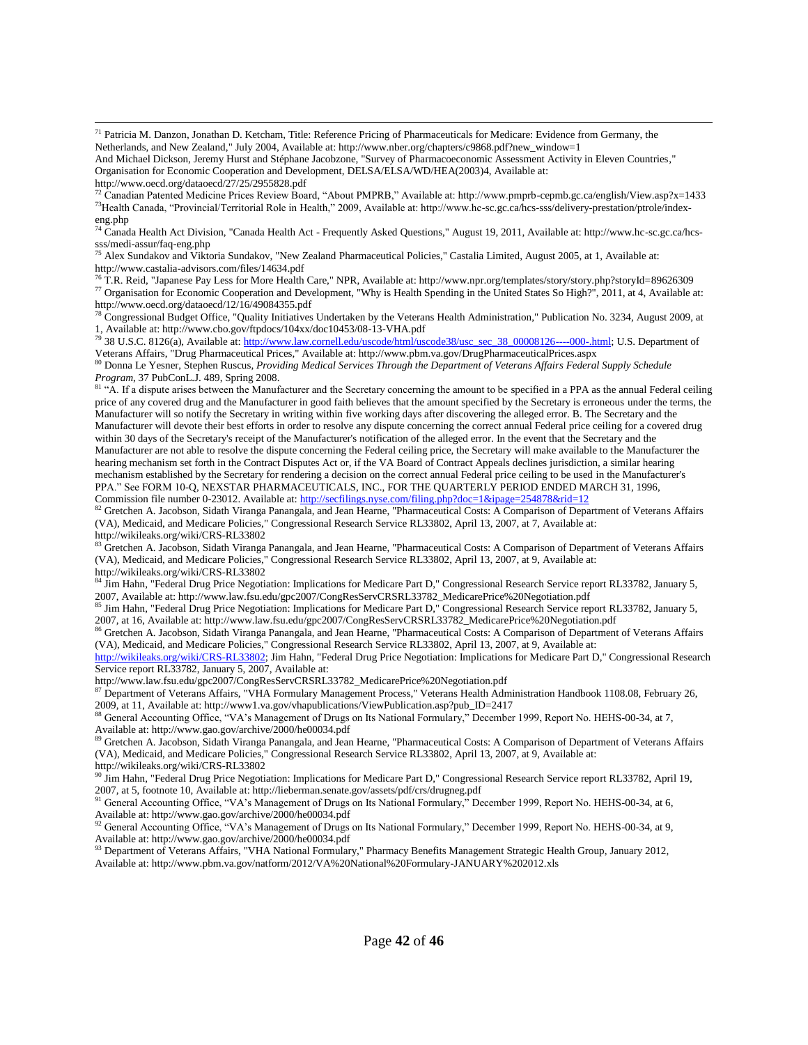[71] Patricia M. Danzon, Jonathan D. Ketcham, Title: Reference Pricing of Pharmaceuticals for Medicare: Evidence from Germany, the Netherlands, and New Zealand," July 2004, Available at: http://www.nber.org/chapters/c9868.pdf?new_window=1
And Michael Dickson, Jeremy Hurst and Stéphane Jacobzone, "Survey of Pharmacoeconomic Assessment Activity in Eleven Countries," Organisation for Economic Cooperation and Development, DELSA/ELSA/WD/HEA(2003)4, Available at: http://www.oecd.org/dataoecd/27/25/2955828.pdf

[72] Canadian Patented Medicine Prices Review Board, "About PMPRB," Available at: http://www.pmprb-cepmb.gc.ca/english/View.asp?x=1433

[73] Health Canada, "Provincial/Territorial Role in Health," 2009, Available at: http://www.hc-sc.gc.ca/hcs-sss/delivery-prestation/ptrole/index-eng.php

[74] Canada Health Act Division, "Canada Health Act - Frequently Asked Questions," August 19, 2011, Available at: http://www.hc-sc.gc.ca/hcs-sss/medi-assur/faq-eng.php

[75] Alex Sundakov and Viktoria Sundakov, "New Zealand Pharmaceutical Policies," Castalia Limited, August 2005, at 1, Available at: http://www.castalia-advisors.com/files/14634.pdf

[76] T.R. Reid, "Japanese Pay Less for More Health Care," NPR, Available at: http://www.npr.org/templates/story/story.php?storyId=89626309

[77] Organisation for Economic Cooperation and Development, "Why is Health Spending in the United States So High?", 2011, at 4, Available at: http://www.oecd.org/dataoecd/12/16/49084355.pdf

[78] Congressional Budget Office, "Quality Initiatives Undertaken by the Veterans Health Administration," Publication No. 3234, August 2009, at 1, Available at: http://www.cbo.gov/ftpdocs/104xx/doc10453/08-13-VHA.pdf

[79] 38 U.S.C. 8126(a), Available at: http://www.law.cornell.edu/uscode/html/uscode38/usc_sec_38_00008126----000-.html; U.S. Department of Veterans Affairs, "Drug Pharmaceutical Prices," Available at: http://www.pbm.va.gov/DrugPharmaceuticalPrices.aspx

[80] Donna Le Yesner, Stephen Ruscus, *Providing Medical Services Through the Department of Veterans Affairs Federal Supply Schedule Program*, 37 PubConL.J. 489, Spring 2008.

[81] "A. If a dispute arises between the Manufacturer and the Secretary concerning the amount to be specified in a PPA as the annual Federal ceiling price of any covered drug and the Manufacturer in good faith believes that the amount specified by the Secretary is erroneous under the terms, the Manufacturer will so notify the Secretary in writing within five working days after discovering the alleged error. B. The Secretary and the Manufacturer will devote their best efforts in order to resolve any dispute concerning the correct annual Federal price ceiling for a covered drug within 30 days of the Secretary's receipt of the Manufacturer's notification of the alleged error. In the event that the Secretary and the Manufacturer are not able to resolve the dispute concerning the Federal ceiling price, the Secretary will make available to the Manufacturer the hearing mechanism set forth in the Contract Disputes Act or, if the VA Board of Contract Appeals declines jurisdiction, a similar hearing mechanism established by the Secretary for rendering a decision on the correct annual Federal price ceiling to be used in the Manufacturer's PPA." See FORM 10-Q, NEXSTAR PHARMACEUTICALS, INC., FOR THE QUARTERLY PERIOD ENDED MARCH 31, 1996, Commission file number 0-23012. Available at: http://secfilings.nyse.com/filing.php?doc=1&ipage=254878&rid=12

[82] Gretchen A. Jacobson, Sidath Viranga Panangala, and Jean Hearne, "Pharmaceutical Costs: A Comparison of Department of Veterans Affairs (VA), Medicaid, and Medicare Policies," Congressional Research Service RL33802, April 13, 2007, at 7, Available at: http://wikileaks.org/wiki/CRS-RL33802

[83] Gretchen A. Jacobson, Sidath Viranga Panangala, and Jean Hearne, "Pharmaceutical Costs: A Comparison of Department of Veterans Affairs (VA), Medicaid, and Medicare Policies," Congressional Research Service RL33802, April 13, 2007, at 9, Available at: http://wikileaks.org/wiki/CRS-RL33802

[84] Jim Hahn, "Federal Drug Price Negotiation: Implications for Medicare Part D," Congressional Research Service report RL33782, January 5, 2007, Available at: http://www.law.fsu.edu/gpc2007/CongResServCRSRL33782_MedicarePrice%20Negotiation.pdf

[85] Jim Hahn, "Federal Drug Price Negotiation: Implications for Medicare Part D," Congressional Research Service report RL33782, January 5, 2007, at 16, Available at: http://www.law.fsu.edu/gpc2007/CongResServCRSRL33782_MedicarePrice%20Negotiation.pdf

[86] Gretchen A. Jacobson, Sidath Viranga Panangala, and Jean Hearne, "Pharmaceutical Costs: A Comparison of Department of Veterans Affairs (VA), Medicaid, and Medicare Policies," Congressional Research Service RL33802, April 13, 2007, at 9, Available at: http://wikileaks.org/wiki/CRS-RL33802; Jim Hahn, "Federal Drug Price Negotiation: Implications for Medicare Part D," Congressional Research Service report RL33782, January 5, 2007, Available at: http://www.law.fsu.edu/gpc2007/CongResServCRSRL33782_MedicarePrice%20Negotiation.pdf

[87] Department of Veterans Affairs, "VHA Formulary Management Process," Veterans Health Administration Handbook 1108.08, February 26, 2009, at 11, Available at: http://www1.va.gov/vhapublications/ViewPublication.asp?pub_ID=2417

[88] General Accounting Office, "VA's Management of Drugs on Its National Formulary," December 1999, Report No. HEHS-00-34, at 7, Available at: http://www.gao.gov/archive/2000/he00034.pdf

[89] Gretchen A. Jacobson, Sidath Viranga Panangala, and Jean Hearne, "Pharmaceutical Costs: A Comparison of Department of Veterans Affairs (VA), Medicaid, and Medicare Policies," Congressional Research Service RL33802, April 13, 2007, at 9, Available at: http://wikileaks.org/wiki/CRS-RL33802

[90] Jim Hahn, "Federal Drug Price Negotiation: Implications for Medicare Part D," Congressional Research Service report RL33782, April 19, 2007, at 5, footnote 10, Available at: http://lieberman.senate.gov/assets/pdf/crs/drugneg.pdf

[91] General Accounting Office, "VA's Management of Drugs on Its National Formulary," December 1999, Report No. HEHS-00-34, at 6, Available at: http://www.gao.gov/archive/2000/he00034.pdf

[92] General Accounting Office, "VA's Management of Drugs on Its National Formulary," December 1999, Report No. HEHS-00-34, at 9, Available at: http://www.gao.gov/archive/2000/he00034.pdf

[93] Department of Veterans Affairs, "VHA National Formulary," Pharmacy Benefits Management Strategic Health Group, January 2012, Available at: http://www.pbm.va.gov/natform/2012/VA%20National%20Formulary-JANUARY%202012.xls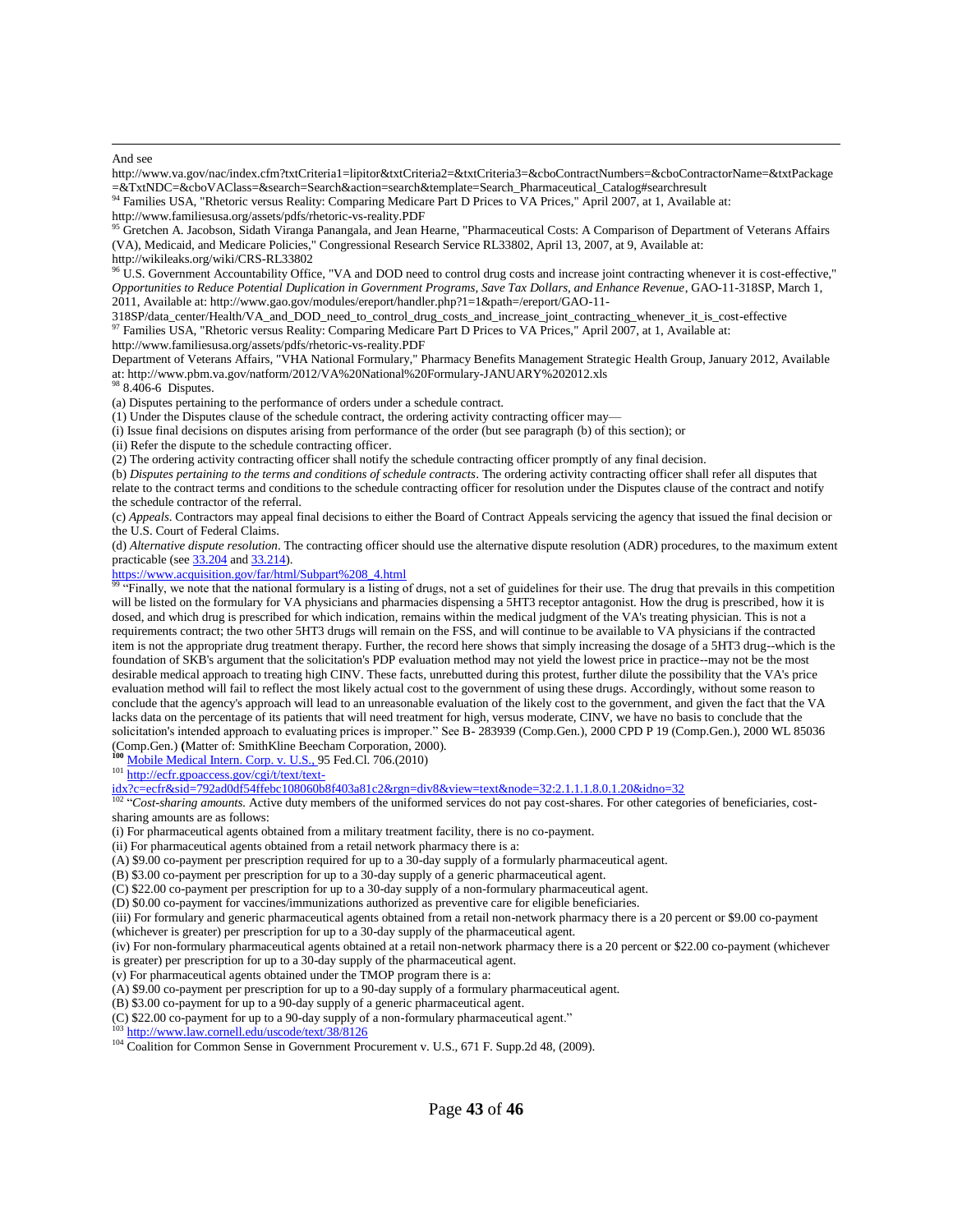And see

http://www.va.gov/nac/index.cfm?txtCriteria1=lipitor&txtCriteria2=&txtCriteria3=&cboContractNumbers=&cboContractorName=&txtPackage=&TxtNDC=&cboVAClass=&search=Search&action=search&template=Search_Pharmaceutical_Catalog#searchresult

[94] Families USA, "Rhetoric versus Reality: Comparing Medicare Part D Prices to VA Prices," April 2007, at 1, Available at: http://www.familiesusa.org/assets/pdfs/rhetoric-vs-reality.PDF

[95] Gretchen A. Jacobson, Sidath Viranga Panangala, and Jean Hearne, "Pharmaceutical Costs: A Comparison of Department of Veterans Affairs (VA), Medicaid, and Medicare Policies," Congressional Research Service RL33802, April 13, 2007, at 9, Available at: http://wikileaks.org/wiki/CRS-RL33802

[96] U.S. Government Accountability Office, "VA and DOD need to control drug costs and increase joint contracting whenever it is cost-effective," *Opportunities to Reduce Potential Duplication in Government Programs, Save Tax Dollars, and Enhance Revenue*, GAO-11-318SP, March 1, 2011, Available at: http://www.gao.gov/modules/ereport/handler.php?1=1&path=/ereport/GAO-11-318SP/data_center/Health/VA_and_DOD_need_to_control_drug_costs_and_increase_joint_contracting_whenever_it_is_cost-effective

[97] Families USA, "Rhetoric versus Reality: Comparing Medicare Part D Prices to VA Prices," April 2007, at 1, Available at: http://www.familiesusa.org/assets/pdfs/rhetoric-vs-reality.PDF

Department of Veterans Affairs, "VHA National Formulary," Pharmacy Benefits Management Strategic Health Group, January 2012, Available at: http://www.pbm.va.gov/natform/2012/VA%20National%20Formulary-JANUARY%202012.xls

[98] 8.406-6 Disputes.

(a) Disputes pertaining to the performance of orders under a schedule contract.

(1) Under the Disputes clause of the schedule contract, the ordering activity contracting officer may—

(i) Issue final decisions on disputes arising from performance of the order (but see paragraph (b) of this section); or

(ii) Refer the dispute to the schedule contracting officer.

(2) The ordering activity contracting officer shall notify the schedule contracting officer promptly of any final decision.

(b) *Disputes pertaining to the terms and conditions of schedule contracts*. The ordering activity contracting officer shall refer all disputes that relate to the contract terms and conditions to the schedule contracting officer for resolution under the Disputes clause of the contract and notify the schedule contractor of the referral.

(c) *Appeals*. Contractors may appeal final decisions to either the Board of Contract Appeals servicing the agency that issued the final decision or the U.S. Court of Federal Claims.

(d) *Alternative dispute resolution*. The contracting officer should use the alternative dispute resolution (ADR) procedures, to the maximum extent practicable (see 33.204 and 33.214).

https://www.acquisition.gov/far/html/Subpart%208_4.html

[99] "Finally, we note that the national formulary is a listing of drugs, not a set of guidelines for their use. The drug that prevails in this competition will be listed on the formulary for VA physicians and pharmacies dispensing a 5HT3 receptor antagonist. How the drug is prescribed, how it is dosed, and which drug is prescribed for which indication, remains within the medical judgment of the VA's treating physician. This is not a requirements contract; the two other 5HT3 drugs will remain on the FSS, and will continue to be available to VA physicians if the contracted item is not the appropriate drug treatment therapy. Further, the record here shows that simply increasing the dosage of a 5HT3 drug--which is the foundation of SKB's argument that the solicitation's PDP evaluation method may not yield the lowest price in practice--may not be the most desirable medical approach to treating high CINV. These facts, unrebutted during this protest, further dilute the possibility that the VA's price evaluation method will fail to reflect the most likely actual cost to the government of using these drugs. Accordingly, without some reason to conclude that the agency's approach will lead to an unreasonable evaluation of the likely cost to the government, and given the fact that the VA lacks data on the percentage of its patients that will need treatment for high, versus moderate, CINV, we have no basis to conclude that the solicitation's intended approach to evaluating prices is improper." See B- 283939 (Comp.Gen.), 2000 CPD P 19 (Comp.Gen.), 2000 WL 85036 (Comp.Gen.) (Matter of: SmithKline Beecham Corporation, 2000).

[100] Mobile Medical Intern. Corp. v. U.S., 95 Fed.Cl. 706.(2010)

[101] http://ecfr.gpoaccess.gov/cgi/t/text/text-idx?c=ecfr&sid=792ad0df54ffebc108060b8f403a81c2&rgn=div8&view=text&node=32:2.1.1.1.8.0.1.20&idno=32

[102] "*Cost-sharing amounts*. Active duty members of the uniformed services do not pay cost-shares. For other categories of beneficiaries, cost-sharing amounts are as follows:

(i) For pharmaceutical agents obtained from a military treatment facility, there is no co-payment.

(ii) For pharmaceutical agents obtained from a retail network pharmacy there is a:

(A) $9.00 co-payment per prescription required for up to a 30-day supply of a formularly pharmaceutical agent.

(B) $3.00 co-payment per prescription for up to a 30-day supply of a generic pharmaceutical agent.

(C) $22.00 co-payment per prescription for up to a 30-day supply of a non-formulary pharmaceutical agent.

(D) $0.00 co-payment for vaccines/immunizations authorized as preventive care for eligible beneficiaries.

(iii) For formulary and generic pharmaceutical agents obtained from a retail non-network pharmacy there is a 20 percent or $9.00 co-payment (whichever is greater) per prescription for up to a 30-day supply of the pharmaceutical agent.

(iv) For non-formulary pharmaceutical agents obtained at a retail non-network pharmacy there is a 20 percent or $22.00 co-payment (whichever is greater) per prescription for up to a 30-day supply of the pharmaceutical agent.

(v) For pharmaceutical agents obtained under the TMOP program there is a:

(A) $9.00 co-payment per prescription for up to a 90-day supply of a formulary pharmaceutical agent.

(B) $3.00 co-payment for up to a 90-day supply of a generic pharmaceutical agent.

(C) $22.00 co-payment for up to a 90-day supply of a non-formulary pharmaceutical agent."

[103] http://www.law.cornell.edu/uscode/text/38/8126

[104] Coalition for Common Sense in Government Procurement v. U.S., 671 F. Supp.2d 48, (2009).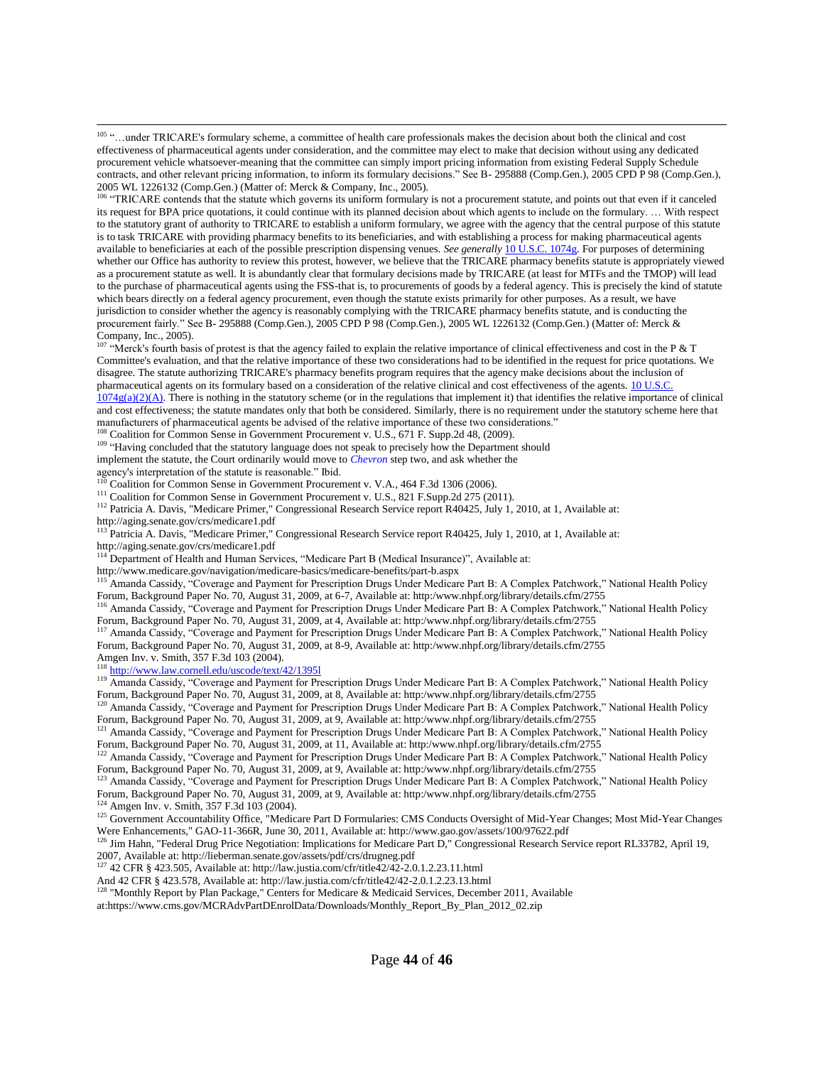[105] "…under TRICARE's formulary scheme, a committee of health care professionals makes the decision about both the clinical and cost effectiveness of pharmaceutical agents under consideration, and the committee may elect to make that decision without using any dedicated procurement vehicle whatsoever-meaning that the committee can simply import pricing information from existing Federal Supply Schedule contracts, and other relevant pricing information, to inform its formulary decisions." See B- 295888 (Comp.Gen.), 2005 CPD P 98 (Comp.Gen.), 2005 WL 1226132 (Comp.Gen.) (Matter of: Merck & Company, Inc., 2005).

[106] "TRICARE contends that the statute which governs its uniform formulary is not a procurement statute, and points out that even if it canceled its request for BPA price quotations, it could continue with its planned decision about which agents to include on the formulary. … With respect to the statutory grant of authority to TRICARE to establish a uniform formulary, we agree with the agency that the central purpose of this statute is to task TRICARE with providing pharmacy benefits to its beneficiaries, and with establishing a process for making pharmaceutical agents available to beneficiaries at each of the possible prescription dispensing venues. *See generally* 10 U.S.C. 1074g. For purposes of determining whether our Office has authority to review this protest, however, we believe that the TRICARE pharmacy benefits statute is appropriately viewed as a procurement statute as well. It is abundantly clear that formulary decisions made by TRICARE (at least for MTFs and the TMOP) will lead to the purchase of pharmaceutical agents using the FSS-that is, to procurements of goods by a federal agency. This is precisely the kind of statute which bears directly on a federal agency procurement, even though the statute exists primarily for other purposes. As a result, we have jurisdiction to consider whether the agency is reasonably complying with the TRICARE pharmacy benefits statute, and is conducting the procurement fairly." See B- 295888 (Comp.Gen.), 2005 CPD P 98 (Comp.Gen.), 2005 WL 1226132 (Comp.Gen.) (Matter of: Merck & Company, Inc., 2005).

[107] "Merck's fourth basis of protest is that the agency failed to explain the relative importance of clinical effectiveness and cost in the P & T Committee's evaluation, and that the relative importance of these two considerations had to be identified in the request for price quotations. We disagree. The statute authorizing TRICARE's pharmacy benefits program requires that the agency make decisions about the inclusion of pharmaceutical agents on its formulary based on a consideration of the relative clinical and cost effectiveness of the agents. 10 U.S.C. 1074g(a)(2)(A). There is nothing in the statutory scheme (or in the regulations that implement it) that identifies the relative importance of clinical and cost effectiveness; the statute mandates only that both be considered. Similarly, there is no requirement under the statutory scheme here that manufacturers of pharmaceutical agents be advised of the relative importance of these two considerations."

[108] Coalition for Common Sense in Government Procurement v. U.S., 671 F. Supp.2d 48, (2009).

[109] "Having concluded that the statutory language does not speak to precisely how the Department should implement the statute, the Court ordinarily would move to *Chevron* step two, and ask whether the agency's interpretation of the statute is reasonable." Ibid.

[110] Coalition for Common Sense in Government Procurement v. V.A., 464 F.3d 1306 (2006).

[111] Coalition for Common Sense in Government Procurement v. U.S., 821 F.Supp.2d 275 (2011).

[112] Patricia A. Davis, "Medicare Primer," Congressional Research Service report R40425, July 1, 2010, at 1, Available at: http://aging.senate.gov/crs/medicare1.pdf

[113] Patricia A. Davis, "Medicare Primer," Congressional Research Service report R40425, July 1, 2010, at 1, Available at: http://aging.senate.gov/crs/medicare1.pdf

[114] Department of Health and Human Services, "Medicare Part B (Medical Insurance)", Available at: http://www.medicare.gov/navigation/medicare-basics/medicare-benefits/part-b.aspx

[115] Amanda Cassidy, "Coverage and Payment for Prescription Drugs Under Medicare Part B: A Complex Patchwork," National Health Policy Forum, Background Paper No. 70, August 31, 2009, at 6-7, Available at: http:/www.nhpf.org/library/details.cfm/2755

[116] Amanda Cassidy, "Coverage and Payment for Prescription Drugs Under Medicare Part B: A Complex Patchwork," National Health Policy Forum, Background Paper No. 70, August 31, 2009, at 4, Available at: http:/www.nhpf.org/library/details.cfm/2755

[117] Amanda Cassidy, "Coverage and Payment for Prescription Drugs Under Medicare Part B: A Complex Patchwork," National Health Policy Forum, Background Paper No. 70, August 31, 2009, at 8-9, Available at: http:/www.nhpf.org/library/details.cfm/2755
Amgen Inv. v. Smith, 357 F.3d 103 (2004).

[118] http://www.law.cornell.edu/uscode/text/42/1395l

[119] Amanda Cassidy, "Coverage and Payment for Prescription Drugs Under Medicare Part B: A Complex Patchwork," National Health Policy Forum, Background Paper No. 70, August 31, 2009, at 8, Available at: http:/www.nhpf.org/library/details.cfm/2755

[120] Amanda Cassidy, "Coverage and Payment for Prescription Drugs Under Medicare Part B: A Complex Patchwork," National Health Policy Forum, Background Paper No. 70, August 31, 2009, at 9, Available at: http:/www.nhpf.org/library/details.cfm/2755

[121] Amanda Cassidy, "Coverage and Payment for Prescription Drugs Under Medicare Part B: A Complex Patchwork," National Health Policy Forum, Background Paper No. 70, August 31, 2009, at 11, Available at: http:/www.nhpf.org/library/details.cfm/2755

[122] Amanda Cassidy, "Coverage and Payment for Prescription Drugs Under Medicare Part B: A Complex Patchwork," National Health Policy Forum, Background Paper No. 70, August 31, 2009, at 9, Available at: http:/www.nhpf.org/library/details.cfm/2755

[123] Amanda Cassidy, "Coverage and Payment for Prescription Drugs Under Medicare Part B: A Complex Patchwork," National Health Policy Forum, Background Paper No. 70, August 31, 2009, at 9, Available at: http:/www.nhpf.org/library/details.cfm/2755

[124] Amgen Inv. v. Smith, 357 F.3d 103 (2004).

[125] Government Accountability Office, "Medicare Part D Formularies: CMS Conducts Oversight of Mid-Year Changes; Most Mid-Year Changes Were Enhancements," GAO-11-366R, June 30, 2011, Available at: http://www.gao.gov/assets/100/97622.pdf

[126] Jim Hahn, "Federal Drug Price Negotiation: Implications for Medicare Part D," Congressional Research Service report RL33782, April 19, 2007, Available at: http://lieberman.senate.gov/assets/pdf/crs/drugneg.pdf

[127] 42 CFR § 423.505, Available at: http://law.justia.com/cfr/title42/42-2.0.1.2.23.11.html
And 42 CFR § 423.578, Available at: http://law.justia.com/cfr/title42/42-2.0.1.2.23.13.html

[128] "Monthly Report by Plan Package," Centers for Medicare & Medicaid Services, December 2011, Available at:https://www.cms.gov/MCRAdvPartDEnrolData/Downloads/Monthly_Report_By_Plan_2012_02.zip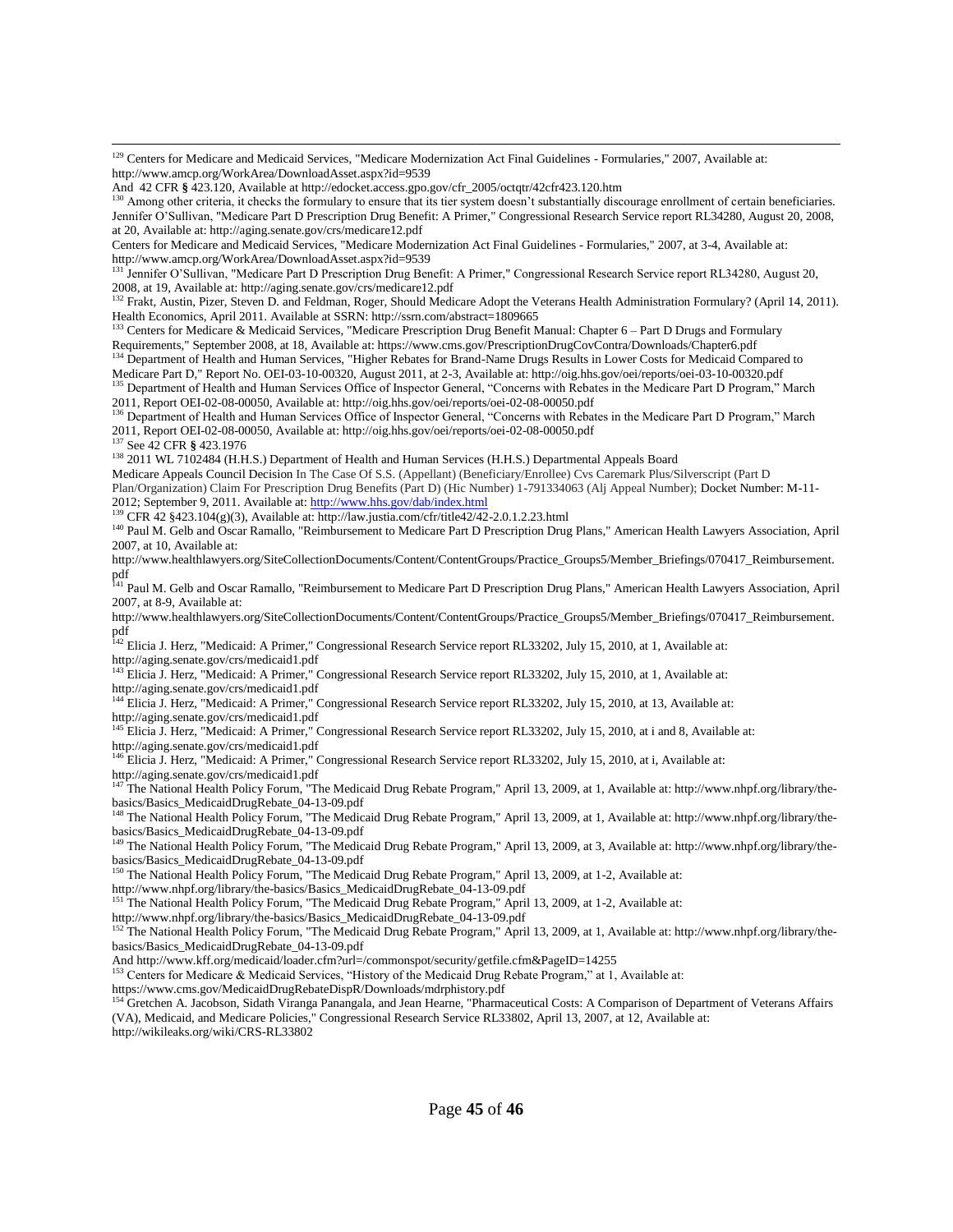[129] Centers for Medicare and Medicaid Services, "Medicare Modernization Act Final Guidelines - Formularies," 2007, Available at: http://www.amcp.org/WorkArea/DownloadAsset.aspx?id=9539

And 42 CFR **§** 423.120, Available at http://edocket.access.gpo.gov/cfr_2005/octqtr/42cfr423.120.htm

[130] Among other criteria, it checks the formulary to ensure that its tier system doesn't substantially discourage enrollment of certain beneficiaries. Jennifer O'Sullivan, "Medicare Part D Prescription Drug Benefit: A Primer," Congressional Research Service report RL34280, August 20, 2008, at 20, Available at: http://aging.senate.gov/crs/medicare12.pdf

Centers for Medicare and Medicaid Services, "Medicare Modernization Act Final Guidelines - Formularies," 2007, at 3-4, Available at: http://www.amcp.org/WorkArea/DownloadAsset.aspx?id=9539

[131] Jennifer O'Sullivan, "Medicare Part D Prescription Drug Benefit: A Primer," Congressional Research Service report RL34280, August 20, 2008, at 19, Available at: http://aging.senate.gov/crs/medicare12.pdf

[132] Frakt, Austin, Pizer, Steven D. and Feldman, Roger, Should Medicare Adopt the Veterans Health Administration Formulary? (April 14, 2011). Health Economics, April 2011. Available at SSRN: http://ssrn.com/abstract=1809665

[133] Centers for Medicare & Medicaid Services, "Medicare Prescription Drug Benefit Manual: Chapter 6 – Part D Drugs and Formulary Requirements," September 2008, at 18, Available at: https://www.cms.gov/PrescriptionDrugCovContra/Downloads/Chapter6.pdf

[134] Department of Health and Human Services, "Higher Rebates for Brand-Name Drugs Results in Lower Costs for Medicaid Compared to Medicare Part D," Report No. OEI-03-10-00320, August 2011, at 2-3, Available at: http://oig.hhs.gov/oei/reports/oei-03-10-00320.pdf

[135] Department of Health and Human Services Office of Inspector General, "Concerns with Rebates in the Medicare Part D Program," March 2011, Report OEI-02-08-00050, Available at: http://oig.hhs.gov/oei/reports/oei-02-08-00050.pdf

[136] Department of Health and Human Services Office of Inspector General, "Concerns with Rebates in the Medicare Part D Program," March 2011, Report OEI-02-08-00050, Available at: http://oig.hhs.gov/oei/reports/oei-02-08-00050.pdf

[137] See 42 CFR **§** 423.1976

[138] 2011 WL 7102484 (H.H.S.) Department of Health and Human Services (H.H.S.) Departmental Appeals Board Medicare Appeals Council Decision In The Case Of S.S. (Appellant) (Beneficiary/Enrollee) Cvs Caremark Plus/Silverscript (Part D Plan/Organization) Claim For Prescription Drug Benefits (Part D) (Hic Number) 1-791334063 (Alj Appeal Number); Docket Number: M-11-2012; September 9, 2011. Available at: http://www.hhs.gov/dab/index.html

[139] CFR 42 §423.104(g)(3), Available at: http://law.justia.com/cfr/title42/42-2.0.1.2.23.html

[140] Paul M. Gelb and Oscar Ramallo, "Reimbursement to Medicare Part D Prescription Drug Plans," American Health Lawyers Association, April 2007, at 10, Available at: http://www.healthlawyers.org/SiteCollectionDocuments/Content/ContentGroups/Practice_Groups5/Member_Briefings/070417_Reimbursement.pdf

[141] Paul M. Gelb and Oscar Ramallo, "Reimbursement to Medicare Part D Prescription Drug Plans," American Health Lawyers Association, April 2007, at 8-9, Available at: http://www.healthlawyers.org/SiteCollectionDocuments/Content/ContentGroups/Practice_Groups5/Member_Briefings/070417_Reimbursement.pdf

[142] Elicia J. Herz, "Medicaid: A Primer," Congressional Research Service report RL33202, July 15, 2010, at 1, Available at: http://aging.senate.gov/crs/medicaid1.pdf

[143] Elicia J. Herz, "Medicaid: A Primer," Congressional Research Service report RL33202, July 15, 2010, at 1, Available at: http://aging.senate.gov/crs/medicaid1.pdf

[144] Elicia J. Herz, "Medicaid: A Primer," Congressional Research Service report RL33202, July 15, 2010, at 13, Available at: http://aging.senate.gov/crs/medicaid1.pdf

[145] Elicia J. Herz, "Medicaid: A Primer," Congressional Research Service report RL33202, July 15, 2010, at i and 8, Available at: http://aging.senate.gov/crs/medicaid1.pdf

[146] Elicia J. Herz, "Medicaid: A Primer," Congressional Research Service report RL33202, July 15, 2010, at i, Available at: http://aging.senate.gov/crs/medicaid1.pdf

[147] The National Health Policy Forum, "The Medicaid Drug Rebate Program," April 13, 2009, at 1, Available at: http://www.nhpf.org/library/the-basics/Basics_MedicaidDrugRebate_04-13-09.pdf

[148] The National Health Policy Forum, "The Medicaid Drug Rebate Program," April 13, 2009, at 1, Available at: http://www.nhpf.org/library/the-basics/Basics_MedicaidDrugRebate_04-13-09.pdf

[149] The National Health Policy Forum, "The Medicaid Drug Rebate Program," April 13, 2009, at 3, Available at: http://www.nhpf.org/library/the-basics/Basics_MedicaidDrugRebate_04-13-09.pdf

[150] The National Health Policy Forum, "The Medicaid Drug Rebate Program," April 13, 2009, at 1-2, Available at: http://www.nhpf.org/library/the-basics/Basics_MedicaidDrugRebate_04-13-09.pdf

[151] The National Health Policy Forum, "The Medicaid Drug Rebate Program," April 13, 2009, at 1-2, Available at: http://www.nhpf.org/library/the-basics/Basics_MedicaidDrugRebate_04-13-09.pdf

[152] The National Health Policy Forum, "The Medicaid Drug Rebate Program," April 13, 2009, at 1, Available at: http://www.nhpf.org/library/the-basics/Basics_MedicaidDrugRebate_04-13-09.pdf

And http://www.kff.org/medicaid/loader.cfm?url=/commonspot/security/getfile.cfm&PageID=14255

[153] Centers for Medicare & Medicaid Services, "History of the Medicaid Drug Rebate Program," at 1, Available at: https://www.cms.gov/MedicaidDrugRebateDispR/Downloads/mdrphistory.pdf

[154] Gretchen A. Jacobson, Sidath Viranga Panangala, and Jean Hearne, "Pharmaceutical Costs: A Comparison of Department of Veterans Affairs (VA), Medicaid, and Medicare Policies," Congressional Research Service RL33802, April 13, 2007, at 12, Available at: http://wikileaks.org/wiki/CRS-RL33802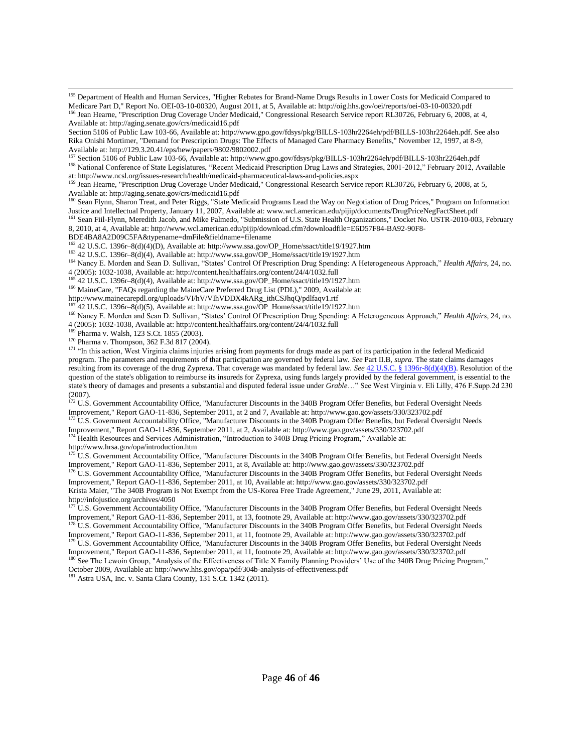[155] Department of Health and Human Services, "Higher Rebates for Brand-Name Drugs Results in Lower Costs for Medicaid Compared to Medicare Part D," Report No. OEI-03-10-00320, August 2011, at 5, Available at: http://oig.hhs.gov/oei/reports/oei-03-10-00320.pdf

[156] Jean Hearne, "Prescription Drug Coverage Under Medicaid," Congressional Research Service report RL30726, February 6, 2008, at 4, Available at: http://aging.senate.gov/crs/medicaid16.pdf

Section 5106 of Public Law 103-66, Available at: http://www.gpo.gov/fdsys/pkg/BILLS-103hr2264eh/pdf/BILLS-103hr2264eh.pdf. See also Rika Onishi Mortimer, "Demand for Prescription Drugs: The Effects of Managed Care Pharmacy Benefits," November 12, 1997, at 8-9, Available at: http://129.3.20.41/eps/hew/papers/9802/9802002.pdf

[157] Section 5106 of Public Law 103-66, Available at: http://www.gpo.gov/fdsys/pkg/BILLS-103hr2264eh/pdf/BILLS-103hr2264eh.pdf

[158] National Conference of State Legislatures, "Recent Medicaid Prescription Drug Laws and Strategies, 2001-2012," February 2012, Available at: http://www.ncsl.org/issues-research/health/medicaid-pharmaceutical-laws-and-policies.aspx

[159] Jean Hearne, "Prescription Drug Coverage Under Medicaid," Congressional Research Service report RL30726, February 6, 2008, at 5, Available at: http://aging.senate.gov/crs/medicaid16.pdf

[160] Sean Flynn, Sharon Treat, and Peter Riggs, "State Medicaid Programs Lead the Way on Negotiation of Drug Prices," Program on Information Justice and Intellectual Property, January 11, 2007, Available at: www.wcl.american.edu/pijip/documents/DrugPriceNegFactSheet.pdf

[161] Sean Fiil-Flynn, Meredith Jacob, and Mike Palmedo, "Submission of U.S. State Health Organizations," Docket No. USTR-2010-003, February 8, 2010, at 4, Available at: http://www.wcl.american.edu/pijip/download.cfm?downloadfile=E6D57F84-BA92-90F8-BDE4BA8A2D09C5FA&typename=dmFile&fieldname=filename

[162] 42 U.S.C. 1396r–8(d)(4)(D), Available at: http://www.ssa.gov/OP_Home/ssact/title19/1927.htm

[163] 42 U.S.C. 1396r–8(d)(4), Available at: http://www.ssa.gov/OP_Home/ssact/title19/1927.htm

[164] Nancy E. Morden and Sean D. Sullivan, "States' Control Of Prescription Drug Spending: A Heterogeneous Approach," *Health Affairs*, 24, no. 4 (2005): 1032-1038, Available at: http://content.healthaffairs.org/content/24/4/1032.full

[165] 42 U.S.C. 1396r–8(d)(4), Available at: http://www.ssa.gov/OP_Home/ssact/title19/1927.htm

[166] MaineCare, "FAQs regarding the MaineCare Preferred Drug List (PDL)," 2009, Available at: http://www.mainecarepdl.org/uploads/VI/hV/VIhVDDX4kARg_ithCSJhqQ/pdlfaqv1.rtf

[167] 42 U.S.C. 1396r–8(d)(5), Available at: http://www.ssa.gov/OP_Home/ssact/title19/1927.htm

[168] Nancy E. Morden and Sean D. Sullivan, "States' Control Of Prescription Drug Spending: A Heterogeneous Approach," *Health Affairs*, 24, no. 4 (2005): 1032-1038, Available at: http://content.healthaffairs.org/content/24/4/1032.full

[169] Pharma v. Walsh, 123 S.Ct. 1855 (2003).

[170] Pharma v. Thompson, 362 F.3d 817 (2004).

[171] "In this action, West Virginia claims injuries arising from payments for drugs made as part of its participation in the federal Medicaid program. The parameters and requirements of that participation are governed by federal law. *See* Part II.B, *supra.* The state claims damages resulting from its coverage of the drug Zyprexa. That coverage was mandated by federal law. *See* 42 U.S.C. § 1396r-8(d)(4)(B). Resolution of the question of the state's obligation to reimburse its insureds for Zyprexa, using funds largely provided by the federal government, is essential to the state's theory of damages and presents a substantial and disputed federal issue under *Grable*…" See West Virginia v. Eli Lilly, 476 F.Supp.2d 230 (2007).

[172] U.S. Government Accountability Office, "Manufacturer Discounts in the 340B Program Offer Benefits, but Federal Oversight Needs Improvement," Report GAO-11-836, September 2011, at 2 and 7, Available at: http://www.gao.gov/assets/330/323702.pdf

[173] U.S. Government Accountability Office, "Manufacturer Discounts in the 340B Program Offer Benefits, but Federal Oversight Needs Improvement," Report GAO-11-836, September 2011, at 2, Available at: http://www.gao.gov/assets/330/323702.pdf

[174] Health Resources and Services Administration, "Introduction to 340B Drug Pricing Program," Available at: http://www.hrsa.gov/opa/introduction.htm

[175] U.S. Government Accountability Office, "Manufacturer Discounts in the 340B Program Offer Benefits, but Federal Oversight Needs Improvement," Report GAO-11-836, September 2011, at 8, Available at: http://www.gao.gov/assets/330/323702.pdf

[176] U.S. Government Accountability Office, "Manufacturer Discounts in the 340B Program Offer Benefits, but Federal Oversight Needs Improvement," Report GAO-11-836, September 2011, at 10, Available at: http://www.gao.gov/assets/330/323702.pdf

Krista Maier, "The 340B Program is Not Exempt from the US-Korea Free Trade Agreement," June 29, 2011, Available at: http://infojustice.org/archives/4050

[177] U.S. Government Accountability Office, "Manufacturer Discounts in the 340B Program Offer Benefits, but Federal Oversight Needs Improvement," Report GAO-11-836, September 2011, at 13, footnote 29, Available at: http://www.gao.gov/assets/330/323702.pdf

[178] U.S. Government Accountability Office, "Manufacturer Discounts in the 340B Program Offer Benefits, but Federal Oversight Needs Improvement," Report GAO-11-836, September 2011, at 11, footnote 29, Available at: http://www.gao.gov/assets/330/323702.pdf

[179] U.S. Government Accountability Office, "Manufacturer Discounts in the 340B Program Offer Benefits, but Federal Oversight Needs Improvement," Report GAO-11-836, September 2011, at 11, footnote 29, Available at: http://www.gao.gov/assets/330/323702.pdf

[180] See The Lewoin Group, "Analysis of the Effectiveness of Title X Family Planning Providers' Use of the 340B Drug Pricing Program," October 2009, Available at: http://www.hhs.gov/opa/pdf/304b-analysis-of-effectiveness.pdf

[181] Astra USA, Inc. v. Santa Clara County, 131 S.Ct. 1342 (2011).